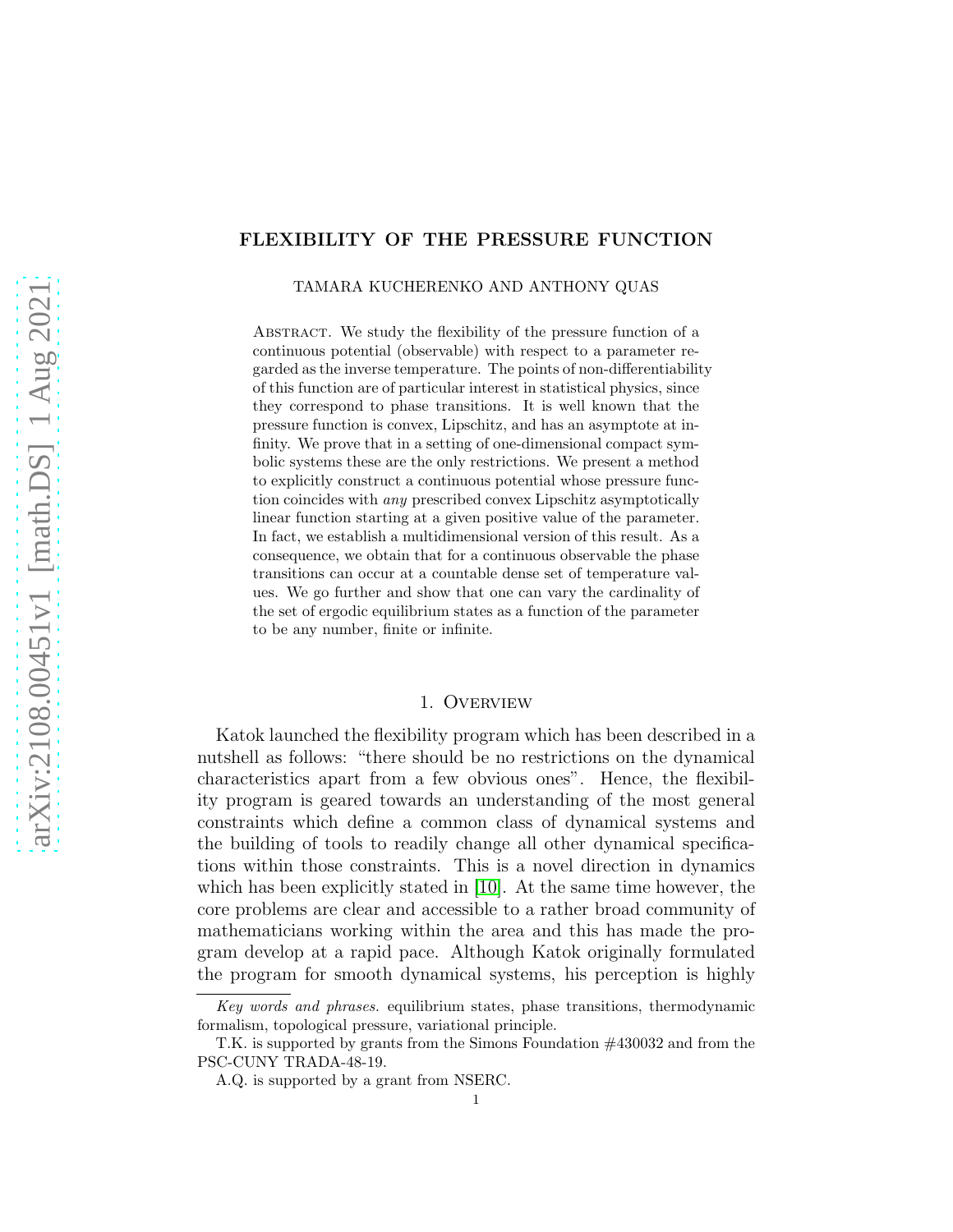# FLEXIBILITY OF THE PRESSURE FUNCTION

TAMARA KUCHERENKO AND ANTHONY QUAS

Abstract. We study the flexibility of the pressure function of a continuous potential (observable) with respect to a parameter regarded as the inverse temperature. The points of non-differentiability of this function are of particular interest in statistical physics, since they correspond to phase transitions. It is well known that the pressure function is convex, Lipschitz, and has an asymptote at infinity. We prove that in a setting of one-dimensional compact symbolic systems these are the only restrictions. We present a method to explicitly construct a continuous potential whose pressure function coincides with *any* prescribed convex Lipschitz asymptotically linear function starting at a given positive value of the parameter. In fact, we establish a multidimensional version of this result. As a consequence, we obtain that for a continuous observable the phase transitions can occur at a countable dense set of temperature values. We go further and show that one can vary the cardinality of the set of ergodic equilibrium states as a function of the parameter to be any number, finite or infinite.

## 1. Overview

Katok launched the flexibility program which has been described in a nutshell as follows: "there should be no restrictions on the dynamical characteristics apart from a few obvious ones". Hence, the flexibility program is geared towards an understanding of the most general constraints which define a common class of dynamical systems and the building of tools to readily change all other dynamical specifications within those constraints. This is a novel direction in dynamics which has been explicitly stated in [10]. At the same time however, the core problems are clear and accessible to a rather broad community of mathematicians working within the area and this has made the program develop at a rapid pace. Although Katok originally formulated the program for smooth dynamical systems, his perception is highly

*Key words and phrases.* equilibrium states, phase transitions, thermodynamic formalism, topological pressure, variational principle.

T.K. is supported by grants from the Simons Foundation #430032 and from the PSC-CUNY TRADA-48-19.

A.Q. is supported by a grant from NSERC.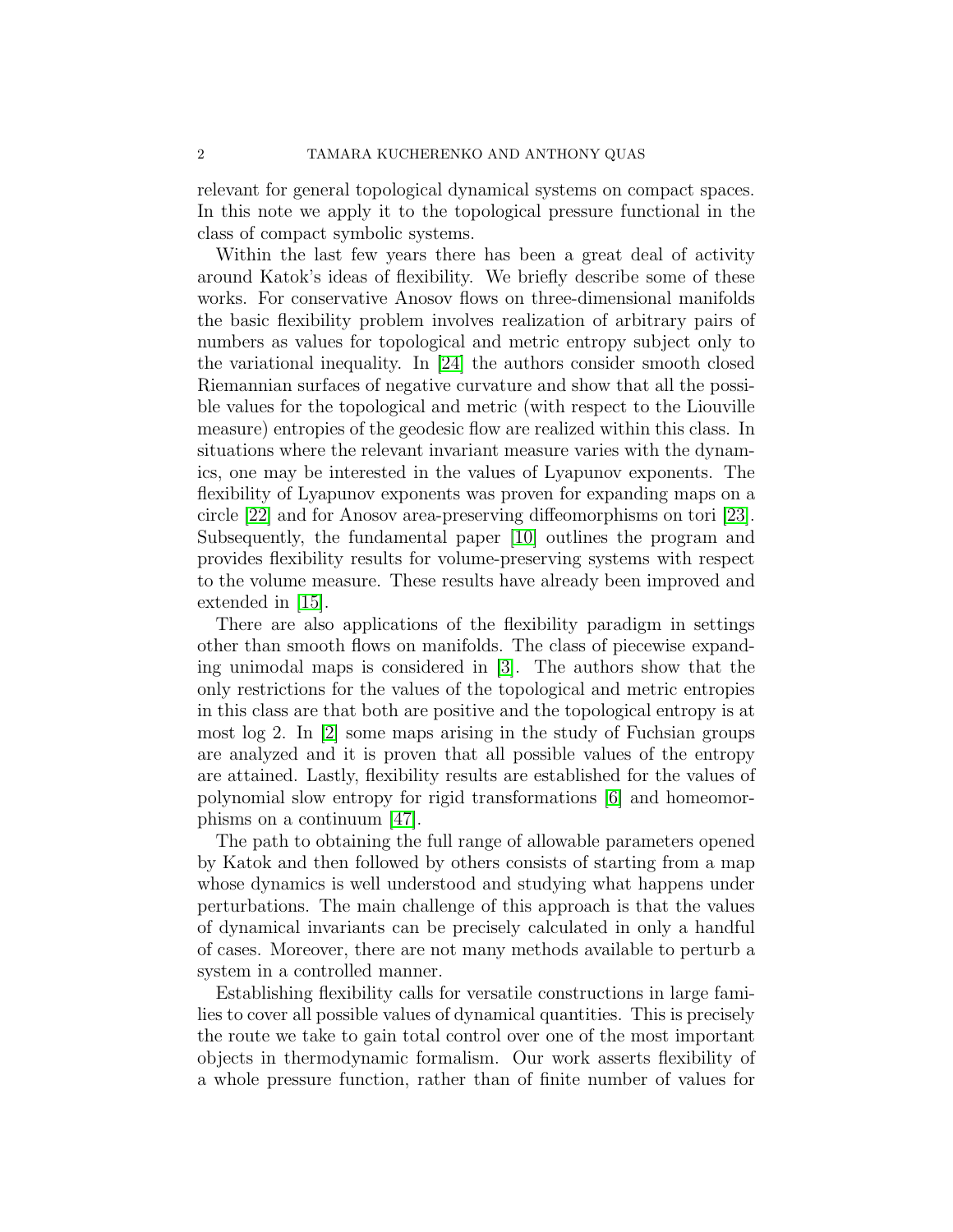relevant for general topological dynamical systems on compact spaces. In this note we apply it to the topological pressure functional in the class of compact symbolic systems.

Within the last few years there has been a great deal of activity around Katok's ideas of flexibility. We briefly describe some of these works. For conservative Anosov flows on three-dimensional manifolds the basic flexibility problem involves realization of arbitrary pairs of numbers as values for topological and metric entropy subject only to the variational inequality. In [24] the authors consider smooth closed Riemannian surfaces of negative curvature and show that all the possible values for the topological and metric (with respect to the Liouville measure) entropies of the geodesic flow are realized within this class. In situations where the relevant invariant measure varies with the dynamics, one may be interested in the values of Lyapunov exponents. The flexibility of Lyapunov exponents was proven for expanding maps on a circle [22] and for Anosov area-preserving diffeomorphisms on tori [23]. Subsequently, the fundamental paper [10] outlines the program and provides flexibility results for volume-preserving systems with respect to the volume measure. These results have already been improved and extended in [15].

There are also applications of the flexibility paradigm in settings other than smooth flows on manifolds. The class of piecewise expanding unimodal maps is considered in [3]. The authors show that the only restrictions for the values of the topological and metric entropies in this class are that both are positive and the topological entropy is at most log 2. In [2] some maps arising in the study of Fuchsian groups are analyzed and it is proven that all possible values of the entropy are attained. Lastly, flexibility results are established for the values of polynomial slow entropy for rigid transformations [6] and homeomorphisms on a continuum [47].

The path to obtaining the full range of allowable parameters opened by Katok and then followed by others consists of starting from a map whose dynamics is well understood and studying what happens under perturbations. The main challenge of this approach is that the values of dynamical invariants can be precisely calculated in only a handful of cases. Moreover, there are not many methods available to perturb a system in a controlled manner.

Establishing flexibility calls for versatile constructions in large families to cover all possible values of dynamical quantities. This is precisely the route we take to gain total control over one of the most important objects in thermodynamic formalism. Our work asserts flexibility of a whole pressure function, rather than of finite number of values for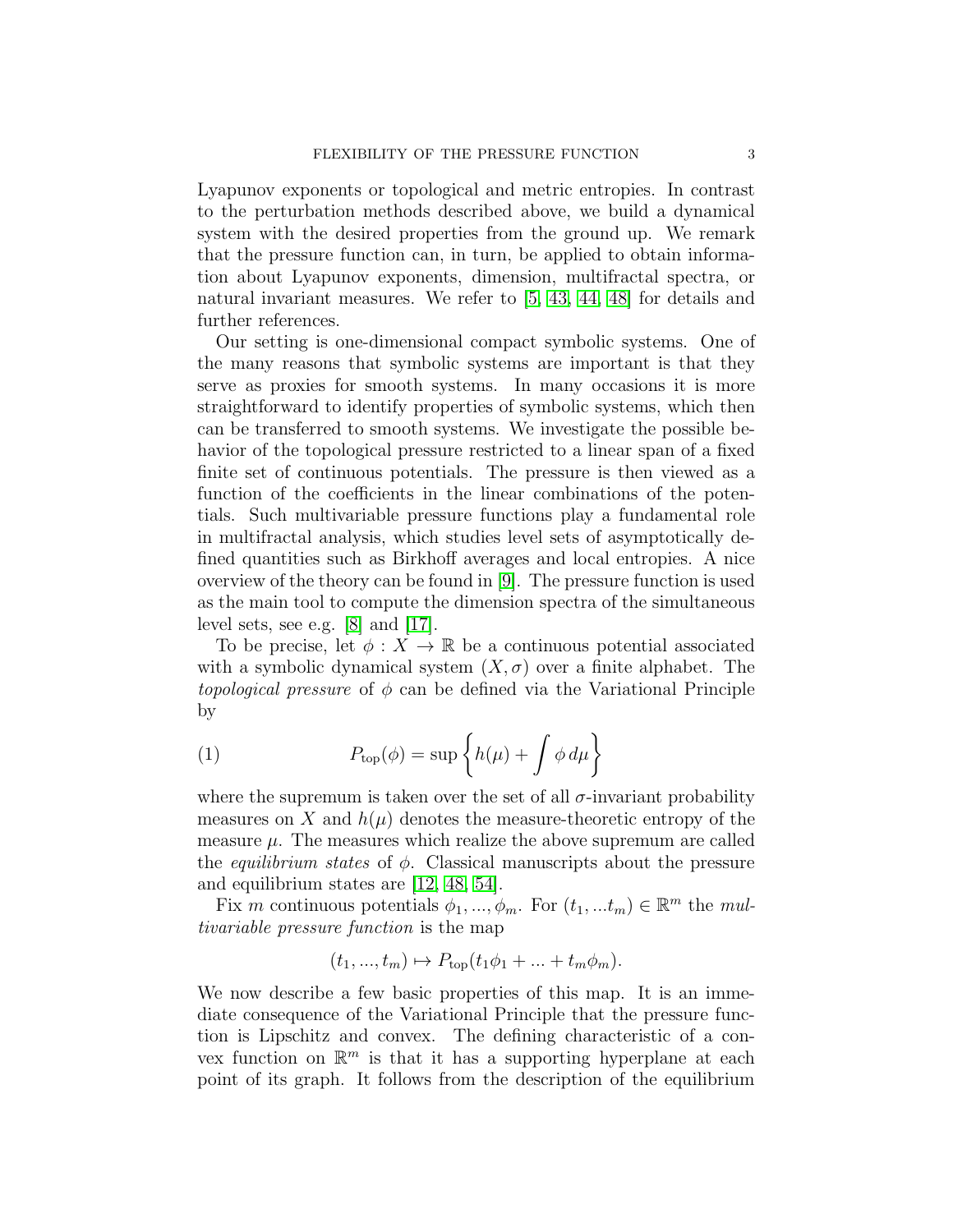Lyapunov exponents or topological and metric entropies. In contrast to the perturbation methods described above, we build a dynamical system with the desired properties from the ground up. We remark that the pressure function can, in turn, be applied to obtain information about Lyapunov exponents, dimension, multifractal spectra, or natural invariant measures. We refer to [5, 43, 44, 48] for details and further references.

Our setting is one-dimensional compact symbolic systems. One of the many reasons that symbolic systems are important is that they serve as proxies for smooth systems. In many occasions it is more straightforward to identify properties of symbolic systems, which then can be transferred to smooth systems. We investigate the possible behavior of the topological pressure restricted to a linear span of a fixed finite set of continuous potentials. The pressure is then viewed as a function of the coefficients in the linear combinations of the potentials. Such multivariable pressure functions play a fundamental role in multifractal analysis, which studies level sets of asymptotically defined quantities such as Birkhoff averages and local entropies. A nice overview of the theory can be found in [9]. The pressure function is used as the main tool to compute the dimension spectra of the simultaneous level sets, see e.g. [8] and [17].

To be precise, let $\phi : X \to \mathbb{R}$ be a continuous potential associated with a symbolic dynamical system $(X, \sigma)$ over a finite alphabet. The *topological pressure* of $\phi$ can be defined via the Variational Principle by

$$P_{\text{top}}(\phi) = \sup \left\{ h(\mu) + \int \phi \, d\mu \right\} \tag{1}$$

where the supremum is taken over the set of all $\sigma$-invariant probability measures on $X$ and $h(\mu)$ denotes the measure-theoretic entropy of the measure $\mu$. The measures which realize the above supremum are called the *equilibrium states* of $\phi$. Classical manuscripts about the pressure and equilibrium states are [12, 48, 54].

Fix $m$ continuous potentials $\phi_1, ..., \phi_m$. For $(t_1, ...t_m) \in \mathbb{R}^m$ the *multivariable pressure function* is the map

$$(t_1, ..., t_m) \mapsto P_{\text{top}}(t_1\phi_1 + ... + t_m\phi_m).$$

We now describe a few basic properties of this map. It is an immediate consequence of the Variational Principle that the pressure function is Lipschitz and convex. The defining characteristic of a convex function on $\mathbb{R}^m$ is that it has a supporting hyperplane at each point of its graph. It follows from the description of the equilibrium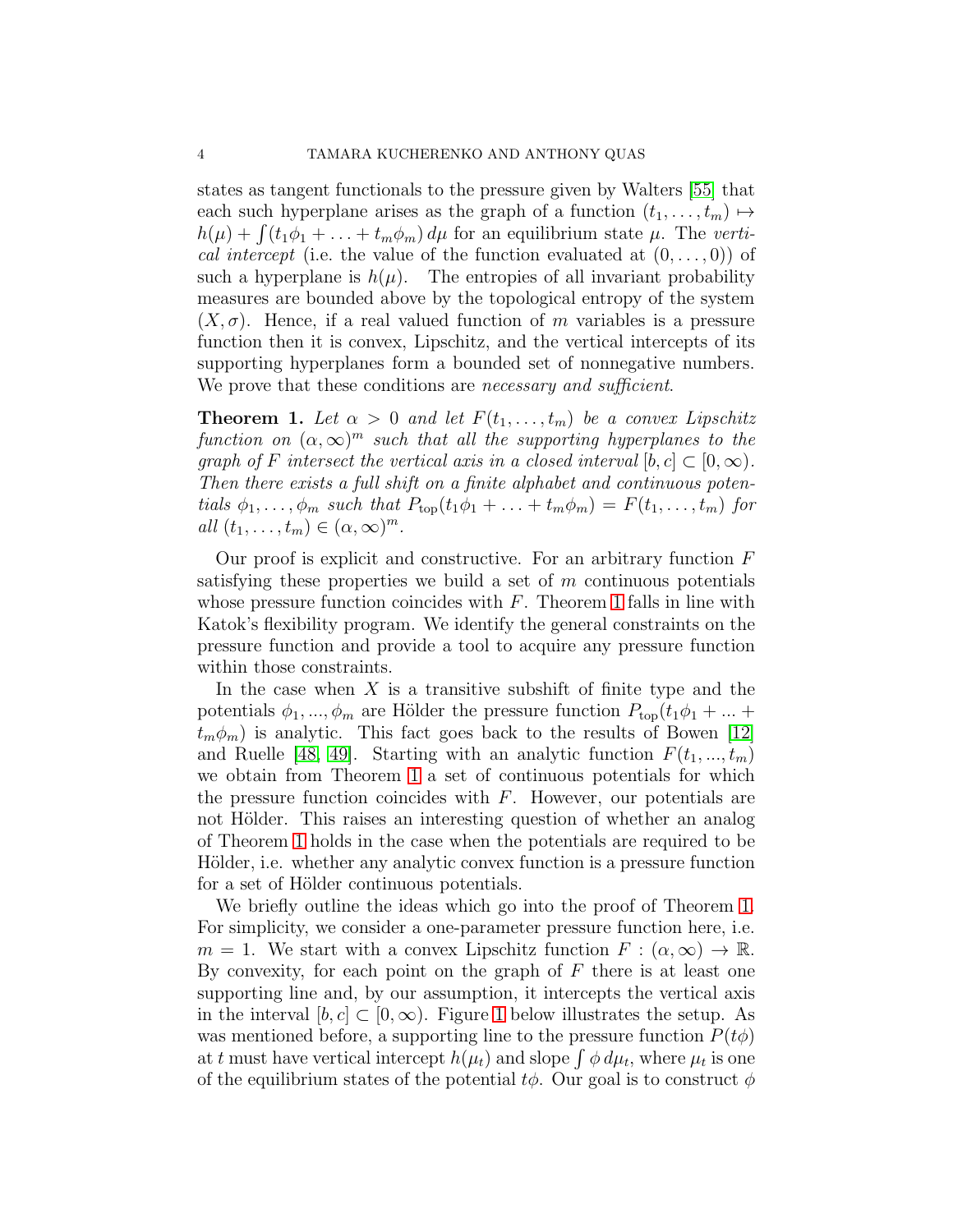states as tangent functionals to the pressure given by Walters [55] that each such hyperplane arises as the graph of a function $(t_1, \ldots, t_m) \mapsto h(\mu) + \int (t_1\phi_1 + \ldots + t_m\phi_m)\, d\mu$ for an equilibrium state $\mu$. The *vertical intercept* (i.e. the value of the function evaluated at $(0, \ldots, 0)$) of such a hyperplane is $h(\mu)$. The entropies of all invariant probability measures are bounded above by the topological entropy of the system $(X, \sigma)$. Hence, if a real valued function of $m$ variables is a pressure function then it is convex, Lipschitz, and the vertical intercepts of its supporting hyperplanes form a bounded set of nonnegative numbers. We prove that these conditions are *necessary and sufficient*.

**Theorem 1.** *Let $\alpha > 0$ and let $F(t_1, \ldots, t_m)$ be a convex Lipschitz function on $(\alpha, \infty)^m$ such that all the supporting hyperplanes to the graph of $F$ intersect the vertical axis in a closed interval $[b, c] \subset [0, \infty)$. Then there exists a full shift on a finite alphabet and continuous potentials $\phi_1, \ldots, \phi_m$ such that $P_{\rm top}(t_1\phi_1 + \ldots + t_m\phi_m) = F(t_1, \ldots, t_m)$ for all $(t_1, \ldots, t_m) \in (\alpha, \infty)^m$.*

Our proof is explicit and constructive. For an arbitrary function $F$ satisfying these properties we build a set of $m$ continuous potentials whose pressure function coincides with $F$. Theorem 1 falls in line with Katok's flexibility program. We identify the general constraints on the pressure function and provide a tool to acquire any pressure function within those constraints.

In the case when $X$ is a transitive subshift of finite type and the potentials $\phi_1, ..., \phi_m$ are Hölder the pressure function $P_{\rm top}(t_1\phi_1 + ... + t_m\phi_m)$ is analytic. This fact goes back to the results of Bowen [12] and Ruelle [48, 49]. Starting with an analytic function $F(t_1, ..., t_m)$ we obtain from Theorem 1 a set of continuous potentials for which the pressure function coincides with $F$. However, our potentials are not Hölder. This raises an interesting question of whether an analog of Theorem 1 holds in the case when the potentials are required to be Hölder, i.e. whether any analytic convex function is a pressure function for a set of Hölder continuous potentials.

We briefly outline the ideas which go into the proof of Theorem 1. For simplicity, we consider a one-parameter pressure function here, i.e. $m = 1$. We start with a convex Lipschitz function $F : (\alpha, \infty) \to \mathbb{R}$. By convexity, for each point on the graph of $F$ there is at least one supporting line and, by our assumption, it intercepts the vertical axis in the interval $[b, c] \subset [0, \infty)$. Figure 1 below illustrates the setup. As was mentioned before, a supporting line to the pressure function $P(t\phi)$ at $t$ must have vertical intercept $h(\mu_t)$ and slope $\int \phi\, d\mu_t$, where $\mu_t$ is one of the equilibrium states of the potential $t\phi$. Our goal is to construct $\phi$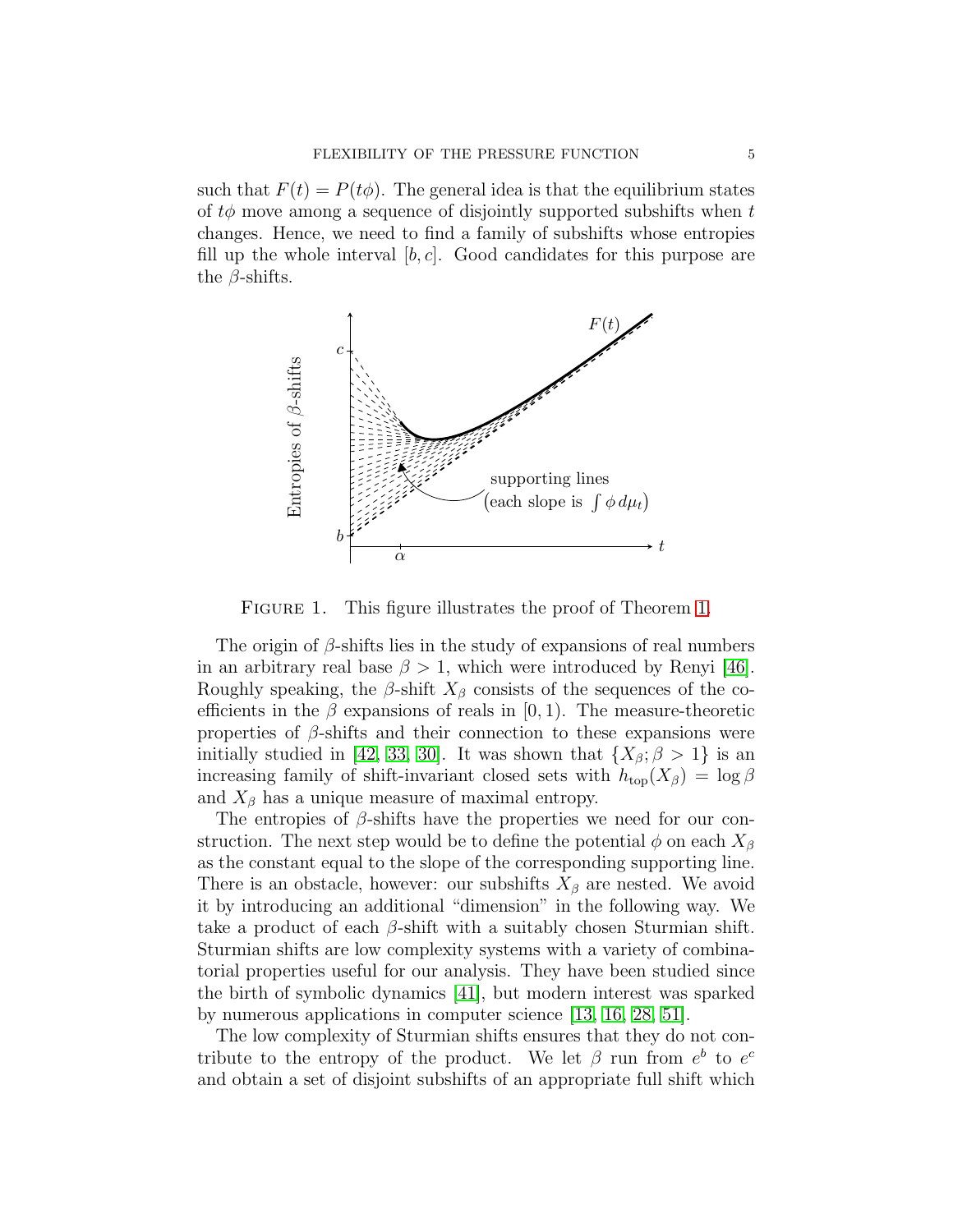such that $F(t) = P(t\phi)$. The general idea is that the equilibrium states of $t\phi$ move among a sequence of disjointly supported subshifts when $t$ changes. Hence, we need to find a family of subshifts whose entropies fill up the whole interval $[b, c]$. Good candidates for this purpose are the $\beta$-shifts.

FIGURE 1. This figure illustrates the proof of Theorem 1.

The origin of $\beta$-shifts lies in the study of expansions of real numbers in an arbitrary real base $\beta > 1$, which were introduced by Renyi [46]. Roughly speaking, the $\beta$-shift $X_\beta$ consists of the sequences of the coefficients in the $\beta$ expansions of reals in $[0, 1)$. The measure-theoretic properties of $\beta$-shifts and their connection to these expansions were initially studied in [42, 33, 30]. It was shown that $\{X_\beta; \beta > 1\}$ is an increasing family of shift-invariant closed sets with $h_{\text{top}}(X_\beta) = \log \beta$ and $X_\beta$ has a unique measure of maximal entropy.

The entropies of $\beta$-shifts have the properties we need for our construction. The next step would be to define the potential $\phi$ on each $X_\beta$ as the constant equal to the slope of the corresponding supporting line. There is an obstacle, however: our subshifts $X_\beta$ are nested. We avoid it by introducing an additional "dimension" in the following way. We take a product of each $\beta$-shift with a suitably chosen Sturmian shift. Sturmian shifts are low complexity systems with a variety of combinatorial properties useful for our analysis. They have been studied since the birth of symbolic dynamics [41], but modern interest was sparked by numerous applications in computer science [13, 16, 28, 51].

The low complexity of Sturmian shifts ensures that they do not contribute to the entropy of the product. We let $\beta$ run from $e^b$ to $e^c$ and obtain a set of disjoint subshifts of an appropriate full shift which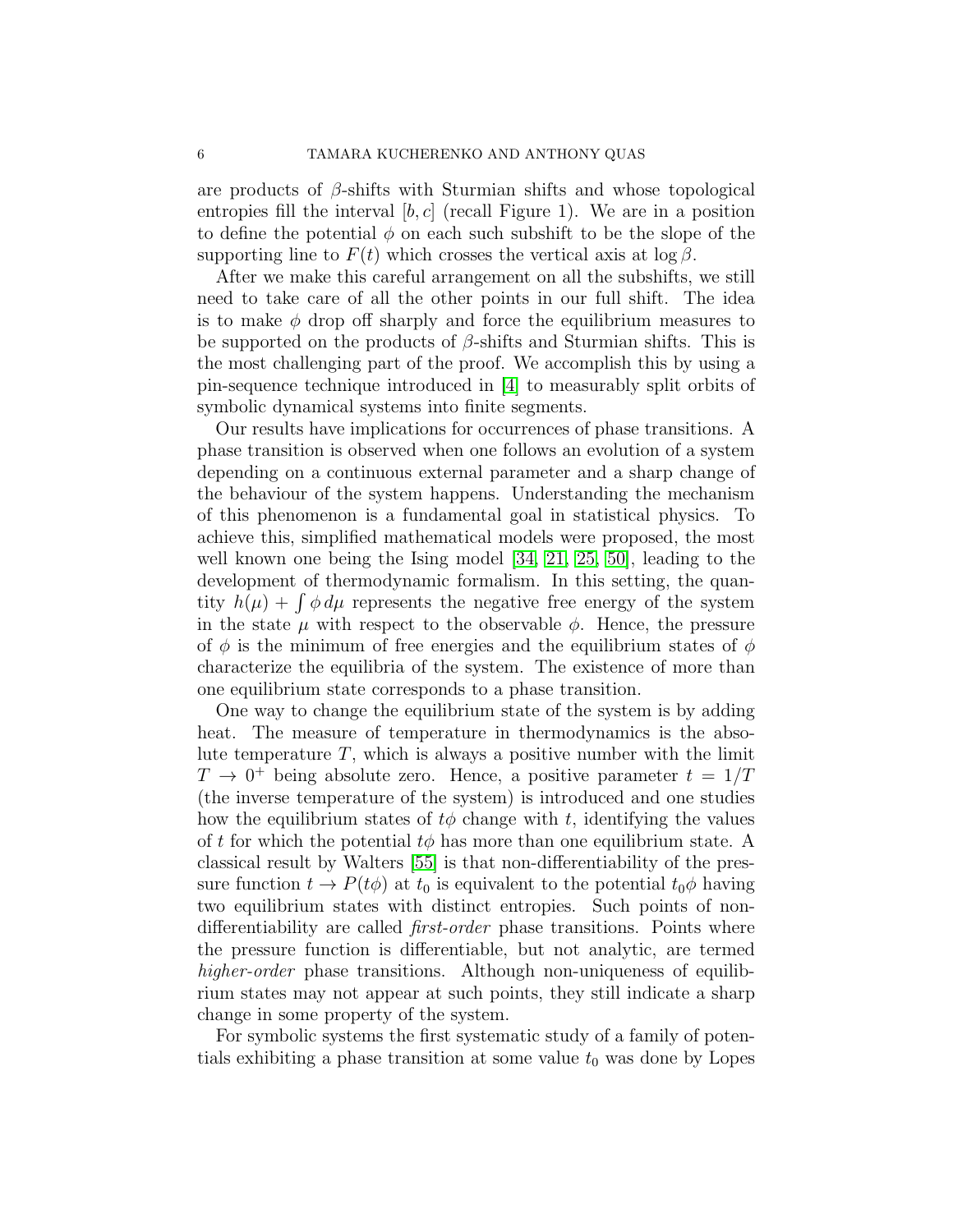are products of $\beta$-shifts with Sturmian shifts and whose topological entropies fill the interval $[b, c]$ (recall Figure 1). We are in a position to define the potential $\phi$ on each such subshift to be the slope of the supporting line to $F(t)$ which crosses the vertical axis at $\log \beta$.

After we make this careful arrangement on all the subshifts, we still need to take care of all the other points in our full shift. The idea is to make $\phi$ drop off sharply and force the equilibrium measures to be supported on the products of $\beta$-shifts and Sturmian shifts. This is the most challenging part of the proof. We accomplish this by using a pin-sequence technique introduced in [4] to measurably split orbits of symbolic dynamical systems into finite segments.

Our results have implications for occurrences of phase transitions. A phase transition is observed when one follows an evolution of a system depending on a continuous external parameter and a sharp change of the behaviour of the system happens. Understanding the mechanism of this phenomenon is a fundamental goal in statistical physics. To achieve this, simplified mathematical models were proposed, the most well known one being the Ising model [34, 21, 25, 50], leading to the development of thermodynamic formalism. In this setting, the quantity $h(\mu) + \int \phi \, d\mu$ represents the negative free energy of the system in the state $\mu$ with respect to the observable $\phi$. Hence, the pressure of $\phi$ is the minimum of free energies and the equilibrium states of $\phi$ characterize the equilibria of the system. The existence of more than one equilibrium state corresponds to a phase transition.

One way to change the equilibrium state of the system is by adding heat. The measure of temperature in thermodynamics is the absolute temperature $T$, which is always a positive number with the limit $T \to 0^+$ being absolute zero. Hence, a positive parameter $t = 1/T$ (the inverse temperature of the system) is introduced and one studies how the equilibrium states of $t\phi$ change with $t$, identifying the values of $t$ for which the potential $t\phi$ has more than one equilibrium state. A classical result by Walters [55] is that non-differentiability of the pressure function $t \to P(t\phi)$ at $t_0$ is equivalent to the potential $t_0\phi$ having two equilibrium states with distinct entropies. Such points of non-differentiability are called *first-order* phase transitions. Points where the pressure function is differentiable, but not analytic, are termed *higher-order* phase transitions. Although non-uniqueness of equilibrium states may not appear at such points, they still indicate a sharp change in some property of the system.

For symbolic systems the first systematic study of a family of potentials exhibiting a phase transition at some value $t_0$ was done by Lopes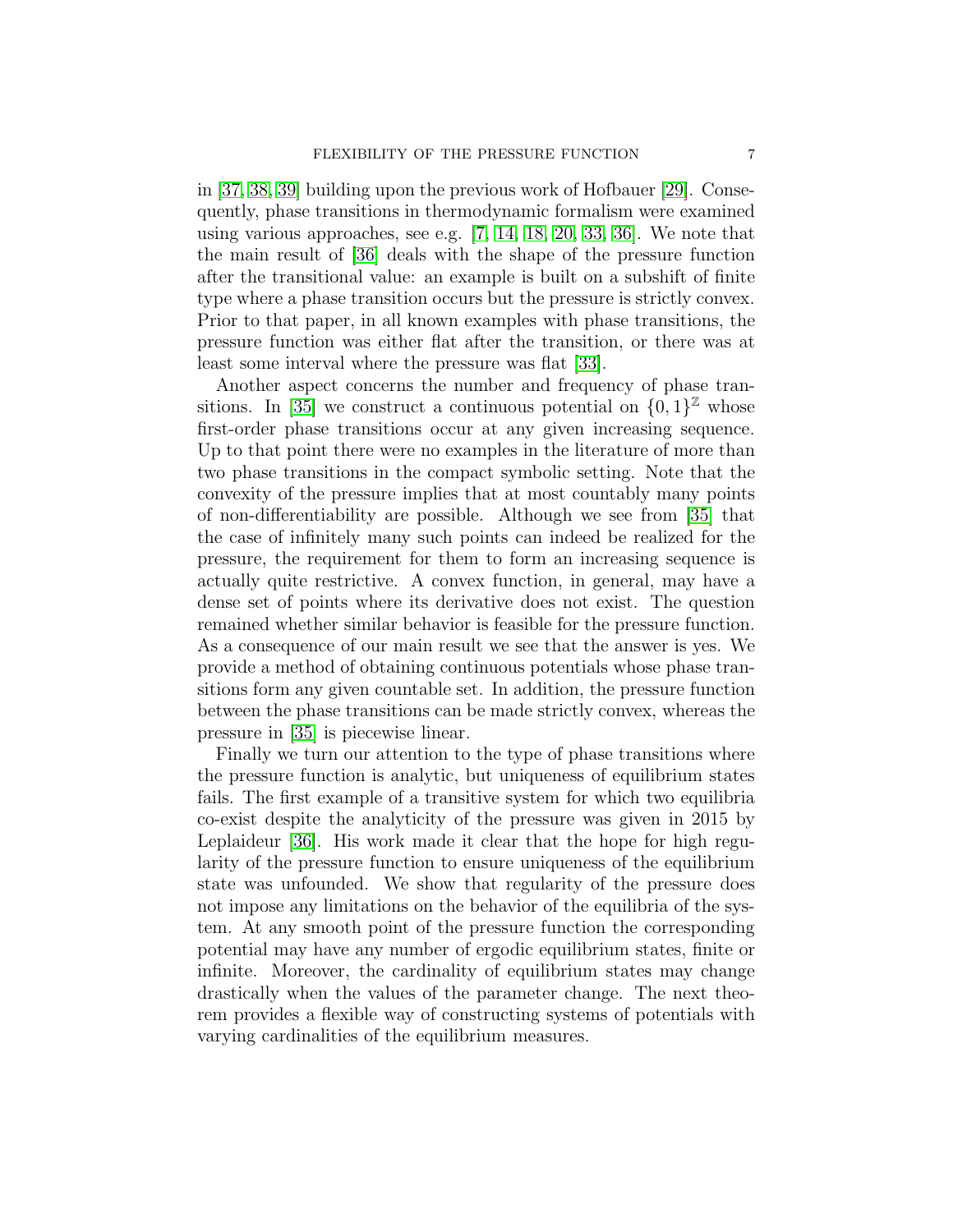in [37, 38, 39] building upon the previous work of Hofbauer [29]. Consequently, phase transitions in thermodynamic formalism were examined using various approaches, see e.g. [7, 14, 18, 20, 33, 36]. We note that the main result of [36] deals with the shape of the pressure function after the transitional value: an example is built on a subshift of finite type where a phase transition occurs but the pressure is strictly convex. Prior to that paper, in all known examples with phase transitions, the pressure function was either flat after the transition, or there was at least some interval where the pressure was flat [33].

Another aspect concerns the number and frequency of phase transitions. In [35] we construct a continuous potential on $\{0, 1\}^{\mathbb{Z}}$ whose first-order phase transitions occur at any given increasing sequence. Up to that point there were no examples in the literature of more than two phase transitions in the compact symbolic setting. Note that the convexity of the pressure implies that at most countably many points of non-differentiability are possible. Although we see from [35] that the case of infinitely many such points can indeed be realized for the pressure, the requirement for them to form an increasing sequence is actually quite restrictive. A convex function, in general, may have a dense set of points where its derivative does not exist. The question remained whether similar behavior is feasible for the pressure function. As a consequence of our main result we see that the answer is yes. We provide a method of obtaining continuous potentials whose phase transitions form any given countable set. In addition, the pressure function between the phase transitions can be made strictly convex, whereas the pressure in [35] is piecewise linear.

Finally we turn our attention to the type of phase transitions where the pressure function is analytic, but uniqueness of equilibrium states fails. The first example of a transitive system for which two equilibria co-exist despite the analyticity of the pressure was given in 2015 by Leplaideur [36]. His work made it clear that the hope for high regularity of the pressure function to ensure uniqueness of the equilibrium state was unfounded. We show that regularity of the pressure does not impose any limitations on the behavior of the equilibria of the system. At any smooth point of the pressure function the corresponding potential may have any number of ergodic equilibrium states, finite or infinite. Moreover, the cardinality of equilibrium states may change drastically when the values of the parameter change. The next theorem provides a flexible way of constructing systems of potentials with varying cardinalities of the equilibrium measures.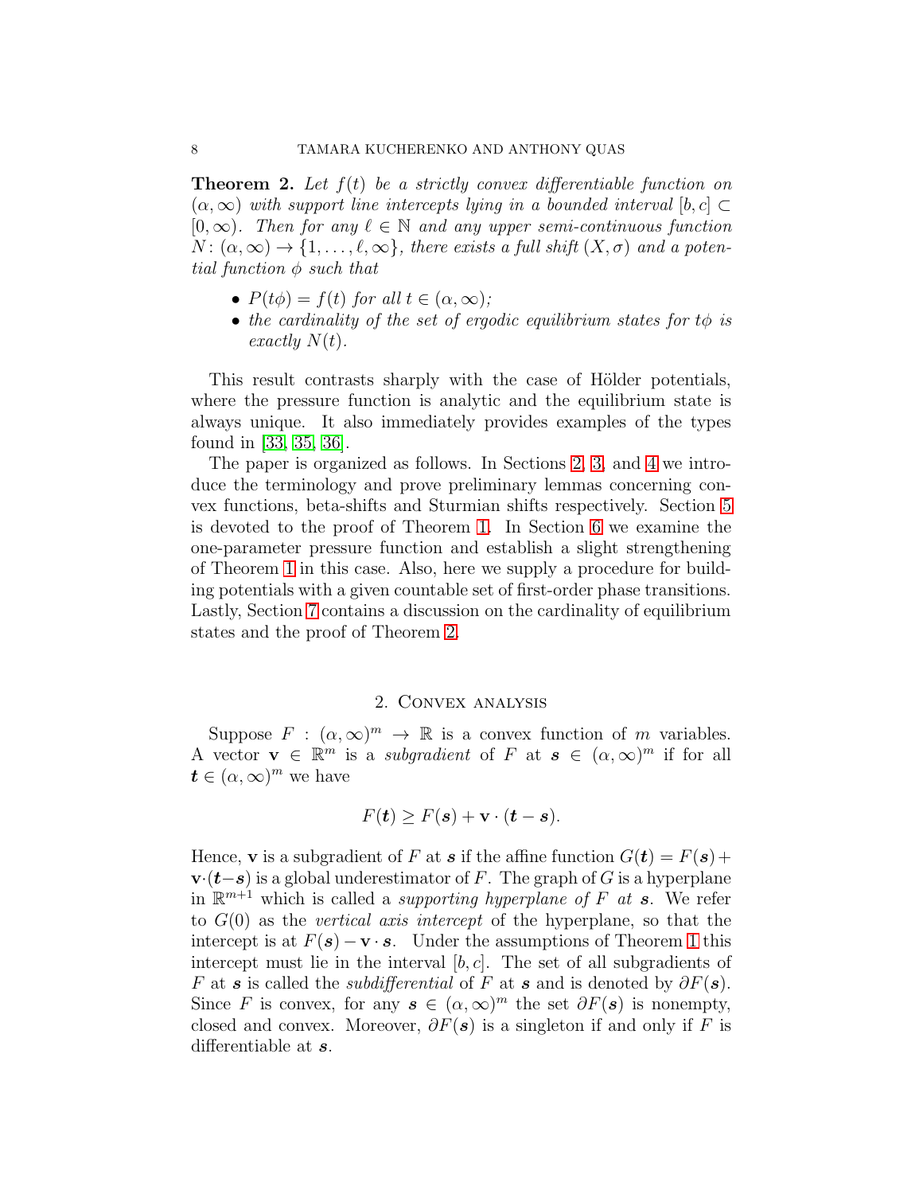**Theorem 2.** *Let $f(t)$ be a strictly convex differentiable function on $(\alpha, \infty)$ with support line intercepts lying in a bounded interval $[b, c] \subset [0, \infty)$. Then for any $\ell \in \mathbb{N}$ and any upper semi-continuous function $N\colon (\alpha, \infty) \to \{1, \ldots, \ell, \infty\}$, there exists a full shift $(X, \sigma)$ and a potential function $\phi$ such that*

- *$P(t\phi) = f(t)$ for all $t \in (\alpha, \infty)$;*
- *the cardinality of the set of ergodic equilibrium states for $t\phi$ is exactly $N(t)$.*

This result contrasts sharply with the case of Hölder potentials, where the pressure function is analytic and the equilibrium state is always unique. It also immediately provides examples of the types found in [33, 35, 36].

The paper is organized as follows. In Sections 2, 3, and 4 we introduce the terminology and prove preliminary lemmas concerning convex functions, beta-shifts and Sturmian shifts respectively. Section 5 is devoted to the proof of Theorem 1. In Section 6 we examine the one-parameter pressure function and establish a slight strengthening of Theorem 1 in this case. Also, here we supply a procedure for building potentials with a given countable set of first-order phase transitions. Lastly, Section 7 contains a discussion on the cardinality of equilibrium states and the proof of Theorem 2.

## 2. Convex analysis

Suppose $F : (\alpha, \infty)^m \to \mathbb{R}$ is a convex function of $m$ variables. A vector $\mathbf{v} \in \mathbb{R}^m$ is a *subgradient* of $F$ at $\boldsymbol{s} \in (\alpha, \infty)^m$ if for all $\boldsymbol{t} \in (\alpha, \infty)^m$ we have

$$F(\boldsymbol{t}) \geq F(\boldsymbol{s}) + \mathbf{v} \cdot (\boldsymbol{t} - \boldsymbol{s}).$$

Hence, $\mathbf{v}$ is a subgradient of $F$ at $\boldsymbol{s}$ if the affine function $G(\boldsymbol{t}) = F(\boldsymbol{s}) + \mathbf{v} \cdot (\boldsymbol{t} - \boldsymbol{s})$ is a global underestimator of $F$. The graph of $G$ is a hyperplane in $\mathbb{R}^{m+1}$ which is called a *supporting hyperplane of $F$ at $\boldsymbol{s}$*. We refer to $G(0)$ as the *vertical axis intercept* of the hyperplane, so that the intercept is at $F(\boldsymbol{s}) - \mathbf{v} \cdot \boldsymbol{s}$. Under the assumptions of Theorem 1 this intercept must lie in the interval $[b, c]$. The set of all subgradients of $F$ at $\boldsymbol{s}$ is called the *subdifferential* of $F$ at $\boldsymbol{s}$ and is denoted by $\partial F(\boldsymbol{s})$. Since $F$ is convex, for any $\boldsymbol{s} \in (\alpha, \infty)^m$ the set $\partial F(\boldsymbol{s})$ is nonempty, closed and convex. Moreover, $\partial F(\boldsymbol{s})$ is a singleton if and only if $F$ is differentiable at $\boldsymbol{s}$.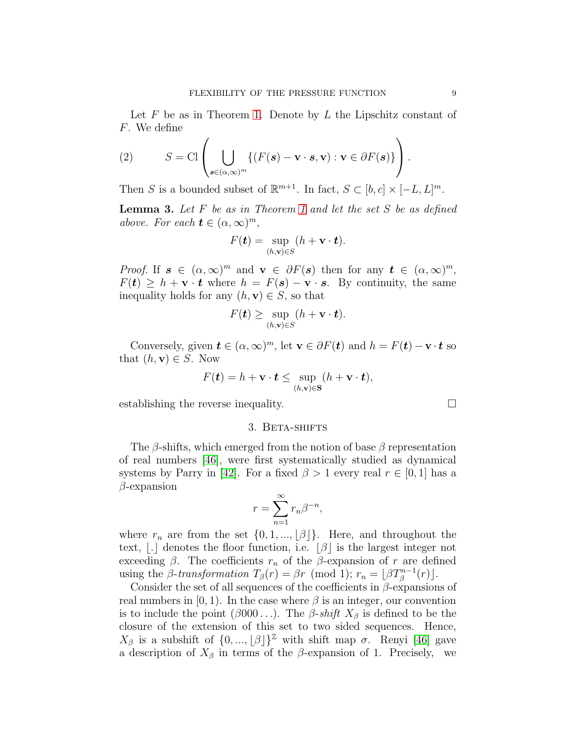Let $F$ be as in Theorem 1. Denote by $L$ the Lipschitz constant of $F$. We define

$$S = \mathrm{Cl}\left( \bigcup_{\boldsymbol{s}\in(\alpha,\infty)^m} \{(F(\boldsymbol{s}) - \mathbf{v}\cdot\boldsymbol{s}, \mathbf{v}) : \mathbf{v} \in \partial F(\boldsymbol{s})\} \right). \tag{2}$$

Then $S$ is a bounded subset of $\mathbb{R}^{m+1}$. In fact, $S \subset [b, c] \times [-L, L]^m$.

**Lemma 3.** *Let $F$ be as in Theorem 1 and let the set $S$ be as defined above. For each $\boldsymbol{t} \in (\alpha, \infty)^m$,*

$$F(\boldsymbol{t}) = \sup_{(h,\mathbf{v})\in S} (h + \mathbf{v}\cdot\boldsymbol{t}).$$

*Proof.* If $\boldsymbol{s} \in (\alpha,\infty)^m$ and $\mathbf{v} \in \partial F(\boldsymbol{s})$ then for any $\boldsymbol{t} \in (\alpha,\infty)^m$, $F(\boldsymbol{t}) \geq h + \mathbf{v}\cdot\boldsymbol{t}$ where $h = F(\boldsymbol{s}) - \mathbf{v}\cdot\boldsymbol{s}$. By continuity, the same inequality holds for any $(h, \mathbf{v}) \in S$, so that

$$F(\boldsymbol{t}) \geq \sup_{(h,\mathbf{v})\in S} (h + \mathbf{v}\cdot\boldsymbol{t}).$$

Conversely, given $\boldsymbol{t} \in (\alpha,\infty)^m$, let $\mathbf{v} \in \partial F(\boldsymbol{t})$ and $h = F(\boldsymbol{t}) - \mathbf{v}\cdot\boldsymbol{t}$ so that $(h, \mathbf{v}) \in S$. Now

$$F(\boldsymbol{t}) = h + \mathbf{v}\cdot\boldsymbol{t} \leq \sup_{(h,\mathbf{v})\in \mathbf{S}} (h + \mathbf{v}\cdot\boldsymbol{t}),$$

establishing the reverse inequality. □

## 3. Beta-shifts

The $\beta$-shifts, which emerged from the notion of base $\beta$ representation of real numbers [46], were first systematically studied as dynamical systems by Parry in [42]. For a fixed $\beta > 1$ every real $r \in [0, 1]$ has a $\beta$-expansion

$$r = \sum_{n=1}^{\infty} r_n \beta^{-n},$$

where $r_n$ are from the set $\{0, 1, ..., \lfloor\beta\rfloor\}$. Here, and throughout the text, $\lfloor . \rfloor$ denotes the floor function, i.e. $\lfloor\beta\rfloor$ is the largest integer not exceeding $\beta$. The coefficients $r_n$ of the $\beta$-expansion of $r$ are defined using the *$\beta$-transformation* $T_\beta(r) = \beta r \pmod 1$; $r_n = \lfloor \beta T_\beta^{n-1}(r)\rfloor$.

Consider the set of all sequences of the coefficients in $\beta$-expansions of real numbers in $[0, 1)$. In the case where $\beta$ is an integer, our convention is to include the point $(\beta 000\ldots)$. The *$\beta$-shift* $X_\beta$ is defined to be the closure of the extension of this set to two sided sequences. Hence, $X_\beta$ is a subshift of $\{0, ..., \lfloor\beta\rfloor\}^{\mathbb{Z}}$ with shift map $\sigma$. Renyi [46] gave a description of $X_\beta$ in terms of the $\beta$-expansion of 1. Precisely, we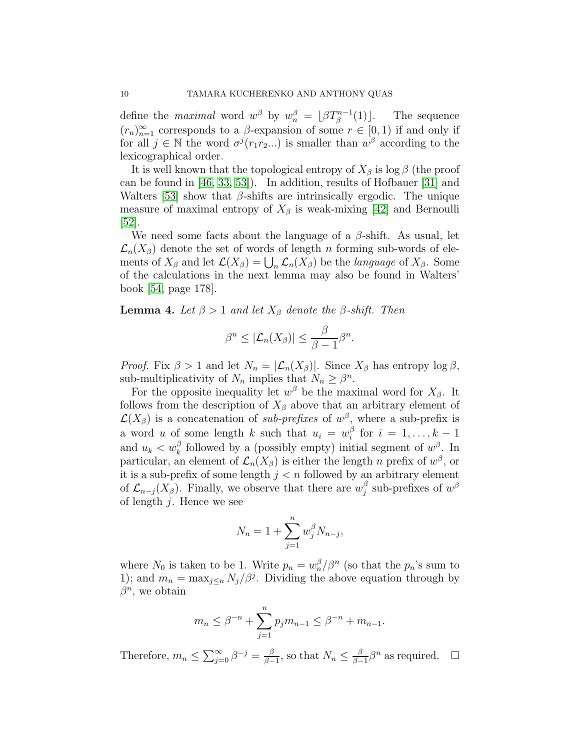define the *maximal* word $w^\beta$ by $w^\beta_n = \lfloor \beta T_\beta^{n-1}(1) \rfloor$. The sequence $(r_n)_{n=1}^\infty$ corresponds to a $\beta$-expansion of some $r \in [0,1)$ if and only if for all $j \in \mathbb{N}$ the word $\sigma^j(r_1 r_2 ...)$ is smaller than $w^\beta$ according to the lexicographical order.

It is well known that the topological entropy of $X_\beta$ is $\log \beta$ (the proof can be found in [46, 33, 53]). In addition, results of Hofbauer [31] and Walters [53] show that $\beta$-shifts are intrinsically ergodic. The unique measure of maximal entropy of $X_\beta$ is weak-mixing [42] and Bernoulli [52].

We need some facts about the language of a $\beta$-shift. As usual, let $\mathcal{L}_n(X_\beta)$ denote the set of words of length $n$ forming sub-words of elements of $X_\beta$ and let $\mathcal{L}(X_\beta) = \bigcup_n \mathcal{L}_n(X_\beta)$ be the *language* of $X_\beta$. Some of the calculations in the next lemma may also be found in Walters' book [54, page 178].

**Lemma 4.** *Let $\beta > 1$ and let $X_\beta$ denote the $\beta$-shift. Then*

$$\beta^n \le |\mathcal{L}_n(X_\beta)| \le \frac{\beta}{\beta - 1}\beta^n.$$

*Proof.* Fix $\beta > 1$ and let $N_n = |\mathcal{L}_n(X_\beta)|$. Since $X_\beta$ has entropy $\log \beta$, sub-multiplicativity of $N_n$ implies that $N_n \ge \beta^n$.

For the opposite inequality let $w^\beta$ be the maximal word for $X_\beta$. It follows from the description of $X_\beta$ above that an arbitrary element of $\mathcal{L}(X_\beta)$ is a concatenation of *sub-prefixes* of $w^\beta$, where a sub-prefix is a word $u$ of some length $k$ such that $u_i = w^\beta_i$ for $i = 1, \dots, k-1$ and $u_k < w^\beta_k$ followed by a (possibly empty) initial segment of $w^\beta$. In particular, an element of $\mathcal{L}_n(X_\beta)$ is either the length $n$ prefix of $w^\beta$, or it is a sub-prefix of some length $j < n$ followed by an arbitrary element of $\mathcal{L}_{n-j}(X_\beta)$. Finally, we observe that there are $w^\beta_j$ sub-prefixes of $w^\beta$ of length $j$. Hence we see

$$N_n = 1 + \sum_{j=1}^n w^\beta_j N_{n-j},$$

where $N_0$ is taken to be 1. Write $p_n = w^\beta_n / \beta^n$ (so that the $p_n$'s sum to 1); and $m_n = \max_{j \le n} N_j / \beta^j$. Dividing the above equation through by $\beta^n$, we obtain

$$m_n \le \beta^{-n} + \sum_{j=1}^n p_j m_{n-1} \le \beta^{-n} + m_{n-1}.$$

Therefore, $m_n \le \sum_{j=0}^\infty \beta^{-j} = \frac{\beta}{\beta-1}$, so that $N_n \le \frac{\beta}{\beta-1}\beta^n$ as required. $\square$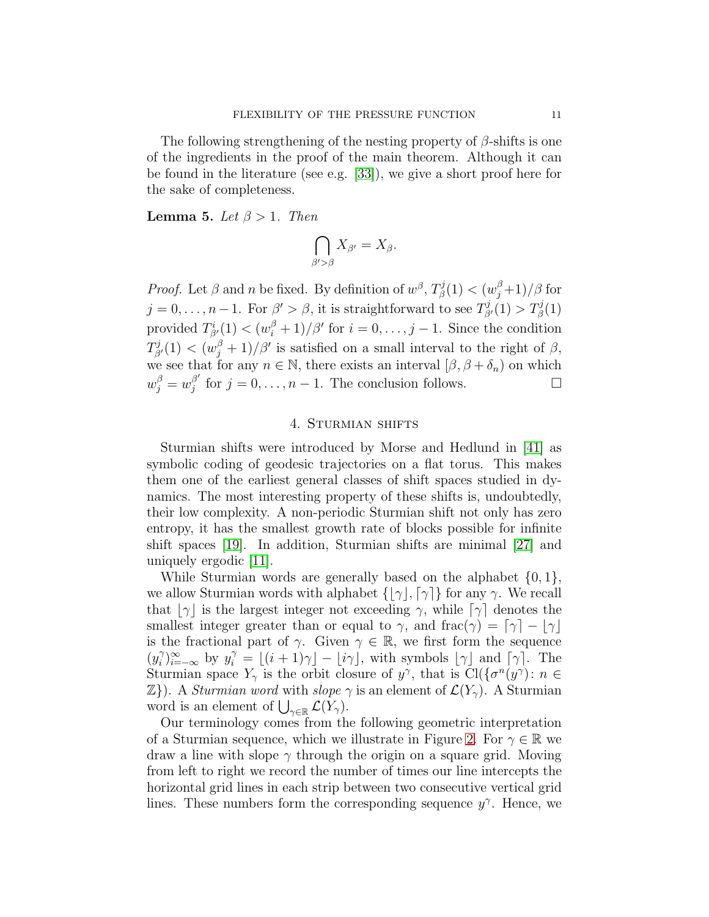The following strengthening of the nesting property of $\beta$-shifts is one of the ingredients in the proof of the main theorem. Although it can be found in the literature (see e.g. [33]), we give a short proof here for the sake of completeness.

**Lemma 5.** *Let $\beta > 1$. Then*

$$\bigcap_{\beta' > \beta} X_{\beta'} = X_\beta.$$

*Proof.* Let $\beta$ and $n$ be fixed. By definition of $w^\beta$, $T^j_\beta(1) < (w^\beta_j + 1)/\beta$ for $j = 0, \ldots, n-1$. For $\beta' > \beta$, it is straightforward to see $T^j_{\beta'}(1) > T^j_\beta(1)$ provided $T^i_{\beta'}(1) < (w^\beta_i + 1)/\beta'$ for $i = 0, \ldots, j-1$. Since the condition $T^j_{\beta'}(1) < (w^\beta_j + 1)/\beta'$ is satisfied on a small interval to the right of $\beta$, we see that for any $n \in \mathbb{N}$, there exists an interval $[\beta, \beta + \delta_n)$ on which $w^\beta_j = w^{\beta'}_j$ for $j = 0, \ldots, n-1$. The conclusion follows. □

## 4. Sturmian shifts

Sturmian shifts were introduced by Morse and Hedlund in [41] as symbolic coding of geodesic trajectories on a flat torus. This makes them one of the earliest general classes of shift spaces studied in dynamics. The most interesting property of these shifts is, undoubtedly, their low complexity. A non-periodic Sturmian shift not only has zero entropy, it has the smallest growth rate of blocks possible for infinite shift spaces [19]. In addition, Sturmian shifts are minimal [27] and uniquely ergodic [11].

While Sturmian words are generally based on the alphabet $\{0, 1\}$, we allow Sturmian words with alphabet $\{\lfloor\gamma\rfloor, \lceil\gamma\rceil\}$ for any $\gamma$. We recall that $\lfloor\gamma\rfloor$ is the largest integer not exceeding $\gamma$, while $\lceil\gamma\rceil$ denotes the smallest integer greater than or equal to $\gamma$, and $\mathrm{frac}(\gamma) = \lceil\gamma\rceil - \lfloor\gamma\rfloor$ is the fractional part of $\gamma$. Given $\gamma \in \mathbb{R}$, we first form the sequence $(y^\gamma_i)_{i=-\infty}^{\infty}$ by $y^\gamma_i = \lfloor(i+1)\gamma\rfloor - \lfloor i\gamma\rfloor$, with symbols $\lfloor\gamma\rfloor$ and $\lceil\gamma\rceil$. The Sturmian space $Y_\gamma$ is the orbit closure of $y^\gamma$, that is $\mathrm{Cl}(\{\sigma^n(y^\gamma) \colon n \in \mathbb{Z}\})$. A *Sturmian word* with *slope* $\gamma$ is an element of $\mathcal{L}(Y_\gamma)$. A Sturmian word is an element of $\bigcup_{\gamma\in\mathbb{R}} \mathcal{L}(Y_\gamma)$.

Our terminology comes from the following geometric interpretation of a Sturmian sequence, which we illustrate in Figure 2. For $\gamma \in \mathbb{R}$ we draw a line with slope $\gamma$ through the origin on a square grid. Moving from left to right we record the number of times our line intercepts the horizontal grid lines in each strip between two consecutive vertical grid lines. These numbers form the corresponding sequence $y^\gamma$. Hence, we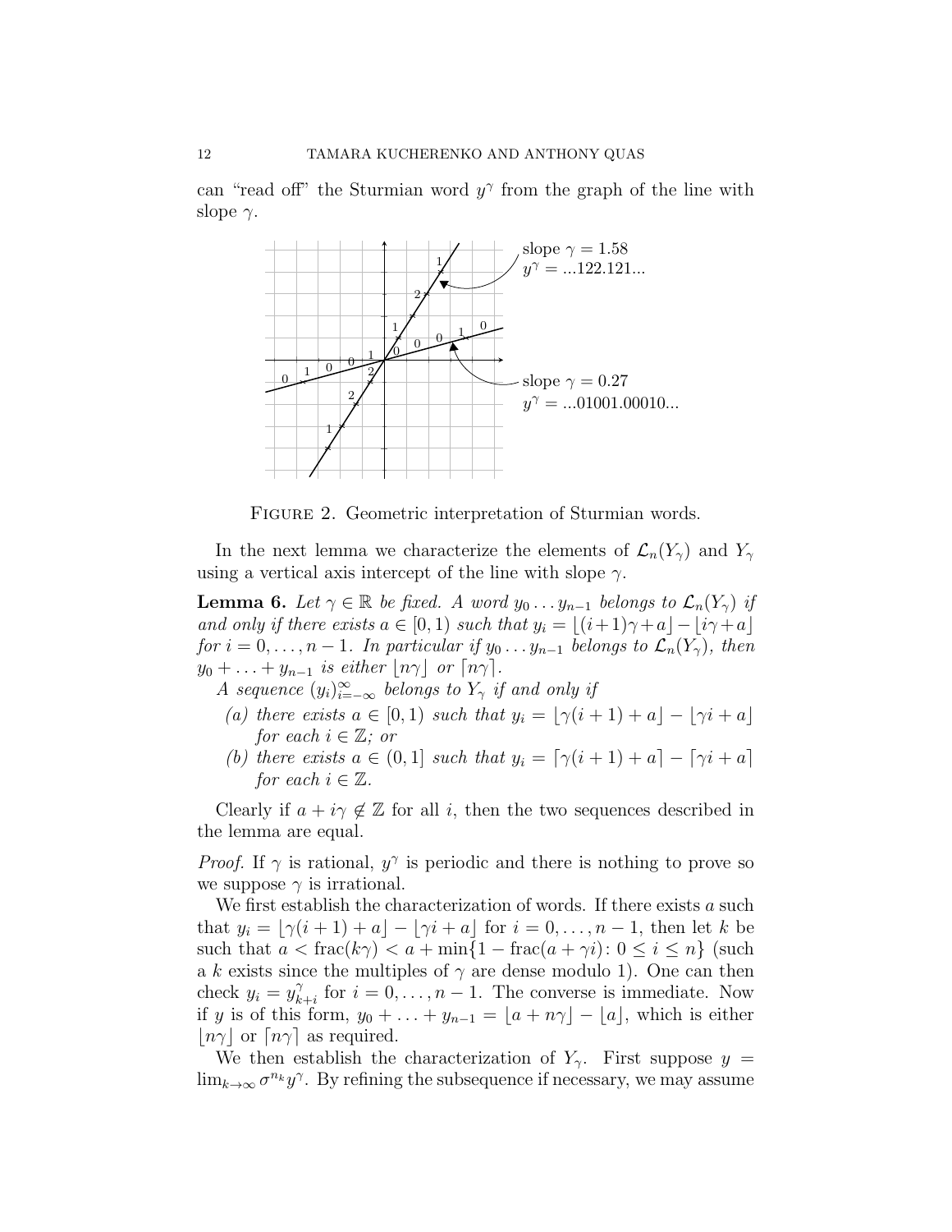can "read off" the Sturmian word $y^\gamma$ from the graph of the line with slope $\gamma$.

Figure 2. Geometric interpretation of Sturmian words.

In the next lemma we characterize the elements of $\mathcal{L}_n(Y_\gamma)$ and $Y_\gamma$ using a vertical axis intercept of the line with slope $\gamma$.

**Lemma 6.** *Let $\gamma \in \mathbb{R}$ be fixed. A word $y_0 \dots y_{n-1}$ belongs to $\mathcal{L}_n(Y_\gamma)$ if and only if there exists $a \in [0, 1)$ such that $y_i = \lfloor (i+1)\gamma + a \rfloor - \lfloor i\gamma + a \rfloor$ for $i = 0, \dots, n-1$. In particular if $y_0 \dots y_{n-1}$ belongs to $\mathcal{L}_n(Y_\gamma)$, then $y_0 + \dots + y_{n-1}$ is either $\lfloor n\gamma \rfloor$ or $\lceil n\gamma \rceil$.*

*A sequence $(y_i)_{i=-\infty}^{\infty}$ belongs to $Y_\gamma$ if and only if*

*(a) there exists $a \in [0, 1)$ such that $y_i = \lfloor \gamma(i+1) + a \rfloor - \lfloor \gamma i + a \rfloor$ for each $i \in \mathbb{Z}$; or*

*(b) there exists $a \in (0, 1]$ such that $y_i = \lceil \gamma(i+1) + a \rceil - \lceil \gamma i + a \rceil$ for each $i \in \mathbb{Z}$.*

Clearly if $a + i\gamma \notin \mathbb{Z}$ for all $i$, then the two sequences described in the lemma are equal.

*Proof.* If $\gamma$ is rational, $y^\gamma$ is periodic and there is nothing to prove so we suppose $\gamma$ is irrational.

We first establish the characterization of words. If there exists $a$ such that $y_i = \lfloor \gamma(i+1) + a \rfloor - \lfloor \gamma i + a \rfloor$ for $i = 0, \dots, n-1$, then let $k$ be such that $a < \operatorname{frac}(k\gamma) < a + \min\{1 - \operatorname{frac}(a + \gamma i) \colon 0 \le i \le n\}$ (such a $k$ exists since the multiples of $\gamma$ are dense modulo 1). One can then check $y_i = y^\gamma_{k+i}$ for $i = 0, \dots, n-1$. The converse is immediate. Now if $y$ is of this form, $y_0 + \dots + y_{n-1} = \lfloor a + n\gamma \rfloor - \lfloor a \rfloor$, which is either $\lfloor n\gamma \rfloor$ or $\lceil n\gamma \rceil$ as required.

We then establish the characterization of $Y_\gamma$. First suppose $y = \lim_{k\to\infty} \sigma^{n_k} y^\gamma$. By refining the subsequence if necessary, we may assume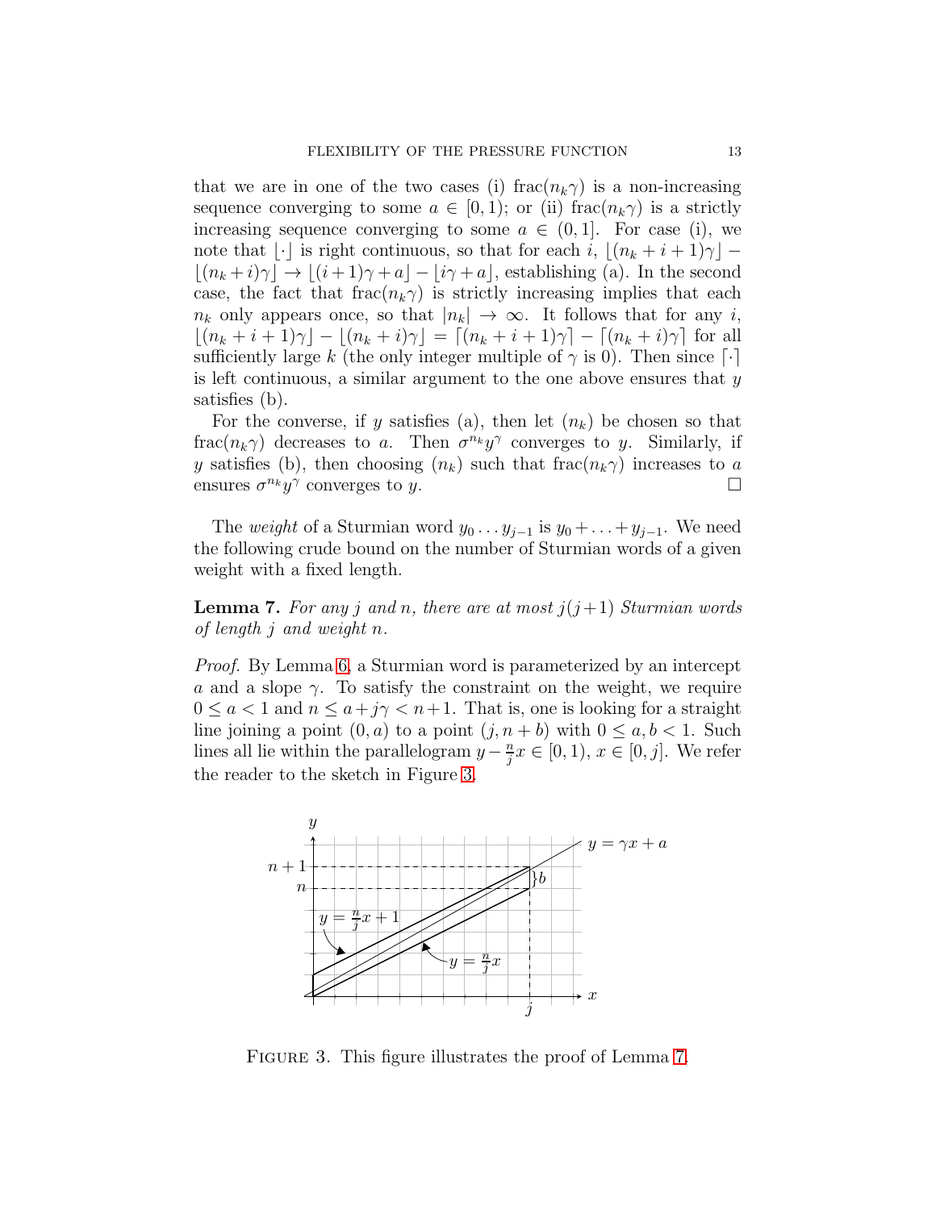that we are in one of the two cases (i) $\mathrm{frac}(n_k\gamma)$ is a non-increasing sequence converging to some $a \in [0,1)$; or (ii) $\mathrm{frac}(n_k\gamma)$ is a strictly increasing sequence converging to some $a \in (0,1]$. For case (i), we note that $\lfloor \cdot \rfloor$ is right continuous, so that for each $i$, $\lfloor (n_k+i+1)\gamma \rfloor - \lfloor (n_k+i)\gamma \rfloor \to \lfloor (i+1)\gamma + a \rfloor - \lfloor i\gamma + a \rfloor$, establishing (a). In the second case, the fact that $\mathrm{frac}(n_k\gamma)$ is strictly increasing implies that each $n_k$ only appears once, so that $|n_k| \to \infty$. It follows that for any $i$, $\lfloor (n_k+i+1)\gamma \rfloor - \lfloor (n_k+i)\gamma \rfloor = \lceil (n_k+i+1)\gamma \rceil - \lceil (n_k+i)\gamma \rceil$ for all sufficiently large $k$ (the only integer multiple of $\gamma$ is 0). Then since $\lceil \cdot \rceil$ is left continuous, a similar argument to the one above ensures that $y$ satisfies (b).

For the converse, if $y$ satisfies (a), then let $(n_k)$ be chosen so that $\mathrm{frac}(n_k\gamma)$ decreases to $a$. Then $\sigma^{n_k} y^\gamma$ converges to $y$. Similarly, if $y$ satisfies (b), then choosing $(n_k)$ such that $\mathrm{frac}(n_k\gamma)$ increases to $a$ ensures $\sigma^{n_k} y^\gamma$ converges to $y$. □

The *weight* of a Sturmian word $y_0 \dots y_{j-1}$ is $y_0 + \dots + y_{j-1}$. We need the following crude bound on the number of Sturmian words of a given weight with a fixed length.

**Lemma 7.** *For any $j$ and $n$, there are at most $j(j+1)$ Sturmian words of length $j$ and weight $n$.*

*Proof.* By Lemma 6, a Sturmian word is parameterized by an intercept $a$ and a slope $\gamma$. To satisfy the constraint on the weight, we require $0 \le a < 1$ and $n \le a + j\gamma < n+1$. That is, one is looking for a straight line joining a point $(0,a)$ to a point $(j, n+b)$ with $0 \le a, b < 1$. Such lines all lie within the parallelogram $y - \frac{n}{j}x \in [0,1)$, $x \in [0,j]$. We refer the reader to the sketch in Figure 3.

FIGURE 3. This figure illustrates the proof of Lemma 7.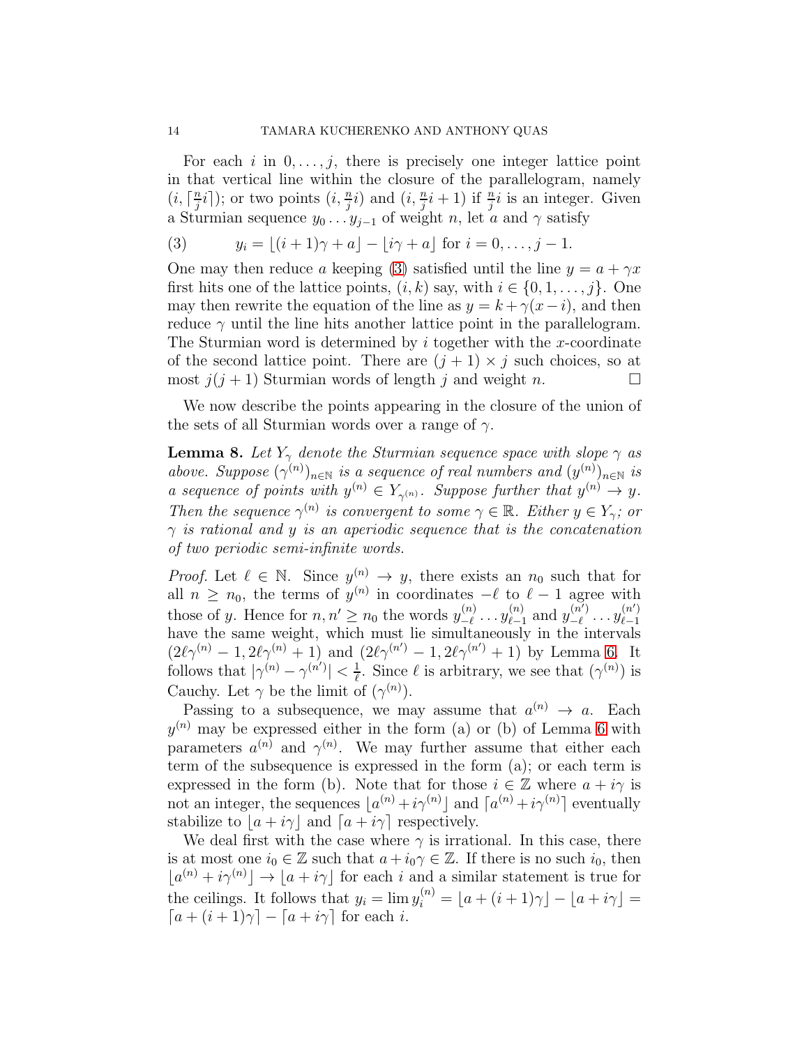For each $i$ in $0, \dots, j$, there is precisely one integer lattice point in that vertical line within the closure of the parallelogram, namely $(i, \lceil \frac{n}{j} i \rceil)$; or two points $(i, \frac{n}{j}i)$ and $(i, \frac{n}{j}i+1)$ if $\frac{n}{j}i$ is an integer. Given a Sturmian sequence $y_0 \dots y_{j-1}$ of weight $n$, let $a$ and $\gamma$ satisfy

$$y_i = \lfloor (i+1)\gamma + a \rfloor - \lfloor i\gamma + a \rfloor \text{ for } i = 0, \dots, j-1. \tag{3}$$

One may then reduce $a$ keeping (3) satisfied until the line $y = a + \gamma x$ first hits one of the lattice points, $(i, k)$ say, with $i \in \{0, 1, \dots, j\}$. One may then rewrite the equation of the line as $y = k + \gamma(x - i)$, and then reduce $\gamma$ until the line hits another lattice point in the parallelogram. The Sturmian word is determined by $i$ together with the $x$-coordinate of the second lattice point. There are $(j+1) \times j$ such choices, so at most $j(j+1)$ Sturmian words of length $j$ and weight $n$. □

We now describe the points appearing in the closure of the union of the sets of all Sturmian words over a range of $\gamma$.

**Lemma 8.** *Let $Y_\gamma$ denote the Sturmian sequence space with slope $\gamma$ as above. Suppose $(\gamma^{(n)})_{n\in\mathbb{N}}$ is a sequence of real numbers and $(y^{(n)})_{n\in\mathbb{N}}$ is a sequence of points with $y^{(n)} \in Y_{\gamma^{(n)}}$. Suppose further that $y^{(n)} \to y$. Then the sequence $\gamma^{(n)}$ is convergent to some $\gamma \in \mathbb{R}$. Either $y \in Y_\gamma$; or $\gamma$ is rational and $y$ is an aperiodic sequence that is the concatenation of two periodic semi-infinite words.*

*Proof.* Let $\ell \in \mathbb{N}$. Since $y^{(n)} \to y$, there exists an $n_0$ such that for all $n \geq n_0$, the terms of $y^{(n)}$ in coordinates $-\ell$ to $\ell - 1$ agree with those of $y$. Hence for $n, n' \geq n_0$ the words $y^{(n)}_{-\ell} \dots y^{(n)}_{\ell-1}$ and $y^{(n')}_{-\ell} \dots y^{(n')}_{\ell-1}$ have the same weight, which must lie simultaneously in the intervals $(2\ell\gamma^{(n)} - 1, 2\ell\gamma^{(n)} + 1)$ and $(2\ell\gamma^{(n')} - 1, 2\ell\gamma^{(n')} + 1)$ by Lemma 6. It follows that $|\gamma^{(n)} - \gamma^{(n')}| < \frac{1}{\ell}$. Since $\ell$ is arbitrary, we see that $(\gamma^{(n)})$ is Cauchy. Let $\gamma$ be the limit of $(\gamma^{(n)})$.

Passing to a subsequence, we may assume that $a^{(n)} \to a$. Each $y^{(n)}$ may be expressed either in the form (a) or (b) of Lemma 6 with parameters $a^{(n)}$ and $\gamma^{(n)}$. We may further assume that either each term of the subsequence is expressed in the form (a); or each term is expressed in the form (b). Note that for those $i \in \mathbb{Z}$ where $a + i\gamma$ is not an integer, the sequences $\lfloor a^{(n)} + i\gamma^{(n)} \rfloor$ and $\lceil a^{(n)} + i\gamma^{(n)} \rceil$ eventually stabilize to $\lfloor a + i\gamma \rfloor$ and $\lceil a + i\gamma \rceil$ respectively.

We deal first with the case where $\gamma$ is irrational. In this case, there is at most one $i_0 \in \mathbb{Z}$ such that $a + i_0\gamma \in \mathbb{Z}$. If there is no such $i_0$, then $\lfloor a^{(n)} + i\gamma^{(n)} \rfloor \to \lfloor a + i\gamma \rfloor$ for each $i$ and a similar statement is true for the ceilings. It follows that $y_i = \lim y^{(n)}_i = \lfloor a + (i+1)\gamma \rfloor - \lfloor a + i\gamma \rfloor = \lceil a + (i+1)\gamma \rceil - \lceil a + i\gamma \rceil$ for each $i$.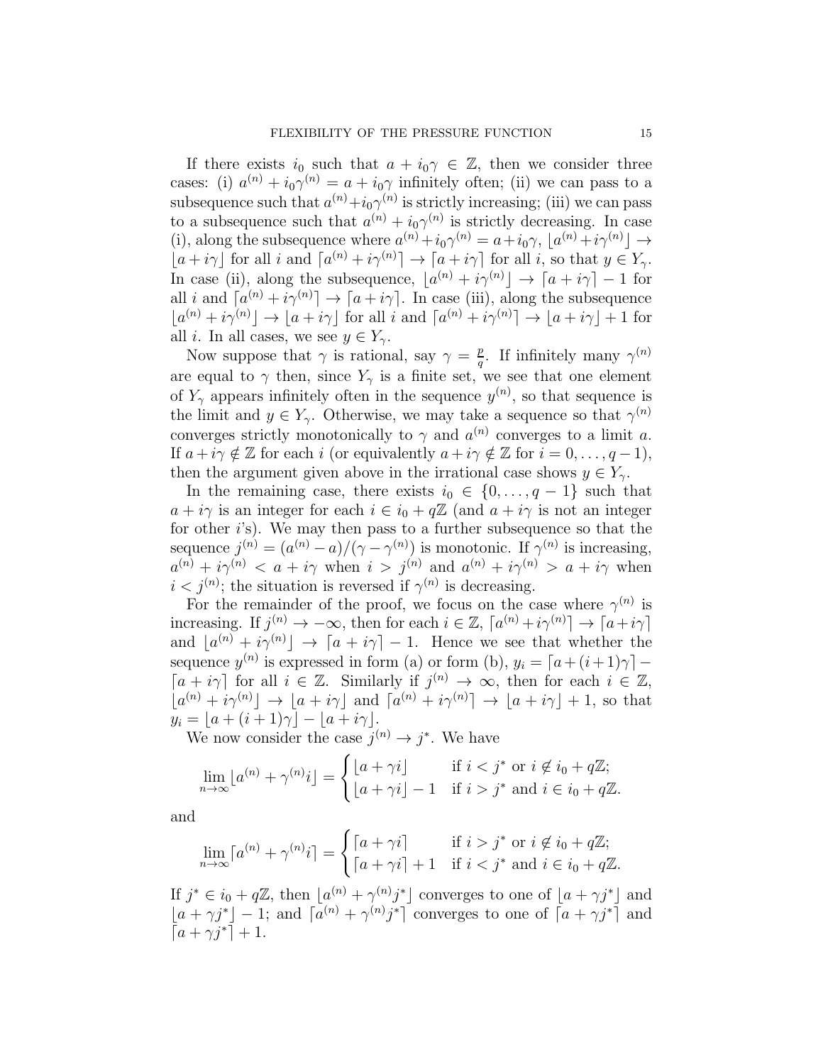If there exists $i_0$ such that $a + i_0\gamma \in \mathbb{Z}$, then we consider three cases: (i) $a^{(n)} + i_0\gamma^{(n)} = a + i_0\gamma$ infinitely often; (ii) we can pass to a subsequence such that $a^{(n)}+i_0\gamma^{(n)}$ is strictly increasing; (iii) we can pass to a subsequence such that $a^{(n)} + i_0\gamma^{(n)}$ is strictly decreasing. In case (i), along the subsequence where $a^{(n)}+i_0\gamma^{(n)} = a+i_0\gamma$, $\lfloor a^{(n)}+i\gamma^{(n)}\rfloor \to \lfloor a + i\gamma\rfloor$ for all $i$ and $\lceil a^{(n)} + i\gamma^{(n)}\rceil \to \lceil a + i\gamma\rceil$ for all $i$, so that $y \in Y_\gamma$. In case (ii), along the subsequence, $\lfloor a^{(n)} + i\gamma^{(n)}\rfloor \to \lceil a + i\gamma\rceil - 1$ for all $i$ and $\lceil a^{(n)} + i\gamma^{(n)}\rceil \to \lceil a + i\gamma\rceil$. In case (iii), along the subsequence $\lfloor a^{(n)} + i\gamma^{(n)}\rfloor \to \lfloor a + i\gamma\rfloor$ for all $i$ and $\lceil a^{(n)} + i\gamma^{(n)}\rceil \to \lfloor a + i\gamma\rfloor + 1$ for all $i$. In all cases, we see $y \in Y_\gamma$.

Now suppose that $\gamma$ is rational, say $\gamma = \frac{p}{q}$. If infinitely many $\gamma^{(n)}$ are equal to $\gamma$ then, since $Y_\gamma$ is a finite set, we see that one element of $Y_\gamma$ appears infinitely often in the sequence $y^{(n)}$, so that sequence is the limit and $y \in Y_\gamma$. Otherwise, we may take a sequence so that $\gamma^{(n)}$ converges strictly monotonically to $\gamma$ and $a^{(n)}$ converges to a limit $a$. If $a + i\gamma \notin \mathbb{Z}$ for each $i$ (or equivalently $a + i\gamma \notin \mathbb{Z}$ for $i = 0, \ldots, q-1$), then the argument given above in the irrational case shows $y \in Y_\gamma$.

In the remaining case, there exists $i_0 \in \{0, \ldots, q-1\}$ such that $a + i\gamma$ is an integer for each $i \in i_0 + q\mathbb{Z}$ (and $a + i\gamma$ is not an integer for other $i$'s). We may then pass to a further subsequence so that the sequence $j^{(n)} = (a^{(n)} - a)/(\gamma - \gamma^{(n)})$ is monotonic. If $\gamma^{(n)}$ is increasing, $a^{(n)} + i\gamma^{(n)} < a + i\gamma$ when $i > j^{(n)}$ and $a^{(n)} + i\gamma^{(n)} > a + i\gamma$ when $i < j^{(n)}$; the situation is reversed if $\gamma^{(n)}$ is decreasing.

For the remainder of the proof, we focus on the case where $\gamma^{(n)}$ is increasing. If $j^{(n)} \to -\infty$, then for each $i \in \mathbb{Z}$, $\lceil a^{(n)}+i\gamma^{(n)}\rceil \to \lceil a+i\gamma\rceil$ and $\lfloor a^{(n)} + i\gamma^{(n)}\rfloor \to \lceil a + i\gamma\rceil - 1$. Hence we see that whether the sequence $y^{(n)}$ is expressed in form (a) or form (b), $y_i = \lceil a+(i+1)\gamma\rceil - \lceil a + i\gamma\rceil$ for all $i \in \mathbb{Z}$. Similarly if $j^{(n)} \to \infty$, then for each $i \in \mathbb{Z}$, $\lfloor a^{(n)} + i\gamma^{(n)}\rfloor \to \lfloor a + i\gamma\rfloor$ and $\lceil a^{(n)} + i\gamma^{(n)}\rceil \to \lfloor a + i\gamma\rfloor + 1$, so that $y_i = \lfloor a + (i+1)\gamma\rfloor - \lfloor a + i\gamma\rfloor$.

We now consider the case $j^{(n)} \to j^*$. We have

$$\lim_{n\to\infty} \lfloor a^{(n)} + \gamma^{(n)} i\rfloor = \begin{cases} \lfloor a + \gamma i\rfloor & \text{if } i < j^* \text{ or } i \notin i_0 + q\mathbb{Z}; \\ \lfloor a + \gamma i\rfloor - 1 & \text{if } i > j^* \text{ and } i \in i_0 + q\mathbb{Z}. \end{cases}$$

and

$$\lim_{n\to\infty} \lceil a^{(n)} + \gamma^{(n)} i\rceil = \begin{cases} \lceil a + \gamma i\rceil & \text{if } i > j^* \text{ or } i \notin i_0 + q\mathbb{Z}; \\ \lceil a + \gamma i\rceil + 1 & \text{if } i < j^* \text{ and } i \in i_0 + q\mathbb{Z}. \end{cases}$$

If $j^* \in i_0 + q\mathbb{Z}$, then $\lfloor a^{(n)} + \gamma^{(n)} j^*\rfloor$ converges to one of $\lfloor a + \gamma j^*\rfloor$ and $\lfloor a + \gamma j^*\rfloor - 1$; and $\lceil a^{(n)} + \gamma^{(n)} j^*\rceil$ converges to one of $\lceil a + \gamma j^*\rceil$ and $\lceil a + \gamma j^*\rceil + 1$.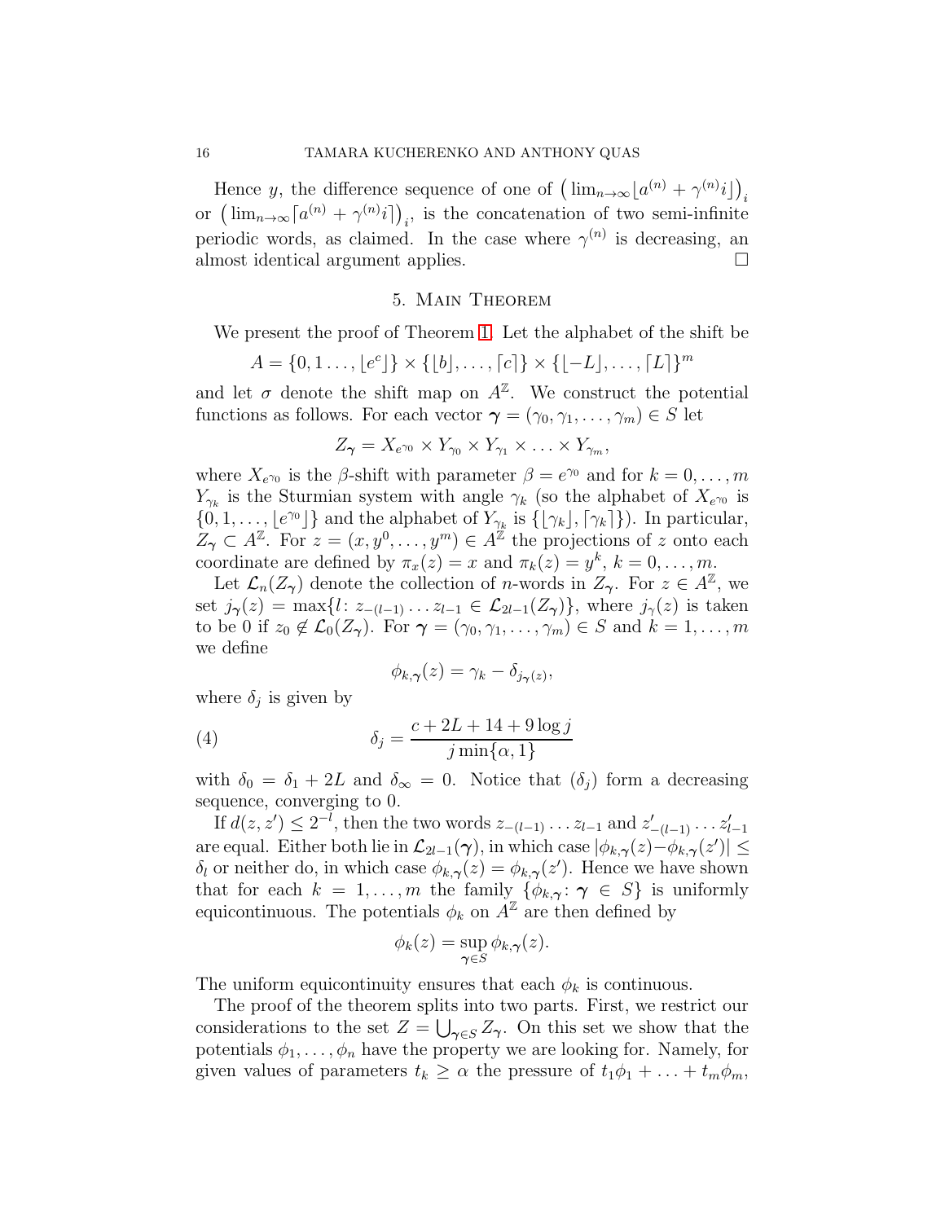Hence $y$, the difference sequence of one of $\left(\lim_{n\to\infty}\lfloor a^{(n)} + \gamma^{(n)} i\rfloor\right)_i$ or $\left(\lim_{n\to\infty}\lceil a^{(n)} + \gamma^{(n)} i\rceil\right)_i$, is the concatenation of two semi-infinite periodic words, as claimed. In the case where $\gamma^{(n)}$ is decreasing, an almost identical argument applies. $\square$

## 5. Main Theorem

We present the proof of Theorem 1. Let the alphabet of the shift be

$$A = \{0, 1 \ldots, \lfloor e^c\rfloor\} \times \{\lfloor b\rfloor, \ldots, \lceil c\rceil\} \times \{\lfloor -L\rfloor, \ldots, \lceil L\rceil\}^m$$

and let $\sigma$ denote the shift map on $A^{\mathbb{Z}}$. We construct the potential functions as follows. For each vector $\boldsymbol{\gamma} = (\gamma_0, \gamma_1, \ldots, \gamma_m) \in S$ let

$$Z_{\boldsymbol{\gamma}} = X_{e^{\gamma_0}} \times Y_{\gamma_0} \times Y_{\gamma_1} \times \ldots \times Y_{\gamma_m},$$

where $X_{e^{\gamma_0}}$ is the $\beta$-shift with parameter $\beta = e^{\gamma_0}$ and for $k = 0, \ldots, m$ $Y_{\gamma_k}$ is the Sturmian system with angle $\gamma_k$ (so the alphabet of $X_{e^{\gamma_0}}$ is $\{0, 1, \ldots, \lfloor e^{\gamma_0}\rfloor\}$ and the alphabet of $Y_{\gamma_k}$ is $\{\lfloor \gamma_k\rfloor, \lceil \gamma_k\rceil\}$). In particular, $Z_{\boldsymbol{\gamma}} \subset A^{\mathbb{Z}}$. For $z = (x, y^0, \ldots, y^m) \in A^{\mathbb{Z}}$ the projections of $z$ onto each coordinate are defined by $\pi_x(z) = x$ and $\pi_k(z) = y^k$, $k = 0, \ldots, m$.

Let $\mathcal{L}_n(Z_{\boldsymbol{\gamma}})$ denote the collection of $n$-words in $Z_{\boldsymbol{\gamma}}$. For $z \in A^{\mathbb{Z}}$, we set $j_{\boldsymbol{\gamma}}(z) = \max\{l\colon z_{-(l-1)} \ldots z_{l-1} \in \mathcal{L}_{2l-1}(Z_{\boldsymbol{\gamma}})\}$, where $j_\gamma(z)$ is taken to be 0 if $z_0 \notin \mathcal{L}_0(Z_{\boldsymbol{\gamma}})$. For $\boldsymbol{\gamma} = (\gamma_0, \gamma_1, \ldots, \gamma_m) \in S$ and $k = 1, \ldots, m$ we define

$$\phi_{k,\boldsymbol{\gamma}}(z) = \gamma_k - \delta_{j_{\boldsymbol{\gamma}}(z)},$$

where $\delta_j$ is given by

$$\delta_j = \frac{c + 2L + 14 + 9\log j}{j \min\{\alpha, 1\}} \tag{4}$$

with $\delta_0 = \delta_1 + 2L$ and $\delta_\infty = 0$. Notice that $(\delta_j)$ form a decreasing sequence, converging to 0.

If $d(z, z') \le 2^{-l}$, then the two words $z_{-(l-1)} \ldots z_{l-1}$ and $z'_{-(l-1)} \ldots z'_{l-1}$ are equal. Either both lie in $\mathcal{L}_{2l-1}(\boldsymbol{\gamma})$, in which case $|\phi_{k,\boldsymbol{\gamma}}(z) - \phi_{k,\boldsymbol{\gamma}}(z')| \le \delta_l$ or neither do, in which case $\phi_{k,\boldsymbol{\gamma}}(z) = \phi_{k,\boldsymbol{\gamma}}(z')$. Hence we have shown that for each $k = 1, \ldots, m$ the family $\{\phi_{k,\boldsymbol{\gamma}}\colon \boldsymbol{\gamma} \in S\}$ is uniformly equicontinuous. The potentials $\phi_k$ on $A^{\mathbb{Z}}$ are then defined by

$$\phi_k(z) = \sup_{\boldsymbol{\gamma}\in S} \phi_{k,\boldsymbol{\gamma}}(z).$$

The uniform equicontinuity ensures that each $\phi_k$ is continuous.

The proof of the theorem splits into two parts. First, we restrict our considerations to the set $Z = \bigcup_{\boldsymbol{\gamma}\in S} Z_{\boldsymbol{\gamma}}$. On this set we show that the potentials $\phi_1, \ldots, \phi_n$ have the property we are looking for. Namely, for given values of parameters $t_k \ge \alpha$ the pressure of $t_1\phi_1 + \ldots + t_m\phi_m$,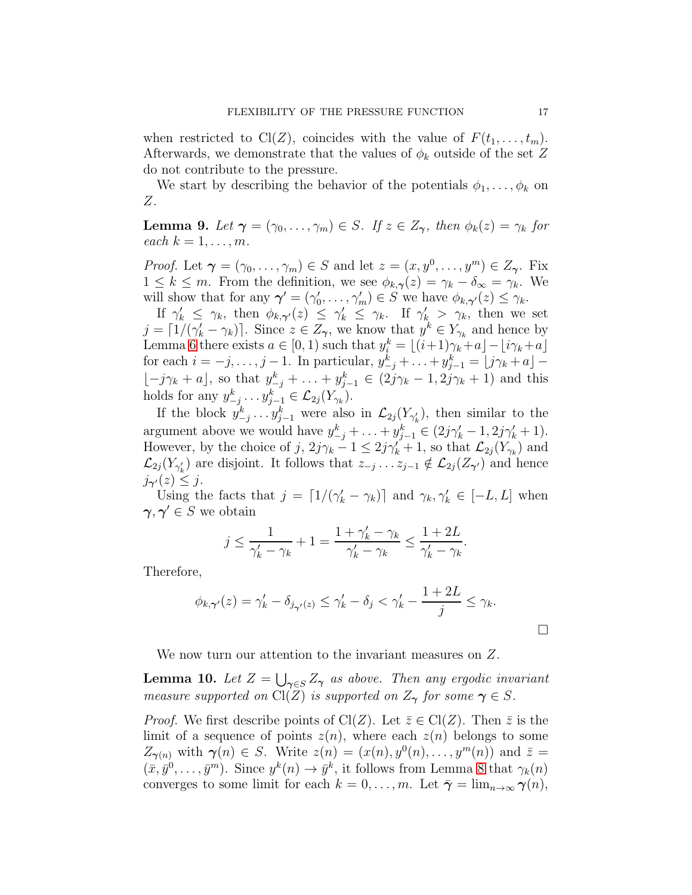when restricted to $\mathrm{Cl}(Z)$, coincides with the value of $F(t_1, \ldots, t_m)$. Afterwards, we demonstrate that the values of $\phi_k$ outside of the set $Z$ do not contribute to the pressure.

We start by describing the behavior of the potentials $\phi_1, \ldots, \phi_k$ on $Z$.

**Lemma 9.** *Let $\boldsymbol{\gamma} = (\gamma_0, \ldots, \gamma_m) \in S$. If $z \in Z_{\boldsymbol{\gamma}}$, then $\phi_k(z) = \gamma_k$ for each $k = 1, \ldots, m$.*

*Proof.* Let $\boldsymbol{\gamma} = (\gamma_0, \ldots, \gamma_m) \in S$ and let $z = (x, y^0, \ldots, y^m) \in Z_{\boldsymbol{\gamma}}$. Fix $1 \leq k \leq m$. From the definition, we see $\phi_{k,\boldsymbol{\gamma}}(z) = \gamma_k - \delta_\infty = \gamma_k$. We will show that for any $\boldsymbol{\gamma}' = (\gamma_0', \ldots, \gamma_m') \in S$ we have $\phi_{k,\boldsymbol{\gamma}'}(z) \leq \gamma_k$.

If $\gamma_k' \leq \gamma_k$, then $\phi_{k,\boldsymbol{\gamma}'}(z) \leq \gamma_k' \leq \gamma_k$. If $\gamma_k' > \gamma_k$, then we set $j = \lceil 1/(\gamma_k' - \gamma_k) \rceil$. Since $z \in Z_{\boldsymbol{\gamma}}$, we know that $y^k \in Y_{\gamma_k}$ and hence by Lemma 6 there exists $a \in [0, 1)$ such that $y_i^k = \lfloor (i+1)\gamma_k + a \rfloor - \lfloor i\gamma_k + a \rfloor$ for each $i = -j, \ldots, j-1$. In particular, $y_{-j}^k + \ldots + y_{j-1}^k = \lfloor j\gamma_k + a \rfloor - \lfloor -j\gamma_k + a \rfloor$, so that $y_{-j}^k + \ldots + y_{j-1}^k \in (2j\gamma_k - 1, 2j\gamma_k + 1)$ and this holds for any $y_{-j}^k \ldots y_{j-1}^k \in \mathcal{L}_{2j}(Y_{\gamma_k})$.

If the block $y_{-j}^k \ldots y_{j-1}^k$ were also in $\mathcal{L}_{2j}(Y_{\gamma_k'})$, then similar to the argument above we would have $y_{-j}^k + \ldots + y_{j-1}^k \in (2j\gamma_k' - 1, 2j\gamma_k' + 1)$. However, by the choice of $j$, $2j\gamma_k - 1 \leq 2j\gamma_k' + 1$, so that $\mathcal{L}_{2j}(Y_{\gamma_k})$ and $\mathcal{L}_{2j}(Y_{\gamma_k'})$ are disjoint. It follows that $z_{-j} \ldots z_{j-1} \notin \mathcal{L}_{2j}(Z_{\boldsymbol{\gamma}'})$ and hence $j_{\boldsymbol{\gamma}'}(z) \leq j$.

Using the facts that $j = \lceil 1/(\gamma_k' - \gamma_k) \rceil$ and $\gamma_k, \gamma_k' \in [-L, L]$ when $\boldsymbol{\gamma}, \boldsymbol{\gamma}' \in S$ we obtain

$$j \leq \frac{1}{\gamma_k' - \gamma_k} + 1 = \frac{1 + \gamma_k' - \gamma_k}{\gamma_k' - \gamma_k} \leq \frac{1 + 2L}{\gamma_k' - \gamma_k}.$$

Therefore,

$$\phi_{k,\boldsymbol{\gamma}'}(z) = \gamma_k' - \delta_{j_{\boldsymbol{\gamma}'}(z)} \leq \gamma_k' - \delta_j < \gamma_k' - \frac{1 + 2L}{j} \leq \gamma_k.$$

$\square$

We now turn our attention to the invariant measures on $Z$.

**Lemma 10.** *Let $Z = \bigcup_{\boldsymbol{\gamma} \in S} Z_{\boldsymbol{\gamma}}$ as above. Then any ergodic invariant measure supported on $\mathrm{Cl}(Z)$ is supported on $Z_{\boldsymbol{\gamma}}$ for some $\boldsymbol{\gamma} \in S$.*

*Proof.* We first describe points of $\mathrm{Cl}(Z)$. Let $\bar{z} \in \mathrm{Cl}(Z)$. Then $\bar{z}$ is the limit of a sequence of points $z(n)$, where each $z(n)$ belongs to some $Z_{\boldsymbol{\gamma}(n)}$ with $\boldsymbol{\gamma}(n) \in S$. Write $z(n) = (x(n), y^0(n), \ldots, y^m(n))$ and $\bar{z} = (\bar{x}, \bar{y}^0, \ldots, \bar{y}^m)$. Since $y^k(n) \to \bar{y}^k$, it follows from Lemma 8 that $\gamma_k(n)$ converges to some limit for each $k = 0, \ldots, m$. Let $\bar{\boldsymbol{\gamma}} = \lim_{n\to\infty} \boldsymbol{\gamma}(n)$,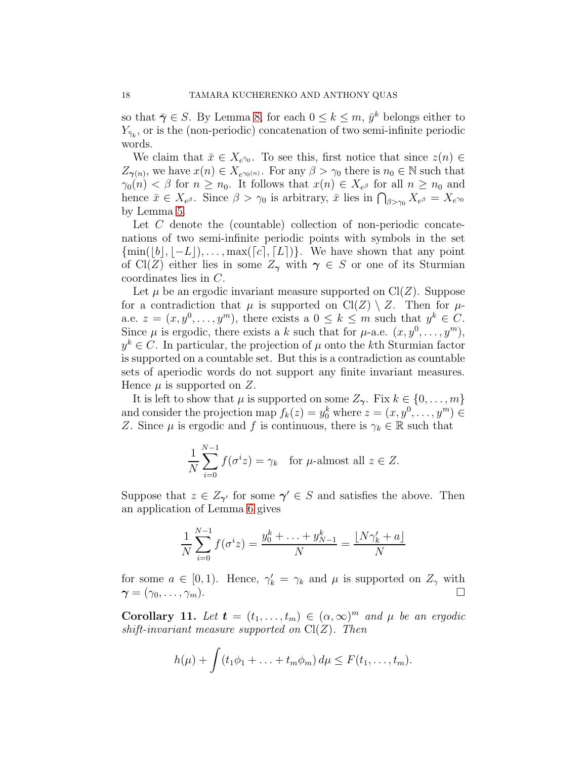so that $\bar{\boldsymbol{\gamma}} \in S$. By Lemma 8, for each $0 \le k \le m$, $\bar{y}^k$ belongs either to $Y_{\bar{\gamma}_k}$, or is the (non-periodic) concatenation of two semi-infinite periodic words.

We claim that $\bar{x} \in X_{e^{\bar{\gamma}_0}}$. To see this, first notice that since $z(n) \in Z_{\boldsymbol{\gamma}(n)}$, we have $x(n) \in X_{e^{\gamma_0(n)}}$. For any $\beta > \gamma_0$ there is $n_0 \in \mathbb{N}$ such that $\gamma_0(n) < \beta$ for $n \ge n_0$. It follows that $x(n) \in X_{e^\beta}$ for all $n \ge n_0$ and hence $\bar{x} \in X_{e^\beta}$. Since $\beta > \gamma_0$ is arbitrary, $\bar{x}$ lies in $\bigcap_{\beta > \gamma_0} X_{e^\beta} = X_{e^{\gamma_0}}$ by Lemma 5.

Let $C$ denote the (countable) collection of non-periodic concatenations of two semi-infinite periodic points with symbols in the set $\{\min(\lfloor b \rfloor, \lfloor -L \rfloor), \ldots, \max(\lceil c \rceil, \lceil L \rceil)\}$. We have shown that any point of $\mathrm{Cl}(Z)$ either lies in some $Z_{\boldsymbol{\gamma}}$ with $\boldsymbol{\gamma} \in S$ or one of its Sturmian coordinates lies in $C$.

Let $\mu$ be an ergodic invariant measure supported on $\mathrm{Cl}(Z)$. Suppose for a contradiction that $\mu$ is supported on $\mathrm{Cl}(Z) \setminus Z$. Then for $\mu$-a.e. $z = (x, y^0, \ldots, y^m)$, there exists a $0 \le k \le m$ such that $y^k \in C$. Since $\mu$ is ergodic, there exists a $k$ such that for $\mu$-a.e. $(x, y^0, \ldots, y^m)$, $y^k \in C$. In particular, the projection of $\mu$ onto the $k$th Sturmian factor is supported on a countable set. But this is a contradiction as countable sets of aperiodic words do not support any finite invariant measures. Hence $\mu$ is supported on $Z$.

It is left to show that $\mu$ is supported on some $Z_{\boldsymbol{\gamma}}$. Fix $k \in \{0, \ldots, m\}$ and consider the projection map $f_k(z) = y_0^k$ where $z = (x, y^0, \ldots, y^m) \in Z$. Since $\mu$ is ergodic and $f$ is continuous, there is $\gamma_k \in \mathbb{R}$ such that

$$\frac{1}{N} \sum_{i=0}^{N-1} f(\sigma^i z) = \gamma_k \quad \text{for } \mu\text{-almost all } z \in Z.$$

Suppose that $z \in Z_{\boldsymbol{\gamma}'}$ for some $\boldsymbol{\gamma}' \in S$ and satisfies the above. Then an application of Lemma 6 gives

$$\frac{1}{N} \sum_{i=0}^{N-1} f(\sigma^i z) = \frac{y_0^k + \ldots + y_{N-1}^k}{N} = \frac{\lfloor N\gamma_k' + a \rfloor}{N}$$

for some $a \in [0, 1)$. Hence, $\gamma_k' = \gamma_k$ and $\mu$ is supported on $Z_\gamma$ with $\boldsymbol{\gamma} = (\gamma_0, \ldots, \gamma_m)$. □

**Corollary 11.** *Let $\boldsymbol{t} = (t_1, \ldots, t_m) \in (\alpha, \infty)^m$ and $\mu$ be an ergodic shift-invariant measure supported on $\mathrm{Cl}(Z)$. Then*

$$h(\mu) + \int (t_1\phi_1 + \ldots + t_m\phi_m)\, d\mu \le F(t_1, \ldots, t_m).$$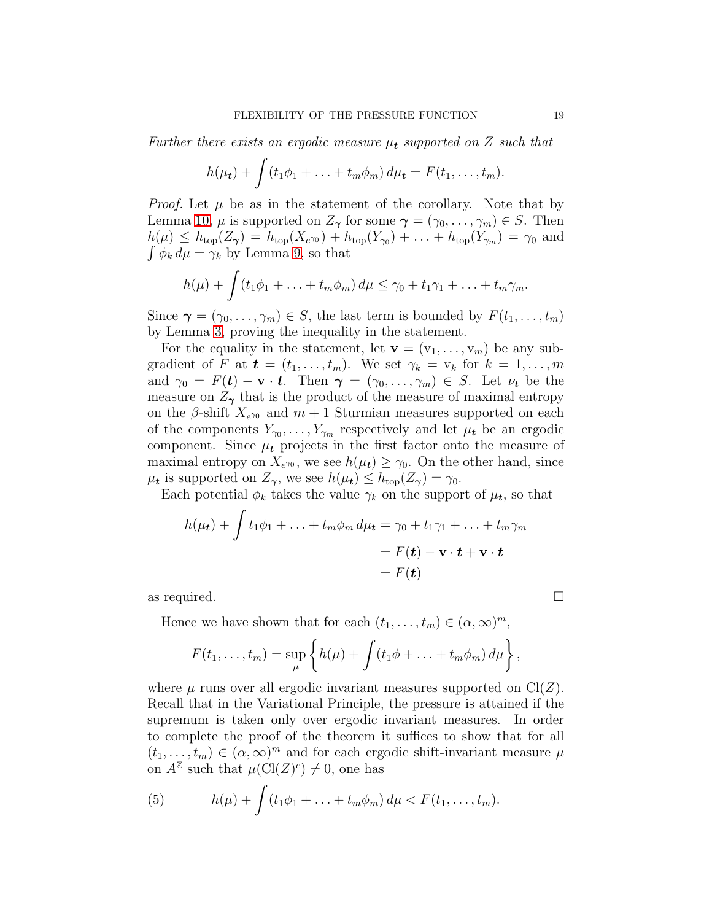*Further there exists an ergodic measure $\mu_{\boldsymbol{t}}$ supported on $Z$ such that*

$$h(\mu_{\boldsymbol{t}}) + \int (t_1\phi_1 + \ldots + t_m\phi_m)\, d\mu_{\boldsymbol{t}} = F(t_1, \ldots, t_m).$$

*Proof.* Let $\mu$ be as in the statement of the corollary. Note that by Lemma 10, $\mu$ is supported on $Z_{\boldsymbol{\gamma}}$ for some $\boldsymbol{\gamma} = (\gamma_0, \ldots, \gamma_m) \in S$. Then $h(\mu) \leq h_{\text{top}}(Z_{\boldsymbol{\gamma}}) = h_{\text{top}}(X_{e^{\gamma_0}}) + h_{\text{top}}(Y_{\gamma_0}) + \ldots + h_{\text{top}}(Y_{\gamma_m}) = \gamma_0$ and $\int \phi_k\, d\mu = \gamma_k$ by Lemma 9, so that

$$h(\mu) + \int (t_1\phi_1 + \ldots + t_m\phi_m)\, d\mu \leq \gamma_0 + t_1\gamma_1 + \ldots + t_m\gamma_m.$$

Since $\boldsymbol{\gamma} = (\gamma_0, \ldots, \gamma_m) \in S$, the last term is bounded by $F(t_1, \ldots, t_m)$ by Lemma 3, proving the inequality in the statement.

For the equality in the statement, let $\mathbf{v} = (\mathrm{v}_1, \ldots, \mathrm{v}_m)$ be any subgradient of $F$ at $\boldsymbol{t} = (t_1, \ldots, t_m)$. We set $\gamma_k = \mathrm{v}_k$ for $k = 1, \ldots, m$ and $\gamma_0 = F(\boldsymbol{t}) - \mathbf{v} \cdot \boldsymbol{t}$. Then $\boldsymbol{\gamma} = (\gamma_0, \ldots, \gamma_m) \in S$. Let $\nu_{\boldsymbol{t}}$ be the measure on $Z_{\boldsymbol{\gamma}}$ that is the product of the measure of maximal entropy on the $\beta$-shift $X_{e^{\gamma_0}}$ and $m+1$ Sturmian measures supported on each of the components $Y_{\gamma_0}, \ldots, Y_{\gamma_m}$ respectively and let $\mu_{\boldsymbol{t}}$ be an ergodic component. Since $\mu_{\boldsymbol{t}}$ projects in the first factor onto the measure of maximal entropy on $X_{e^{\gamma_0}}$, we see $h(\mu_{\boldsymbol{t}}) \geq \gamma_0$. On the other hand, since $\mu_{\boldsymbol{t}}$ is supported on $Z_{\boldsymbol{\gamma}}$, we see $h(\mu_{\boldsymbol{t}}) \leq h_{\text{top}}(Z_{\boldsymbol{\gamma}}) = \gamma_0$.

Each potential $\phi_k$ takes the value $\gamma_k$ on the support of $\mu_{\boldsymbol{t}}$, so that

$$\begin{aligned}
h(\mu_{\boldsymbol{t}}) + \int t_1\phi_1 + \ldots + t_m\phi_m\, d\mu_{\boldsymbol{t}} &= \gamma_0 + t_1\gamma_1 + \ldots + t_m\gamma_m \\
&= F(\boldsymbol{t}) - \mathbf{v} \cdot \boldsymbol{t} + \mathbf{v} \cdot \boldsymbol{t} \\
&= F(\boldsymbol{t})
\end{aligned}$$

as required. $\square$

Hence we have shown that for each $(t_1, \ldots, t_m) \in (\alpha, \infty)^m$,

$$F(t_1, \ldots, t_m) = \sup_{\mu} \left\{ h(\mu) + \int (t_1\phi + \ldots + t_m\phi_m)\, d\mu \right\},$$

where $\mu$ runs over all ergodic invariant measures supported on $\mathrm{Cl}(Z)$. Recall that in the Variational Principle, the pressure is attained if the supremum is taken only over ergodic invariant measures. In order to complete the proof of the theorem it suffices to show that for all $(t_1, \ldots, t_m) \in (\alpha, \infty)^m$ and for each ergodic shift-invariant measure $\mu$ on $A^{\mathbb{Z}}$ such that $\mu(\mathrm{Cl}(Z)^c) \neq 0$, one has

$$h(\mu) + \int (t_1\phi_1 + \ldots + t_m\phi_m)\, d\mu < F(t_1, \ldots, t_m). \tag{5}$$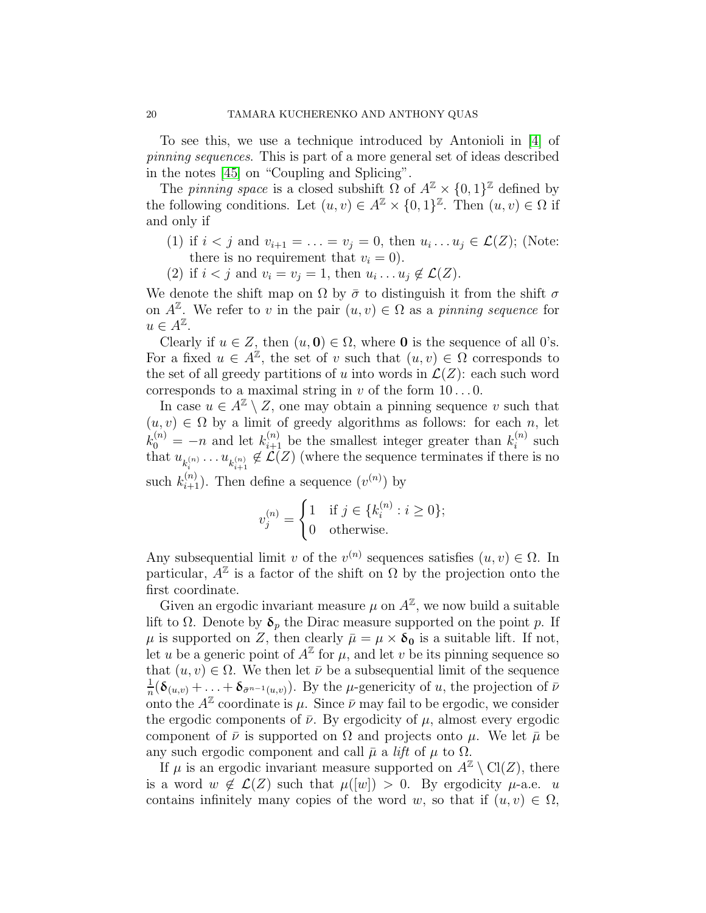To see this, we use a technique introduced by Antonioli in [4] of *pinning sequences*. This is part of a more general set of ideas described in the notes [45] on "Coupling and Splicing".

The *pinning space* is a closed subshift $\Omega$ of $A^{\mathbb{Z}} \times \{0,1\}^{\mathbb{Z}}$ defined by the following conditions. Let $(u, v) \in A^{\mathbb{Z}} \times \{0,1\}^{\mathbb{Z}}$. Then $(u, v) \in \Omega$ if and only if

1. if $i < j$ and $v_{i+1} = \ldots = v_j = 0$, then $u_i \ldots u_j \in \mathcal{L}(Z)$; (Note: there is no requirement that $v_i = 0$).
2. if $i < j$ and $v_i = v_j = 1$, then $u_i \ldots u_j \notin \mathcal{L}(Z)$.

We denote the shift map on $\Omega$ by $\bar{\sigma}$ to distinguish it from the shift $\sigma$ on $A^{\mathbb{Z}}$. We refer to $v$ in the pair $(u, v) \in \Omega$ as a *pinning sequence* for $u \in A^{\mathbb{Z}}$.

Clearly if $u \in Z$, then $(u, \mathbf{0}) \in \Omega$, where $\mathbf{0}$ is the sequence of all 0's. For a fixed $u \in A^{\mathbb{Z}}$, the set of $v$ such that $(u, v) \in \Omega$ corresponds to the set of all greedy partitions of $u$ into words in $\mathcal{L}(Z)$: each such word corresponds to a maximal string in $v$ of the form $10 \ldots 0$.

In case $u \in A^{\mathbb{Z}} \setminus Z$, one may obtain a pinning sequence $v$ such that $(u, v) \in \Omega$ by a limit of greedy algorithms as follows: for each $n$, let $k_0^{(n)} = -n$ and let $k_{i+1}^{(n)}$ be the smallest integer greater than $k_i^{(n)}$ such that $u_{k_i^{(n)}} \ldots u_{k_{i+1}^{(n)}} \notin \mathcal{L}(Z)$ (where the sequence terminates if there is no such $k_{i+1}^{(n)}$). Then define a sequence $(v^{(n)})$ by

$$v_j^{(n)} = \begin{cases} 1 & \text{if } j \in \{k_i^{(n)} : i \geq 0\}; \\ 0 & \text{otherwise.} \end{cases}$$

Any subsequential limit $v$ of the $v^{(n)}$ sequences satisfies $(u, v) \in \Omega$. In particular, $A^{\mathbb{Z}}$ is a factor of the shift on $\Omega$ by the projection onto the first coordinate.

Given an ergodic invariant measure $\mu$ on $A^{\mathbb{Z}}$, we now build a suitable lift to $\Omega$. Denote by $\boldsymbol{\delta}_p$ the Dirac measure supported on the point $p$. If $\mu$ is supported on $Z$, then clearly $\bar{\mu} = \mu \times \boldsymbol{\delta}_{\mathbf{0}}$ is a suitable lift. If not, let $u$ be a generic point of $A^{\mathbb{Z}}$ for $\mu$, and let $v$ be its pinning sequence so that $(u, v) \in \Omega$. We then let $\bar{\nu}$ be a subsequential limit of the sequence $\frac{1}{n}(\boldsymbol{\delta}_{(u,v)} + \ldots + \boldsymbol{\delta}_{\bar{\sigma}^{n-1}(u,v)})$. By the $\mu$-genericity of $u$, the projection of $\bar{\nu}$ onto the $A^{\mathbb{Z}}$ coordinate is $\mu$. Since $\bar{\nu}$ may fail to be ergodic, we consider the ergodic components of $\bar{\nu}$. By ergodicity of $\mu$, almost every ergodic component of $\bar{\nu}$ is supported on $\Omega$ and projects onto $\mu$. We let $\bar{\mu}$ be any such ergodic component and call $\bar{\mu}$ a *lift* of $\mu$ to $\Omega$.

If $\mu$ is an ergodic invariant measure supported on $A^{\mathbb{Z}} \setminus \mathrm{Cl}(Z)$, there is a word $w \notin \mathcal{L}(Z)$ such that $\mu([w]) > 0$. By ergodicity $\mu$-a.e. $u$ contains infinitely many copies of the word $w$, so that if $(u, v) \in \Omega$,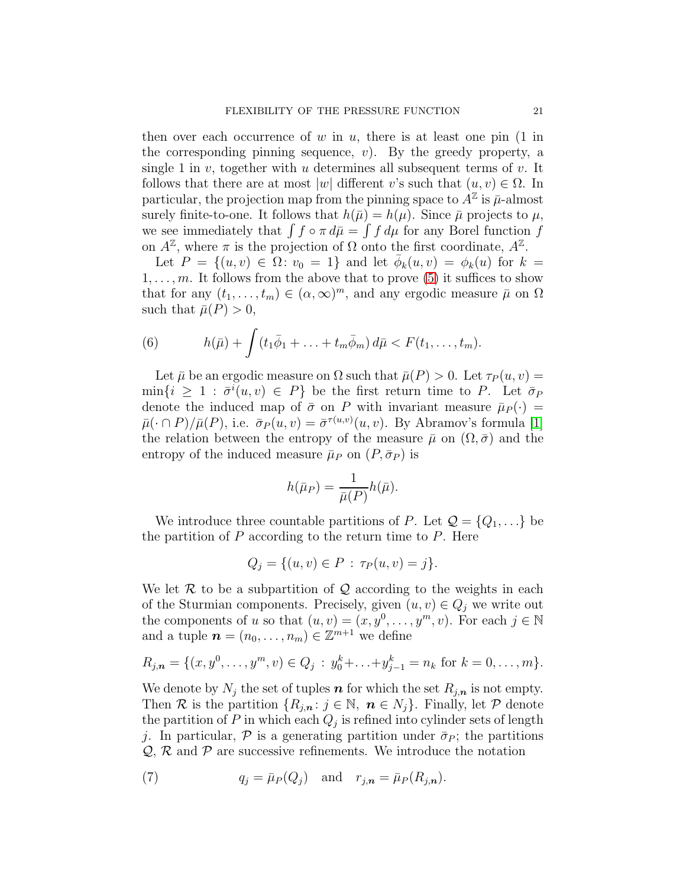then over each occurrence of $w$ in $u$, there is at least one pin (1 in the corresponding pinning sequence, $v$). By the greedy property, a single 1 in $v$, together with $u$ determines all subsequent terms of $v$. It follows that there are at most $|w|$ different $v$'s such that $(u, v) \in \Omega$. In particular, the projection map from the pinning space to $A^{\mathbb{Z}}$ is $\bar{\mu}$-almost surely finite-to-one. It follows that $h(\bar{\mu}) = h(\mu)$. Since $\bar{\mu}$ projects to $\mu$, we see immediately that $\int f \circ \pi \, d\bar{\mu} = \int f \, d\mu$ for any Borel function $f$ on $A^{\mathbb{Z}}$, where $\pi$ is the projection of $\Omega$ onto the first coordinate, $A^{\mathbb{Z}}$.

Let $P = \{(u, v) \in \Omega \colon v_0 = 1\}$ and let $\bar{\phi}_k(u, v) = \phi_k(u)$ for $k = 1, \ldots, m$. It follows from the above that to prove (5) it suffices to show that for any $(t_1, \ldots, t_m) \in (\alpha, \infty)^m$, and any ergodic measure $\bar{\mu}$ on $\Omega$ such that $\bar{\mu}(P) > 0$,

$$h(\bar{\mu}) + \int (t_1\bar{\phi}_1 + \ldots + t_m\bar{\phi}_m) \, d\bar{\mu} < F(t_1, \ldots, t_m). \tag{6}$$

Let $\bar{\mu}$ be an ergodic measure on $\Omega$ such that $\bar{\mu}(P) > 0$. Let $\tau_P(u, v) = \min\{i \geq 1 : \bar{\sigma}^i(u, v) \in P\}$ be the first return time to $P$. Let $\bar{\sigma}_P$ denote the induced map of $\bar{\sigma}$ on $P$ with invariant measure $\bar{\mu}_P(\cdot) = \bar{\mu}(\cdot \cap P)/\bar{\mu}(P)$, i.e. $\bar{\sigma}_P(u, v) = \bar{\sigma}^{\tau(u,v)}(u, v)$. By Abramov's formula [1] the relation between the entropy of the measure $\bar{\mu}$ on $(\Omega, \bar{\sigma})$ and the entropy of the induced measure $\bar{\mu}_P$ on $(P, \bar{\sigma}_P)$ is

$$h(\bar{\mu}_P) = \frac{1}{\bar{\mu}(P)} h(\bar{\mu}).$$

We introduce three countable partitions of $P$. Let $\mathcal{Q} = \{Q_1, \ldots\}$ be the partition of $P$ according to the return time to $P$. Here

$$Q_j = \{(u, v) \in P \, : \, \tau_P(u, v) = j\}.$$

We let $\mathcal{R}$ to be a subpartition of $\mathcal{Q}$ according to the weights in each of the Sturmian components. Precisely, given $(u, v) \in Q_j$ we write out the components of $u$ so that $(u, v) = (x, y^0, \ldots, y^m, v)$. For each $j \in \mathbb{N}$ and a tuple $\boldsymbol{n} = (n_0, \ldots, n_m) \in \mathbb{Z}^{m+1}$ we define

$$R_{j,\boldsymbol{n}} = \{(x, y^0, \ldots, y^m, v) \in Q_j \, : \, y^k_0 + \ldots + y^k_{j-1} = n_k \text{ for } k = 0, \ldots, m\}.$$

We denote by $N_j$ the set of tuples $\boldsymbol{n}$ for which the set $R_{j,\boldsymbol{n}}$ is not empty. Then $\mathcal{R}$ is the partition $\{R_{j,\boldsymbol{n}} \colon j \in \mathbb{N}, \ \boldsymbol{n} \in N_j\}$. Finally, let $\mathcal{P}$ denote the partition of $P$ in which each $Q_j$ is refined into cylinder sets of length $j$. In particular, $\mathcal{P}$ is a generating partition under $\bar{\sigma}_P$; the partitions $\mathcal{Q}$, $\mathcal{R}$ and $\mathcal{P}$ are successive refinements. We introduce the notation

$$q_j = \bar{\mu}_P(Q_j) \quad \text{and} \quad r_{j,\boldsymbol{n}} = \bar{\mu}_P(R_{j,\boldsymbol{n}}). \tag{7}$$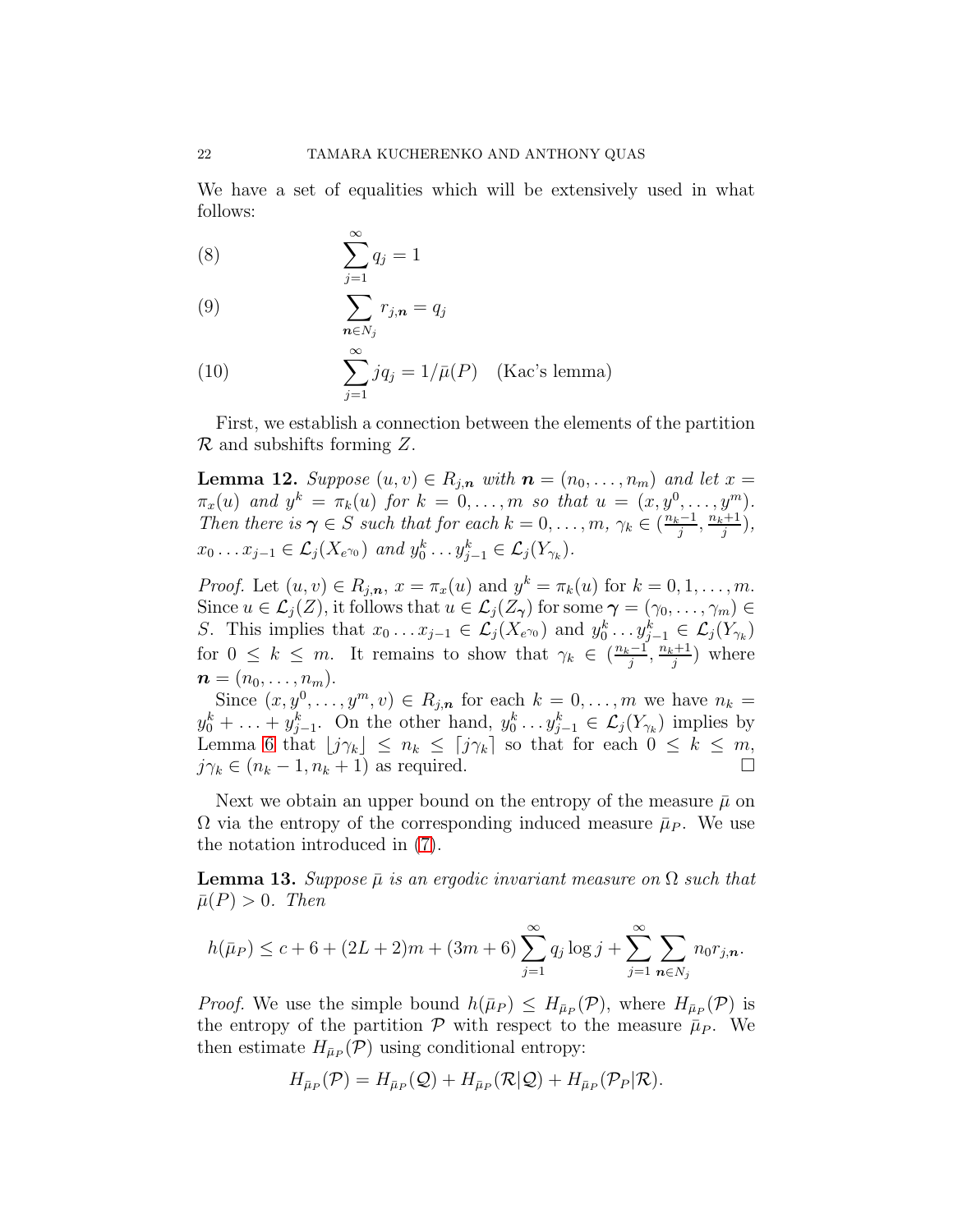We have a set of equalities which will be extensively used in what follows:

$$\sum_{j=1}^{\infty} q_j = 1 \tag{8}$$

$$\sum_{\boldsymbol{n} \in N_j} r_{j,\boldsymbol{n}} = q_j \tag{9}$$

$$\sum_{j=1}^{\infty} j q_j = 1/\bar{\mu}(P) \quad \text{(Kac's lemma)} \tag{10}$$

First, we establish a connection between the elements of the partition $\mathcal{R}$ and subshifts forming $Z$.

**Lemma 12.** *Suppose $(u, v) \in R_{j,\boldsymbol{n}}$ with $\boldsymbol{n} = (n_0, \ldots, n_m)$ and let $x = \pi_x(u)$ and $y^k = \pi_k(u)$ for $k = 0, \ldots, m$ so that $u = (x, y^0, \ldots, y^m)$. Then there is $\boldsymbol{\gamma} \in S$ such that for each $k = 0, \ldots, m$, $\gamma_k \in (\frac{n_k - 1}{j}, \frac{n_k + 1}{j})$, $x_0 \ldots x_{j-1} \in \mathcal{L}_j(X_{e^{\gamma_0}})$ and $y^k_0 \ldots y^k_{j-1} \in \mathcal{L}_j(Y_{\gamma_k})$.*

*Proof.* Let $(u, v) \in R_{j,\boldsymbol{n}}$, $x = \pi_x(u)$ and $y^k = \pi_k(u)$ for $k = 0, 1, \ldots, m$. Since $u \in \mathcal{L}_j(Z)$, it follows that $u \in \mathcal{L}_j(Z_{\boldsymbol{\gamma}})$ for some $\boldsymbol{\gamma} = (\gamma_0, \ldots, \gamma_m) \in S$. This implies that $x_0 \ldots x_{j-1} \in \mathcal{L}_j(X_{e^{\gamma_0}})$ and $y^k_0 \ldots y^k_{j-1} \in \mathcal{L}_j(Y_{\gamma_k})$ for $0 \leq k \leq m$. It remains to show that $\gamma_k \in (\frac{n_k - 1}{j}, \frac{n_k + 1}{j})$ where $\boldsymbol{n} = (n_0, \ldots, n_m)$.

Since $(x, y^0, \ldots, y^m, v) \in R_{j,\boldsymbol{n}}$ for each $k = 0, \ldots, m$ we have $n_k = y^k_0 + \ldots + y^k_{j-1}$. On the other hand, $y^k_0 \ldots y^k_{j-1} \in \mathcal{L}_j(Y_{\gamma_k})$ implies by Lemma 6 that $\lfloor j\gamma_k \rfloor \leq n_k \leq \lceil j\gamma_k \rceil$ so that for each $0 \leq k \leq m$, $j\gamma_k \in (n_k - 1, n_k + 1)$ as required. $\square$

Next we obtain an upper bound on the entropy of the measure $\bar{\mu}$ on $\Omega$ via the entropy of the corresponding induced measure $\bar{\mu}_P$. We use the notation introduced in (7).

**Lemma 13.** *Suppose $\bar{\mu}$ is an ergodic invariant measure on $\Omega$ such that $\bar{\mu}(P) > 0$. Then*

$$h(\bar{\mu}_P) \leq c + 6 + (2L + 2)m + (3m + 6) \sum_{j=1}^{\infty} q_j \log j + \sum_{j=1}^{\infty} \sum_{\boldsymbol{n} \in N_j} n_0 r_{j,\boldsymbol{n}}.$$

*Proof.* We use the simple bound $h(\bar{\mu}_P) \leq H_{\bar{\mu}_P}(\mathcal{P})$, where $H_{\bar{\mu}_P}(\mathcal{P})$ is the entropy of the partition $\mathcal{P}$ with respect to the measure $\bar{\mu}_P$. We then estimate $H_{\bar{\mu}_P}(\mathcal{P})$ using conditional entropy:

$$H_{\bar{\mu}_P}(\mathcal{P}) = H_{\bar{\mu}_P}(\mathcal{Q}) + H_{\bar{\mu}_P}(\mathcal{R}|\mathcal{Q}) + H_{\bar{\mu}_P}(\mathcal{P}_P|\mathcal{R}).$$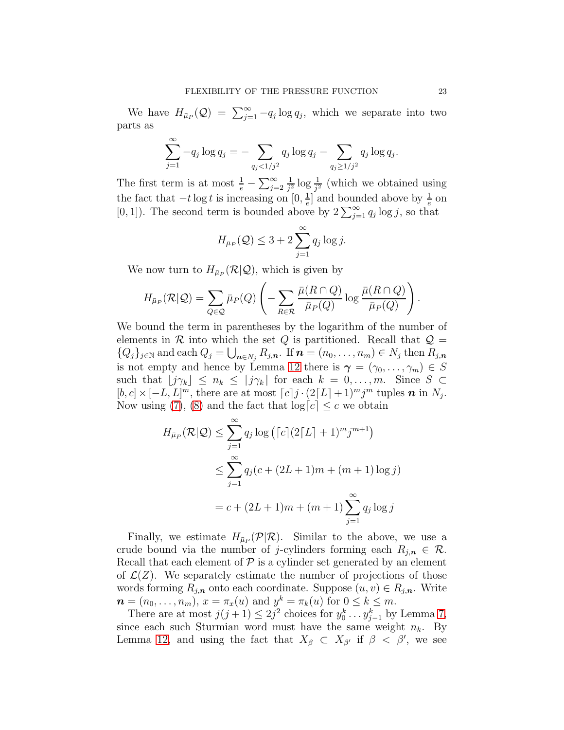We have $H_{\bar{\mu}_P}(\mathcal{Q}) = \sum_{j=1}^{\infty} -q_j \log q_j$, which we separate into two parts as

$$\sum_{j=1}^{\infty} -q_j \log q_j = -\sum_{q_j < 1/j^2} q_j \log q_j - \sum_{q_j \geq 1/j^2} q_j \log q_j.$$

The first term is at most $\frac{1}{e} - \sum_{j=2}^{\infty} \frac{1}{j^2} \log \frac{1}{j^2}$ (which we obtained using the fact that $-t \log t$ is increasing on $[0, \frac{1}{e}]$ and bounded above by $\frac{1}{e}$ on $[0, 1]$). The second term is bounded above by $2 \sum_{j=1}^{\infty} q_j \log j$, so that

$$H_{\bar{\mu}_P}(\mathcal{Q}) \leq 3 + 2 \sum_{j=1}^{\infty} q_j \log j.$$

We now turn to $H_{\bar{\mu}_P}(\mathcal{R}|\mathcal{Q})$, which is given by

$$H_{\bar{\mu}_P}(\mathcal{R}|\mathcal{Q}) = \sum_{Q \in \mathcal{Q}} \bar{\mu}_P(Q) \left( -\sum_{R \in \mathcal{R}} \frac{\bar{\mu}(R \cap Q)}{\bar{\mu}_P(Q)} \log \frac{\bar{\mu}(R \cap Q)}{\bar{\mu}_P(Q)} \right).$$

We bound the term in parentheses by the logarithm of the number of elements in $\mathcal{R}$ into which the set $Q$ is partitioned. Recall that $\mathcal{Q} = \{Q_j\}_{j \in \mathbb{N}}$ and each $Q_j = \bigcup_{\boldsymbol{n} \in N_j} R_{j,\boldsymbol{n}}$. If $\boldsymbol{n} = (n_0, \ldots, n_m) \in N_j$ then $R_{j,\boldsymbol{n}}$ is not empty and hence by Lemma 12 there is $\boldsymbol{\gamma} = (\gamma_0, \ldots, \gamma_m) \in S$ such that $\lfloor j\gamma_k \rfloor \leq n_k \leq \lceil j\gamma_k \rceil$ for each $k = 0, \ldots, m$. Since $S \subset [b, c] \times [-L, L]^m$, there are at most $\lceil c \rceil j \cdot (2\lceil L \rceil + 1)^m j^m$ tuples $\boldsymbol{n}$ in $N_j$. Now using (7), (8) and the fact that $\log \lceil c \rceil \leq c$ we obtain

$$\begin{aligned}
H_{\bar{\mu}_P}(\mathcal{R}|\mathcal{Q}) &\leq \sum_{j=1}^{\infty} q_j \log \left( \lceil c \rceil (2\lceil L \rceil + 1)^m j^{m+1} \right) \\
&\leq \sum_{j=1}^{\infty} q_j (c + (2L+1)m + (m+1) \log j) \\
&= c + (2L+1)m + (m+1) \sum_{j=1}^{\infty} q_j \log j
\end{aligned}$$

Finally, we estimate $H_{\bar{\mu}_P}(\mathcal{P}|\mathcal{R})$. Similar to the above, we use a crude bound via the number of $j$-cylinders forming each $R_{j,\boldsymbol{n}} \in \mathcal{R}$. Recall that each element of $\mathcal{P}$ is a cylinder set generated by an element of $\mathcal{L}(Z)$. We separately estimate the number of projections of those words forming $R_{j,\boldsymbol{n}}$ onto each coordinate. Suppose $(u, v) \in R_{j,\boldsymbol{n}}$. Write $\boldsymbol{n} = (n_0, \ldots, n_m)$, $x = \pi_x(u)$ and $y^k = \pi_k(u)$ for $0 \leq k \leq m$.

There are at most $j(j+1) \leq 2j^2$ choices for $y_0^k \ldots y_{j-1}^k$ by Lemma 7, since each such Sturmian word must have the same weight $n_k$. By Lemma 12, and using the fact that $X_\beta \subset X_{\beta'}$ if $\beta < \beta'$, we see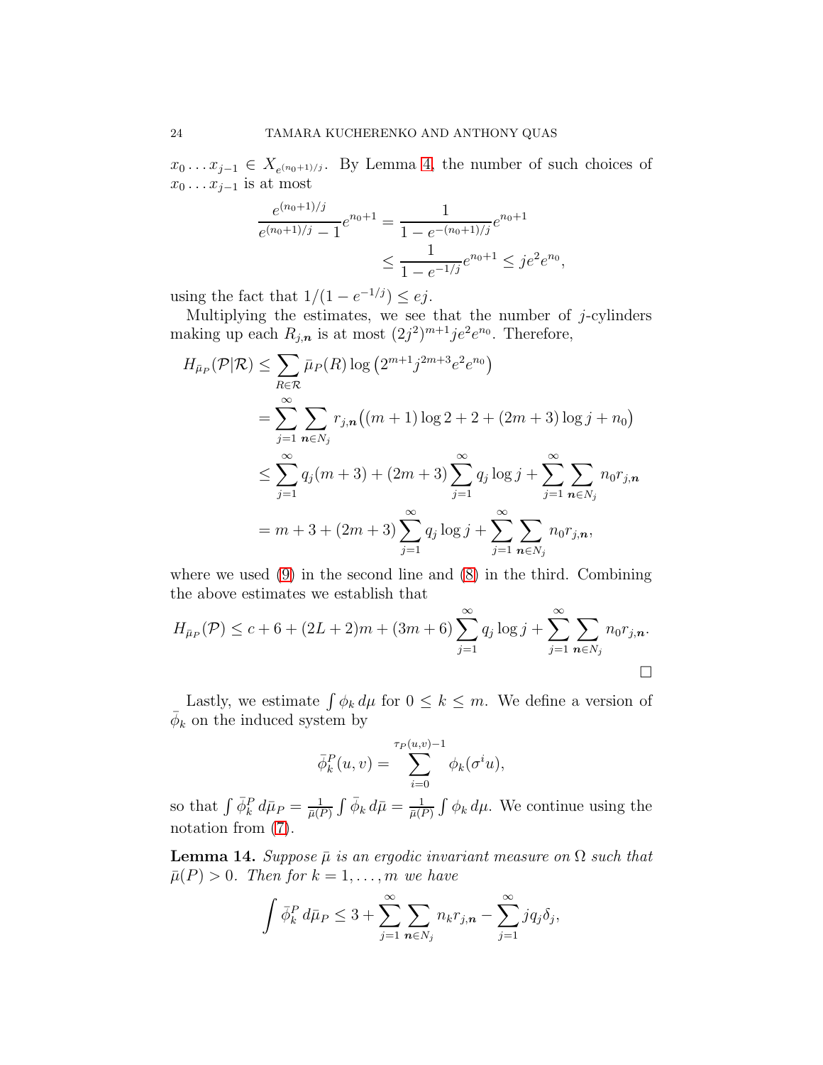$x_0 \dots x_{j-1} \in X_{e^{(n_0+1)/j}}$. By Lemma 4, the number of such choices of $x_0 \dots x_{j-1}$ is at most

$$\frac{e^{(n_0+1)/j}}{e^{(n_0+1)/j}-1}e^{n_0+1} = \frac{1}{1-e^{-(n_0+1)/j}}e^{n_0+1}$$
$$\leq \frac{1}{1-e^{-1/j}}e^{n_0+1} \leq je^2 e^{n_0},$$

using the fact that $1/(1-e^{-1/j}) \leq ej$.

Multiplying the estimates, we see that the number of $j$-cylinders making up each $R_{j,\boldsymbol{n}}$ is at most $(2j^2)^{m+1}je^2e^{n_0}$. Therefore,

$$\begin{aligned}
H_{\bar\mu_P}(\mathcal{P}|\mathcal{R}) &\leq \sum_{R\in\mathcal{R}} \bar\mu_P(R)\log\left(2^{m+1}j^{2m+3}e^2e^{n_0}\right) \\
&= \sum_{j=1}^\infty \sum_{\boldsymbol{n}\in N_j} r_{j,\boldsymbol{n}}\big((m+1)\log 2 + 2 + (2m+3)\log j + n_0\big) \\
&\leq \sum_{j=1}^\infty q_j(m+3) + (2m+3)\sum_{j=1}^\infty q_j \log j + \sum_{j=1}^\infty \sum_{\boldsymbol{n}\in N_j} n_0 r_{j,\boldsymbol{n}} \\
&= m+3+(2m+3)\sum_{j=1}^\infty q_j\log j + \sum_{j=1}^\infty\sum_{\boldsymbol{n}\in N_j} n_0 r_{j,\boldsymbol{n}},
\end{aligned}$$

where we used (9) in the second line and (8) in the third. Combining the above estimates we establish that

$$H_{\bar\mu_P}(\mathcal{P}) \leq c+6+(2L+2)m+(3m+6)\sum_{j=1}^\infty q_j\log j + \sum_{j=1}^\infty\sum_{\boldsymbol{n}\in N_j} n_0 r_{j,\boldsymbol{n}}.$$

□

Lastly, we estimate $\int \phi_k\,d\mu$ for $0 \leq k \leq m$. We define a version of $\bar\phi_k$ on the induced system by

$$\bar\phi_k^P(u,v) = \sum_{i=0}^{\tau_P(u,v)-1}\phi_k(\sigma^i u),$$

so that $\int \bar\phi_k^P\,d\bar\mu_P = \frac{1}{\bar\mu(P)}\int\bar\phi_k\,d\bar\mu = \frac{1}{\bar\mu(P)}\int\phi_k\,d\mu$. We continue using the notation from (7).

**Lemma 14.** *Suppose $\bar\mu$ is an ergodic invariant measure on $\Omega$ such that $\bar\mu(P)>0$. Then for $k=1,\dots,m$ we have*

$$\int\bar\phi_k^P\,d\bar\mu_P \leq 3 + \sum_{j=1}^\infty\sum_{\boldsymbol{n}\in N_j} n_k r_{j,\boldsymbol{n}} - \sum_{j=1}^\infty jq_j\delta_j,$$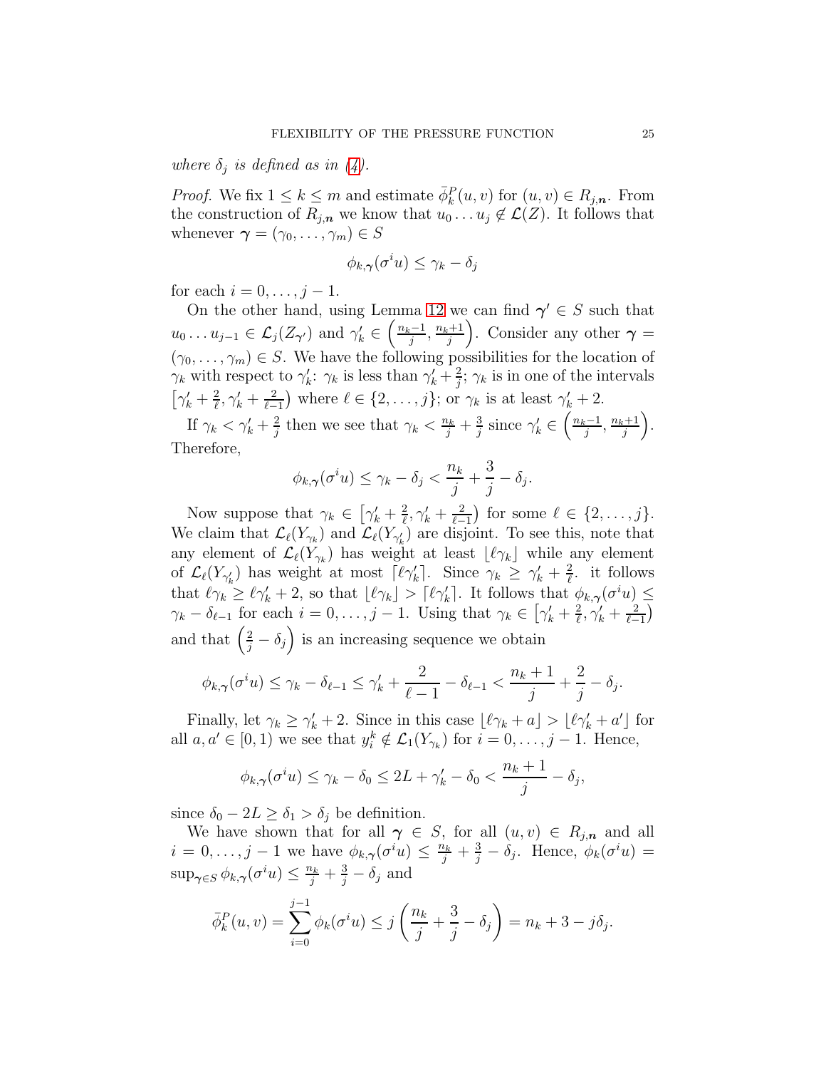*where $\delta_j$ is defined as in (4).*

*Proof.* We fix $1 \le k \le m$ and estimate $\bar{\phi}_k^P(u,v)$ for $(u,v) \in R_{j,\boldsymbol{n}}$. From the construction of $R_{j,\boldsymbol{n}}$ we know that $u_0 \dots u_j \notin \mathcal{L}(Z)$. It follows that whenever $\boldsymbol{\gamma} = (\gamma_0, \dots, \gamma_m) \in S$

$$\phi_{k,\boldsymbol{\gamma}}(\sigma^i u) \le \gamma_k - \delta_j$$

for each $i = 0, \dots, j-1$.

On the other hand, using Lemma 12 we can find $\boldsymbol{\gamma}' \in S$ such that $u_0 \dots u_{j-1} \in \mathcal{L}_j(Z_{\boldsymbol{\gamma}'})$ and $\gamma'_k \in \left(\frac{n_k - 1}{j}, \frac{n_k+1}{j}\right)$. Consider any other $\boldsymbol{\gamma} = (\gamma_0, \dots, \gamma_m) \in S$. We have the following possibilities for the location of $\gamma_k$ with respect to $\gamma'_k$: $\gamma_k$ is less than $\gamma'_k + \frac{2}{j}$; $\gamma_k$ is in one of the intervals $\left[\gamma'_k + \frac{2}{\ell}, \gamma'_k + \frac{2}{\ell - 1}\right)$ where $\ell \in \{2, \dots, j\}$; or $\gamma_k$ is at least $\gamma'_k + 2$.

If $\gamma_k < \gamma'_k + \frac{2}{j}$ then we see that $\gamma_k < \frac{n_k}{j} + \frac{3}{j}$ since $\gamma'_k \in \left(\frac{n_k-1}{j}, \frac{n_k+1}{j}\right)$. Therefore,

$$\phi_{k,\boldsymbol{\gamma}}(\sigma^i u) \le \gamma_k - \delta_j < \frac{n_k}{j} + \frac{3}{j} - \delta_j.$$

Now suppose that $\gamma_k \in \left[\gamma'_k + \frac{2}{\ell}, \gamma'_k + \frac{2}{\ell-1}\right)$ for some $\ell \in \{2, \dots, j\}$. We claim that $\mathcal{L}_\ell(Y_{\gamma_k})$ and $\mathcal{L}_\ell(Y_{\gamma'_k})$ are disjoint. To see this, note that any element of $\mathcal{L}_\ell(Y_{\gamma_k})$ has weight at least $\lfloor \ell \gamma_k \rfloor$ while any element of $\mathcal{L}_\ell(Y_{\gamma'_k})$ has weight at most $\lceil \ell \gamma'_k \rceil$. Since $\gamma_k \ge \gamma'_k + \frac{2}{\ell}$. it follows that $\ell \gamma_k \ge \ell \gamma'_k + 2$, so that $\lfloor \ell \gamma_k \rfloor > \lceil \ell \gamma'_k \rceil$. It follows that $\phi_{k,\boldsymbol{\gamma}}(\sigma^i u) \le \gamma_k - \delta_{\ell-1}$ for each $i = 0, \dots, j-1$. Using that $\gamma_k \in \left[\gamma'_k + \frac{2}{\ell}, \gamma'_k + \frac{2}{\ell-1}\right)$ and that $\left(\frac{2}{j} - \delta_j\right)$ is an increasing sequence we obtain

$$\phi_{k,\boldsymbol{\gamma}}(\sigma^i u) \le \gamma_k - \delta_{\ell-1} \le \gamma'_k + \frac{2}{\ell - 1} - \delta_{\ell-1} < \frac{n_k + 1}{j} + \frac{2}{j} - \delta_j.$$

Finally, let $\gamma_k \ge \gamma'_k + 2$. Since in this case $\lfloor \ell \gamma_k + a \rfloor > \lfloor \ell \gamma'_k + a' \rfloor$ for all $a, a' \in [0,1)$ we see that $y_i^k \notin \mathcal{L}_1(Y_{\gamma_k})$ for $i = 0, \dots, j-1$. Hence,

$$\phi_{k,\boldsymbol{\gamma}}(\sigma^i u) \le \gamma_k - \delta_0 \le 2L + \gamma'_k - \delta_0 < \frac{n_k+1}{j} - \delta_j,$$

since $\delta_0 - 2L \ge \delta_1 > \delta_j$ be definition.

We have shown that for all $\boldsymbol{\gamma} \in S$, for all $(u,v) \in R_{j,\boldsymbol{n}}$ and all $i = 0, \dots, j-1$ we have $\phi_{k,\boldsymbol{\gamma}}(\sigma^i u) \le \frac{n_k}{j} + \frac{3}{j} - \delta_j$. Hence, $\phi_k(\sigma^i u) = \sup_{\boldsymbol{\gamma} \in S} \phi_{k,\boldsymbol{\gamma}}(\sigma^i u) \le \frac{n_k}{j} + \frac{3}{j} - \delta_j$ and

$$\bar{\phi}_k^P(u,v) = \sum_{i=0}^{j-1} \phi_k(\sigma^i u) \le j\left(\frac{n_k}{j} + \frac{3}{j} - \delta_j\right) = n_k + 3 - j\delta_j.$$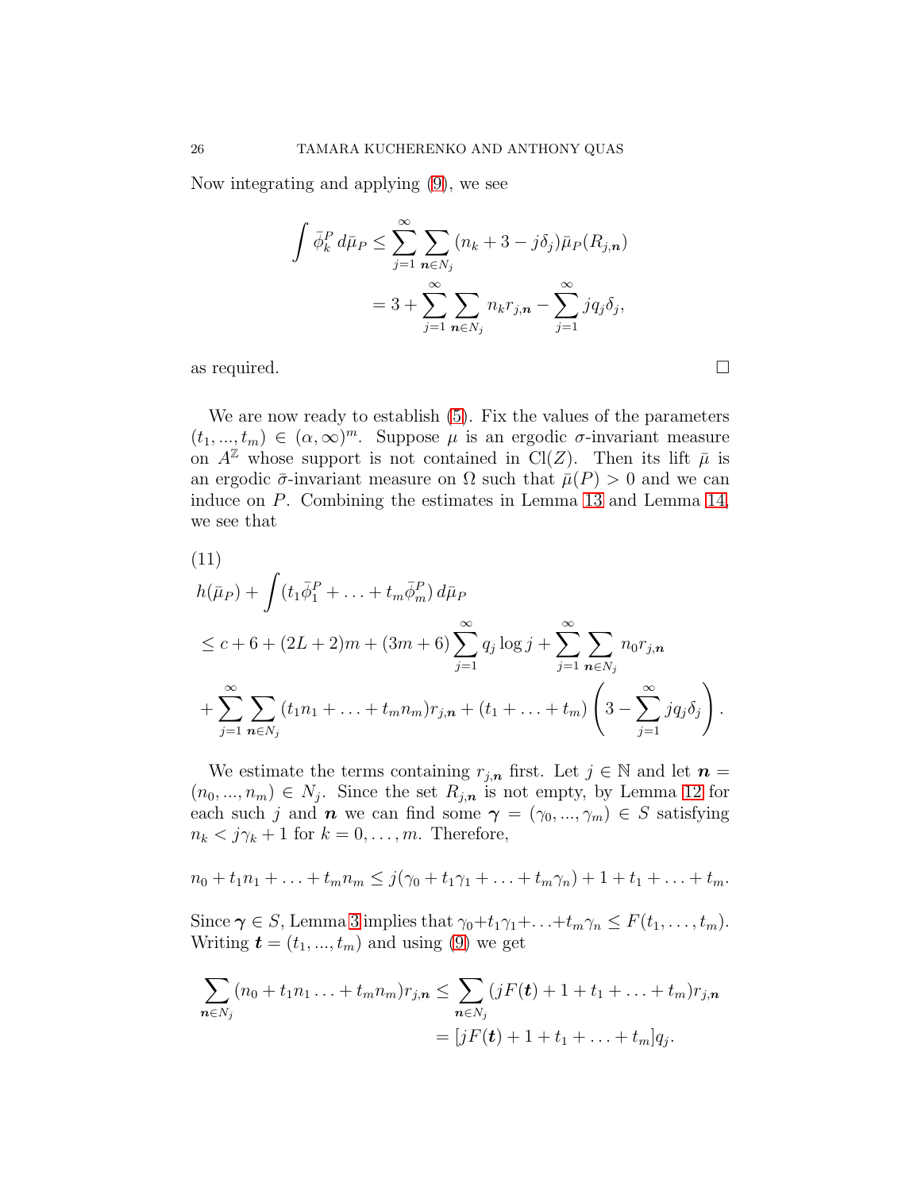Now integrating and applying (9), we see

$$
\begin{aligned}
\int \bar{\phi}_k^P \, d\bar{\mu}_P &\leq \sum_{j=1}^{\infty} \sum_{\boldsymbol{n} \in N_j} (n_k + 3 - j\delta_j) \bar{\mu}_P(R_{j,\boldsymbol{n}}) \\
&= 3 + \sum_{j=1}^{\infty} \sum_{\boldsymbol{n} \in N_j} n_k r_{j,\boldsymbol{n}} - \sum_{j=1}^{\infty} j q_j \delta_j,
\end{aligned}
$$

as required. □

We are now ready to establish (5). Fix the values of the parameters $(t_1, ..., t_m) \in (\alpha, \infty)^m$. Suppose $\mu$ is an ergodic $\sigma$-invariant measure on $A^{\mathbb{Z}}$ whose support is not contained in $\mathrm{Cl}(Z)$. Then its lift $\bar{\mu}$ is an ergodic $\bar{\sigma}$-invariant measure on $\Omega$ such that $\bar{\mu}(P) > 0$ and we can induce on $P$. Combining the estimates in Lemma 13 and Lemma 14, we see that

(11)

$$
\begin{aligned}
&h(\bar{\mu}_P) + \int (t_1 \bar{\phi}_1^P + \ldots + t_m \bar{\phi}_m^P) \, d\bar{\mu}_P \\
&\leq c + 6 + (2L+2)m + (3m+6) \sum_{j=1}^{\infty} q_j \log j + \sum_{j=1}^{\infty} \sum_{\boldsymbol{n} \in N_j} n_0 r_{j,\boldsymbol{n}} \\
&+ \sum_{j=1}^{\infty} \sum_{\boldsymbol{n} \in N_j} (t_1 n_1 + \ldots + t_m n_m) r_{j,\boldsymbol{n}} + (t_1 + \ldots + t_m) \left( 3 - \sum_{j=1}^{\infty} j q_j \delta_j \right).
\end{aligned}
$$

We estimate the terms containing $r_{j,\boldsymbol{n}}$ first. Let $j \in \mathbb{N}$ and let $\boldsymbol{n} = (n_0, ..., n_m) \in N_j$. Since the set $R_{j,\boldsymbol{n}}$ is not empty, by Lemma 12 for each such $j$ and $\boldsymbol{n}$ we can find some $\boldsymbol{\gamma} = (\gamma_0, ..., \gamma_m) \in S$ satisfying $n_k < j\gamma_k + 1$ for $k = 0, \ldots, m$. Therefore,

$$
n_0 + t_1 n_1 + \ldots + t_m n_m \leq j(\gamma_0 + t_1 \gamma_1 + \ldots + t_m \gamma_n) + 1 + t_1 + \ldots + t_m.
$$

Since $\boldsymbol{\gamma} \in S$, Lemma 3 implies that $\gamma_0 + t_1\gamma_1 + \ldots + t_m\gamma_n \leq F(t_1, \ldots, t_m)$. Writing $\boldsymbol{t} = (t_1, ..., t_m)$ and using (9) we get

$$
\begin{aligned}
\sum_{\boldsymbol{n} \in N_j} (n_0 + t_1 n_1 \ldots + t_m n_m) r_{j,\boldsymbol{n}} &\leq \sum_{\boldsymbol{n} \in N_j} (jF(\boldsymbol{t}) + 1 + t_1 + \ldots + t_m) r_{j,\boldsymbol{n}} \\
&= [jF(\boldsymbol{t}) + 1 + t_1 + \ldots + t_m] q_j.
\end{aligned}
$$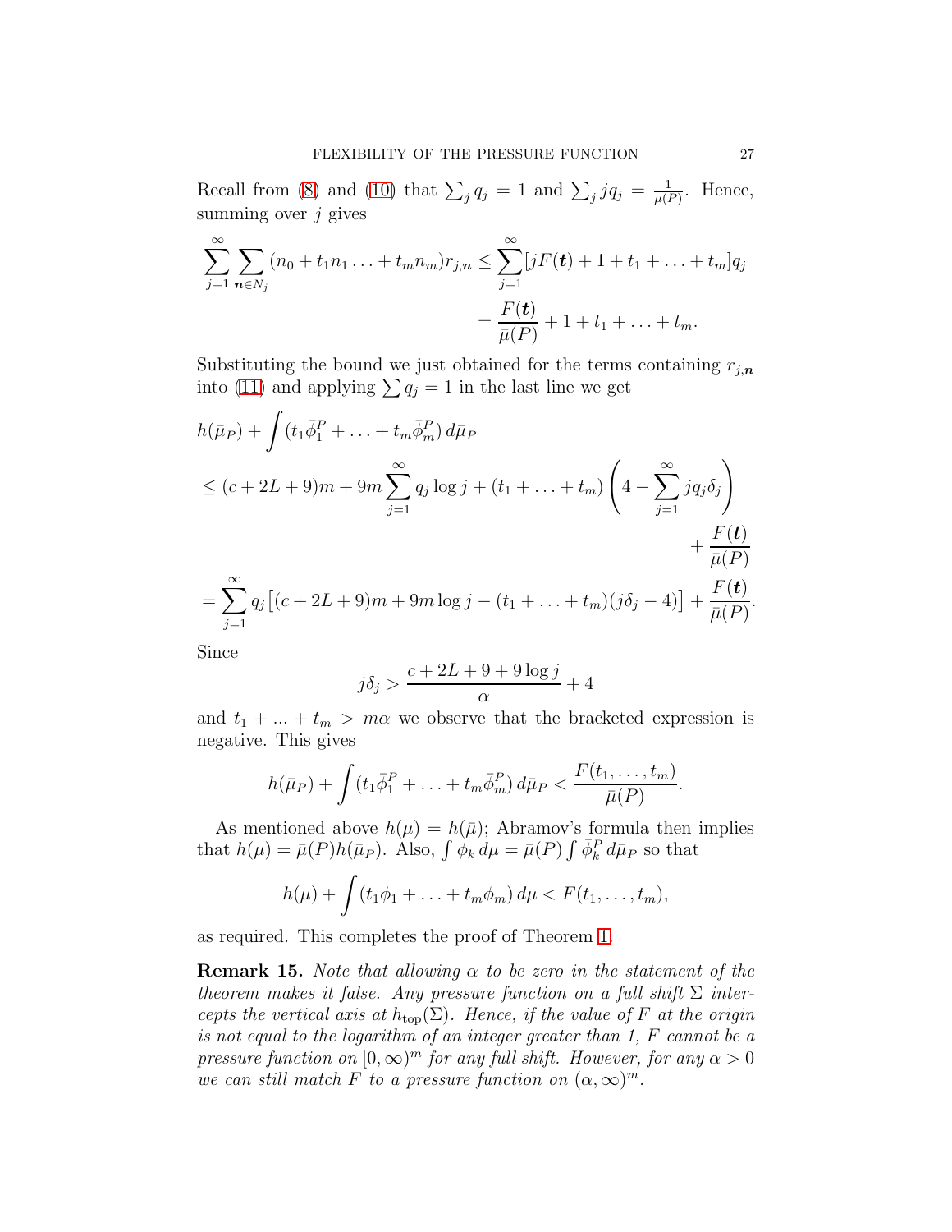Recall from (8) and (10) that $\sum_j q_j = 1$ and $\sum_j jq_j = \frac{1}{\bar{\mu}(P)}$. Hence, summing over $j$ gives

$$\sum_{j=1}^{\infty} \sum_{\boldsymbol{n} \in N_j} (n_0 + t_1 n_1 \ldots + t_m n_m) r_{j,\boldsymbol{n}} \leq \sum_{j=1}^{\infty} [jF(\boldsymbol{t}) + 1 + t_1 + \ldots + t_m] q_j$$
$$= \frac{F(\boldsymbol{t})}{\bar{\mu}(P)} + 1 + t_1 + \ldots + t_m.$$

Substituting the bound we just obtained for the terms containing $r_{j,\boldsymbol{n}}$ into (11) and applying $\sum q_j = 1$ in the last line we get

$$\begin{aligned}
&h(\bar{\mu}_P) + \int (t_1 \bar{\phi}_1^P + \ldots + t_m \bar{\phi}_m^P)\, d\bar{\mu}_P \\
&\leq (c + 2L + 9)m + 9m \sum_{j=1}^{\infty} q_j \log j + (t_1 + \ldots + t_m) \left(4 - \sum_{j=1}^{\infty} j q_j \delta_j \right) \\
&\qquad\qquad + \frac{F(\boldsymbol{t})}{\bar{\mu}(P)} \\
&= \sum_{j=1}^{\infty} q_j \big[(c + 2L + 9)m + 9m \log j - (t_1 + \ldots + t_m)(j\delta_j - 4)\big] + \frac{F(\boldsymbol{t})}{\bar{\mu}(P)}.
\end{aligned}$$

Since

$$j\delta_j > \frac{c + 2L + 9 + 9 \log j}{\alpha} + 4$$

and $t_1 + \ldots + t_m > m\alpha$ we observe that the bracketed expression is negative. This gives

$$h(\bar{\mu}_P) + \int (t_1 \bar{\phi}_1^P + \ldots + t_m \bar{\phi}_m^P)\, d\bar{\mu}_P < \frac{F(t_1, \ldots, t_m)}{\bar{\mu}(P)}.$$

As mentioned above $h(\mu) = h(\bar{\mu})$; Abramov's formula then implies that $h(\mu) = \bar{\mu}(P) h(\bar{\mu}_P)$. Also, $\int \phi_k \, d\mu = \bar{\mu}(P) \int \bar{\phi}_k^P \, d\bar{\mu}_P$ so that

$$h(\mu) + \int (t_1 \phi_1 + \ldots + t_m \phi_m)\, d\mu < F(t_1, \ldots, t_m),$$

as required. This completes the proof of Theorem 1.

**Remark 15.** *Note that allowing $\alpha$ to be zero in the statement of the theorem makes it false. Any pressure function on a full shift $\Sigma$ intercepts the vertical axis at $h_{\mathrm{top}}(\Sigma)$. Hence, if the value of $F$ at the origin is not equal to the logarithm of an integer greater than 1, $F$ cannot be a pressure function on $[0, \infty)^m$ for any full shift. However, for any $\alpha > 0$ we can still match $F$ to a pressure function on $(\alpha, \infty)^m$.*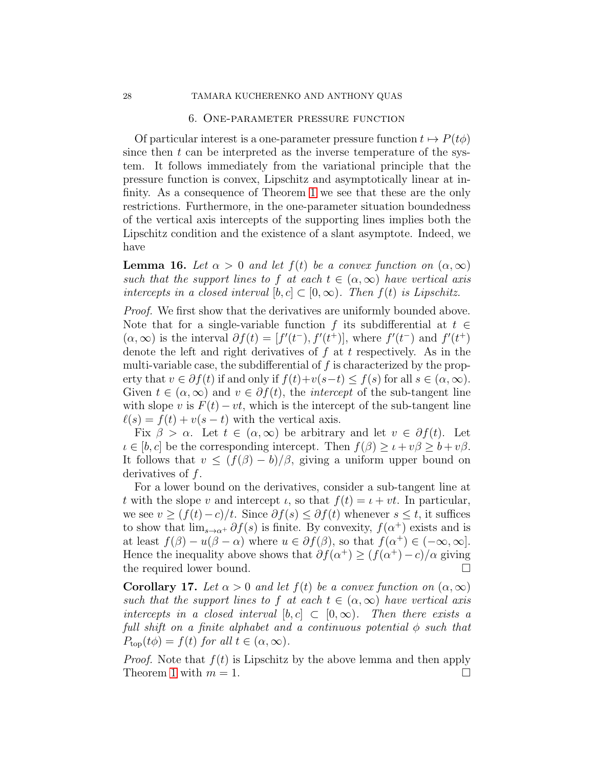## 6. One-parameter pressure function

Of particular interest is a one-parameter pressure function $t \mapsto P(t\phi)$ since then $t$ can be interpreted as the inverse temperature of the system. It follows immediately from the variational principle that the pressure function is convex, Lipschitz and asymptotically linear at infinity. As a consequence of Theorem 1 we see that these are the only restrictions. Furthermore, in the one-parameter situation boundedness of the vertical axis intercepts of the supporting lines implies both the Lipschitz condition and the existence of a slant asymptote. Indeed, we have

**Lemma 16.** *Let $\alpha > 0$ and let $f(t)$ be a convex function on $(\alpha, \infty)$ such that the support lines to $f$ at each $t \in (\alpha, \infty)$ have vertical axis intercepts in a closed interval $[b, c] \subset [0, \infty)$. Then $f(t)$ is Lipschitz.*

*Proof.* We first show that the derivatives are uniformly bounded above. Note that for a single-variable function $f$ its subdifferential at $t \in (\alpha, \infty)$ is the interval $\partial f(t) = [f'(t^-), f'(t^+)]$, where $f'(t^-)$ and $f'(t^+)$ denote the left and right derivatives of $f$ at $t$ respectively. As in the multi-variable case, the subdifferential of $f$ is characterized by the property that $v \in \partial f(t)$ if and only if $f(t)+v(s-t) \leq f(s)$ for all $s \in (\alpha, \infty)$. Given $t \in (\alpha, \infty)$ and $v \in \partial f(t)$, the *intercept* of the sub-tangent line with slope $v$ is $F(t) - vt$, which is the intercept of the sub-tangent line $\ell(s) = f(t) + v(s - t)$ with the vertical axis.

Fix $\beta > \alpha$. Let $t \in (\alpha, \infty)$ be arbitrary and let $v \in \partial f(t)$. Let $\iota \in [b, c]$ be the corresponding intercept. Then $f(\beta) \geq \iota + v\beta \geq b + v\beta$. It follows that $v \leq (f(\beta) - b)/\beta$, giving a uniform upper bound on derivatives of $f$.

For a lower bound on the derivatives, consider a sub-tangent line at $t$ with the slope $v$ and intercept $\iota$, so that $f(t) = \iota + vt$. In particular, we see $v \geq (f(t) - c)/t$. Since $\partial f(s) \leq \partial f(t)$ whenever $s \leq t$, it suffices to show that $\lim_{s \to \alpha^+} \partial f(s)$ is finite. By convexity, $f(\alpha^+)$ exists and is at least $f(\beta) - u(\beta - \alpha)$ where $u \in \partial f(\beta)$, so that $f(\alpha^+) \in (-\infty, \infty]$. Hence the inequality above shows that $\partial f(\alpha^+) \geq (f(\alpha^+) - c)/\alpha$ giving the required lower bound. $\square$

**Corollary 17.** *Let $\alpha > 0$ and let $f(t)$ be a convex function on $(\alpha, \infty)$ such that the support lines to $f$ at each $t \in (\alpha, \infty)$ have vertical axis intercepts in a closed interval $[b, c] \subset [0, \infty)$. Then there exists a full shift on a finite alphabet and a continuous potential $\phi$ such that $P_{\text{top}}(t\phi) = f(t)$ for all $t \in (\alpha, \infty)$.*

*Proof.* Note that $f(t)$ is Lipschitz by the above lemma and then apply Theorem 1 with $m = 1$. $\square$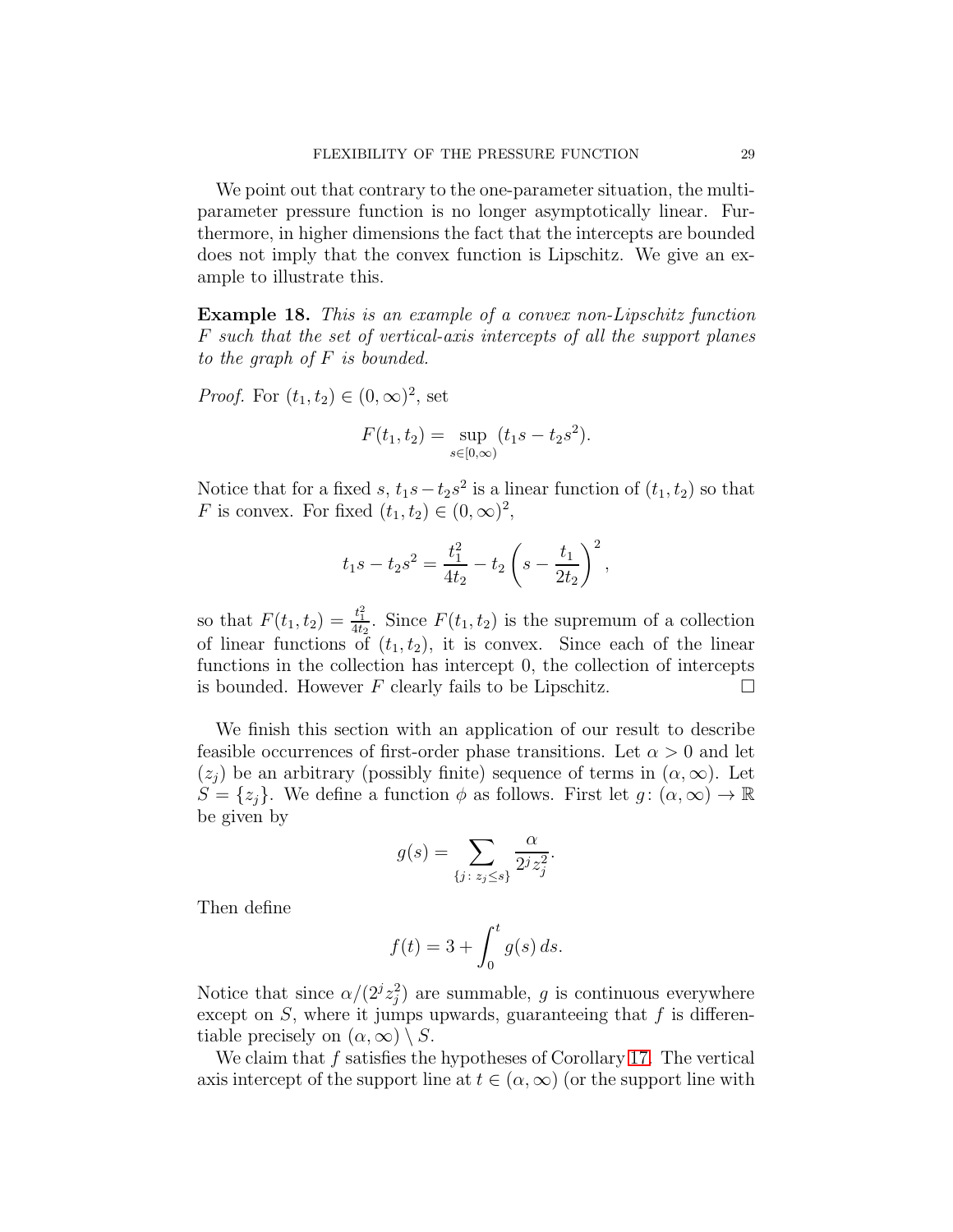We point out that contrary to the one-parameter situation, the multi-parameter pressure function is no longer asymptotically linear. Furthermore, in higher dimensions the fact that the intercepts are bounded does not imply that the convex function is Lipschitz. We give an example to illustrate this.

**Example 18.** *This is an example of a convex non-Lipschitz function $F$ such that the set of vertical-axis intercepts of all the support planes to the graph of $F$ is bounded.*

*Proof.* For $(t_1, t_2) \in (0, \infty)^2$, set

$$F(t_1, t_2) = \sup_{s \in [0,\infty)} (t_1 s - t_2 s^2).$$

Notice that for a fixed $s$, $t_1 s - t_2 s^2$ is a linear function of $(t_1, t_2)$ so that $F$ is convex. For fixed $(t_1, t_2) \in (0, \infty)^2$,

$$t_1 s - t_2 s^2 = \frac{t_1^2}{4t_2} - t_2 \left( s - \frac{t_1}{2t_2} \right)^2,$$

so that $F(t_1, t_2) = \frac{t_1^2}{4t_2}$. Since $F(t_1, t_2)$ is the supremum of a collection of linear functions of $(t_1, t_2)$, it is convex. Since each of the linear functions in the collection has intercept 0, the collection of intercepts is bounded. However $F$ clearly fails to be Lipschitz. □

We finish this section with an application of our result to describe feasible occurrences of first-order phase transitions. Let $\alpha > 0$ and let $(z_j)$ be an arbitrary (possibly finite) sequence of terms in $(\alpha, \infty)$. Let $S = \{z_j\}$. We define a function $\phi$ as follows. First let $g \colon (\alpha, \infty) \to \mathbb{R}$ be given by

$$g(s) = \sum_{\{j \colon z_j \le s\}} \frac{\alpha}{2^j z_j^2}.$$

Then define

$$f(t) = 3 + \int_0^t g(s)\, ds.$$

Notice that since $\alpha/(2^j z_j^2)$ are summable, $g$ is continuous everywhere except on $S$, where it jumps upwards, guaranteeing that $f$ is differentiable precisely on $(\alpha, \infty) \setminus S$.

We claim that $f$ satisfies the hypotheses of Corollary 17. The vertical axis intercept of the support line at $t \in (\alpha, \infty)$ (or the support line with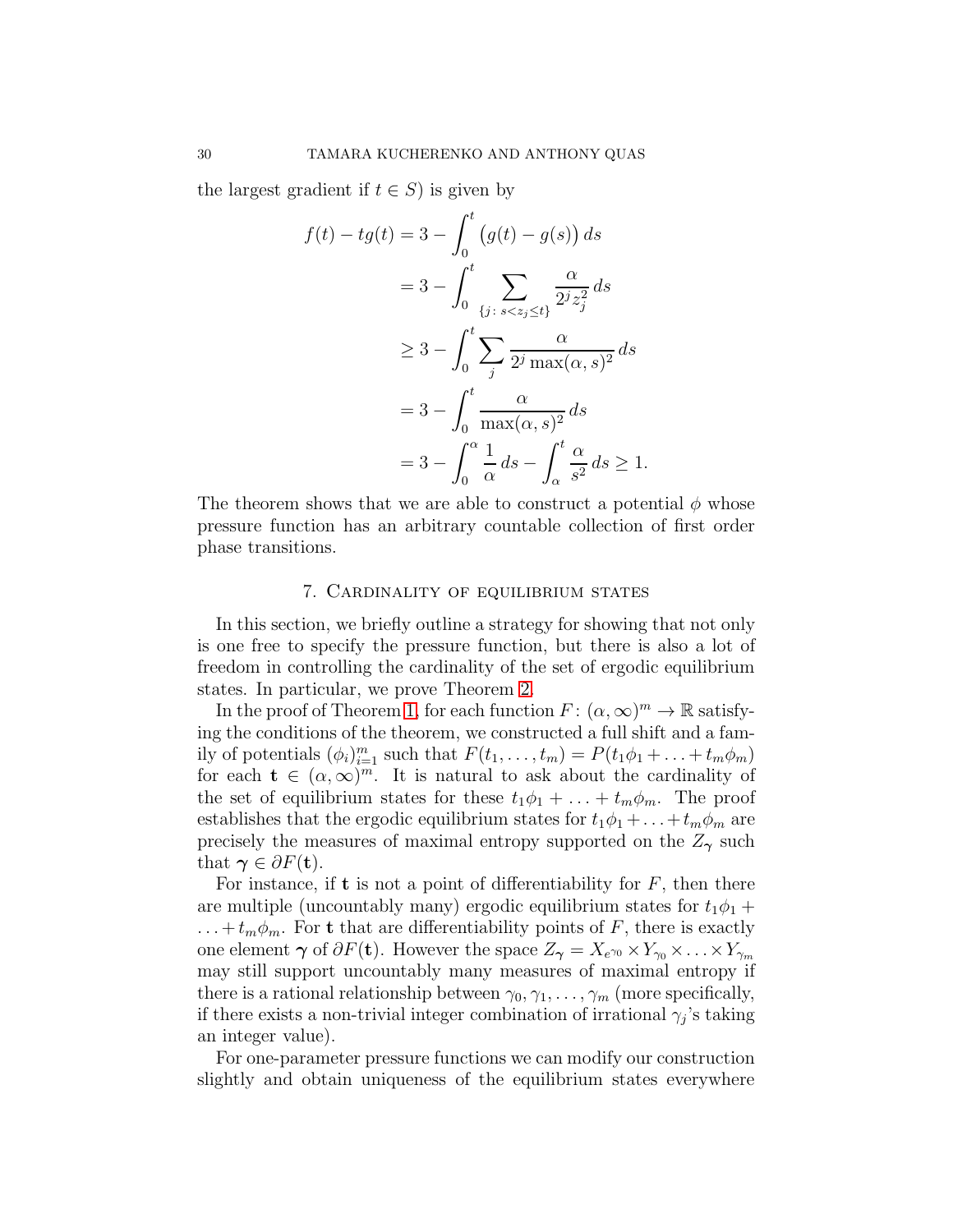the largest gradient if $t \in S$) is given by

$$
\begin{aligned}
f(t) - tg(t) &= 3 - \int_0^t \big(g(t) - g(s)\big)\, ds \\
&= 3 - \int_0^t \sum_{\{j \colon s < z_j \le t\}} \frac{\alpha}{2^j z_j^2}\, ds \\
&\ge 3 - \int_0^t \sum_j \frac{\alpha}{2^j \max(\alpha, s)^2}\, ds \\
&= 3 - \int_0^t \frac{\alpha}{\max(\alpha, s)^2}\, ds \\
&= 3 - \int_0^\alpha \frac{1}{\alpha}\, ds - \int_\alpha^t \frac{\alpha}{s^2}\, ds \ge 1.
\end{aligned}
$$

The theorem shows that we are able to construct a potential $\phi$ whose pressure function has an arbitrary countable collection of first order phase transitions.

## 7. Cardinality of equilibrium states

In this section, we briefly outline a strategy for showing that not only is one free to specify the pressure function, but there is also a lot of freedom in controlling the cardinality of the set of ergodic equilibrium states. In particular, we prove Theorem 2.

In the proof of Theorem 1, for each function $F \colon (\alpha, \infty)^m \to \mathbb{R}$ satisfying the conditions of the theorem, we constructed a full shift and a family of potentials $(\phi_i)_{i=1}^m$ such that $F(t_1, \ldots, t_m) = P(t_1\phi_1 + \ldots + t_m\phi_m)$ for each $\mathbf{t} \in (\alpha, \infty)^m$. It is natural to ask about the cardinality of the set of equilibrium states for these $t_1\phi_1 + \ldots + t_m\phi_m$. The proof establishes that the ergodic equilibrium states for $t_1\phi_1 + \ldots + t_m\phi_m$ are precisely the measures of maximal entropy supported on the $Z_{\boldsymbol{\gamma}}$ such that $\boldsymbol{\gamma} \in \partial F(\mathbf{t})$.

For instance, if $\mathbf{t}$ is not a point of differentiability for $F$, then there are multiple (uncountably many) ergodic equilibrium states for $t_1\phi_1 + \ldots + t_m\phi_m$. For $\mathbf{t}$ that are differentiability points of $F$, there is exactly one element $\boldsymbol{\gamma}$ of $\partial F(\mathbf{t})$. However the space $Z_{\boldsymbol{\gamma}} = X_{e^{\gamma_0}} \times Y_{\gamma_0} \times \ldots \times Y_{\gamma_m}$ may still support uncountably many measures of maximal entropy if there is a rational relationship between $\gamma_0, \gamma_1, \ldots, \gamma_m$ (more specifically, if there exists a non-trivial integer combination of irrational $\gamma_j$'s taking an integer value).

For one-parameter pressure functions we can modify our construction slightly and obtain uniqueness of the equilibrium states everywhere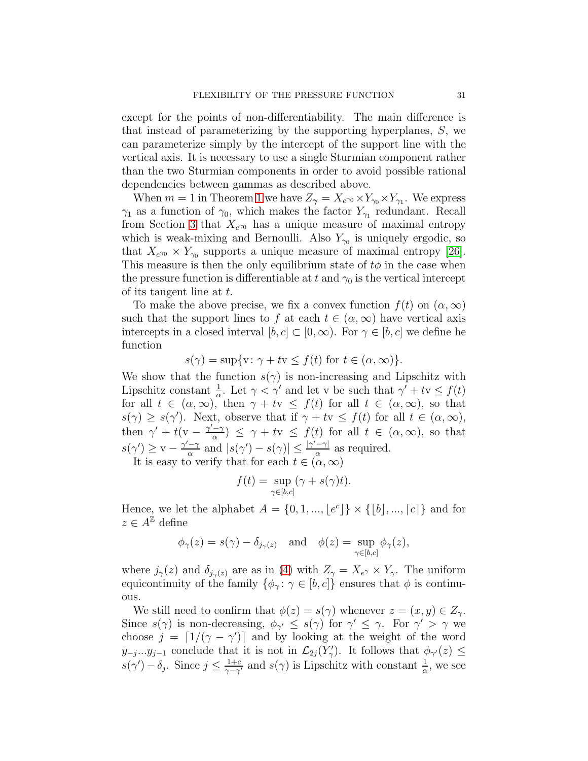except for the points of non-differentiability. The main difference is that instead of parameterizing by the supporting hyperplanes, $S$, we can parameterize simply by the intercept of the support line with the vertical axis. It is necessary to use a single Sturmian component rather than the two Sturmian components in order to avoid possible rational dependencies between gammas as described above.

When $m = 1$ in Theorem 1 we have $Z_{\boldsymbol{\gamma}} = X_{e^{\gamma_0}} \times Y_{\gamma_0} \times Y_{\gamma_1}$. We express $\gamma_1$ as a function of $\gamma_0$, which makes the factor $Y_{\gamma_1}$ redundant. Recall from Section 3 that $X_{e^{\gamma_0}}$ has a unique measure of maximal entropy which is weak-mixing and Bernoulli. Also $Y_{\gamma_0}$ is uniquely ergodic, so that $X_{e^{\gamma_0}} \times Y_{\gamma_0}$ supports a unique measure of maximal entropy [26]. This measure is then the only equilibrium state of $t\phi$ in the case when the pressure function is differentiable at $t$ and $\gamma_0$ is the vertical intercept of its tangent line at $t$.

To make the above precise, we fix a convex function $f(t)$ on $(\alpha, \infty)$ such that the support lines to $f$ at each $t \in (\alpha, \infty)$ have vertical axis intercepts in a closed interval $[b, c] \subset [0, \infty)$. For $\gamma \in [b, c]$ we define he function

$$s(\gamma) = \sup\{\mathrm{v}\colon \gamma + t\mathrm{v} \leq f(t) \text{ for } t \in (\alpha, \infty)\}.$$

We show that the function $s(\gamma)$ is non-increasing and Lipschitz with Lipschitz constant $\frac{1}{\alpha}$. Let $\gamma < \gamma'$ and let v be such that $\gamma' + t\mathrm{v} \leq f(t)$ for all $t \in (\alpha, \infty)$, then $\gamma + t\mathrm{v} \leq f(t)$ for all $t \in (\alpha, \infty)$, so that $s(\gamma) \geq s(\gamma')$. Next, observe that if $\gamma + t\mathrm{v} \leq f(t)$ for all $t \in (\alpha, \infty)$, then $\gamma' + t(\mathrm{v} - \frac{\gamma' - \gamma}{\alpha}) \leq \gamma + t\mathrm{v} \leq f(t)$ for all $t \in (\alpha, \infty)$, so that $s(\gamma') \geq \mathrm{v} - \frac{\gamma' - \gamma}{\alpha}$ and $|s(\gamma') - s(\gamma)| \leq \frac{|\gamma' - \gamma|}{\alpha}$ as required.

It is easy to verify that for each $t \in (\alpha, \infty)$

$$f(t) = \sup_{\gamma \in [b,c]} (\gamma + s(\gamma)t).$$

Hence, we let the alphabet $A = \{0, 1, ..., \lfloor e^c \rfloor\} \times \{\lfloor b \rfloor, ..., \lceil c \rceil\}$ and for $z \in A^{\mathbb{Z}}$ define

$$\phi_\gamma(z) = s(\gamma) - \delta_{j_\gamma(z)} \quad \text{and} \quad \phi(z) = \sup_{\gamma \in [b,c]} \phi_\gamma(z),$$

where $j_\gamma(z)$ and $\delta_{j_\gamma(z)}$ are as in (4) with $Z_\gamma = X_{e^\gamma} \times Y_\gamma$. The uniform equicontinuity of the family $\{\phi_\gamma \colon \gamma \in [b, c]\}$ ensures that $\phi$ is continuous.

We still need to confirm that $\phi(z) = s(\gamma)$ whenever $z = (x, y) \in Z_\gamma$. Since $s(\gamma)$ is non-decreasing, $\phi_{\gamma'} \leq s(\gamma)$ for $\gamma' \leq \gamma$. For $\gamma' > \gamma$ we choose $j = \lceil 1/(\gamma - \gamma') \rceil$ and by looking at the weight of the word $y_{-j}...y_{j-1}$ conclude that it is not in $\mathcal{L}_{2j}(Y'_\gamma)$. It follows that $\phi_{\gamma'}(z) \leq s(\gamma') - \delta_j$. Since $j \leq \frac{1+c}{\gamma - \gamma'}$ and $s(\gamma)$ is Lipschitz with constant $\frac{1}{\alpha}$, we see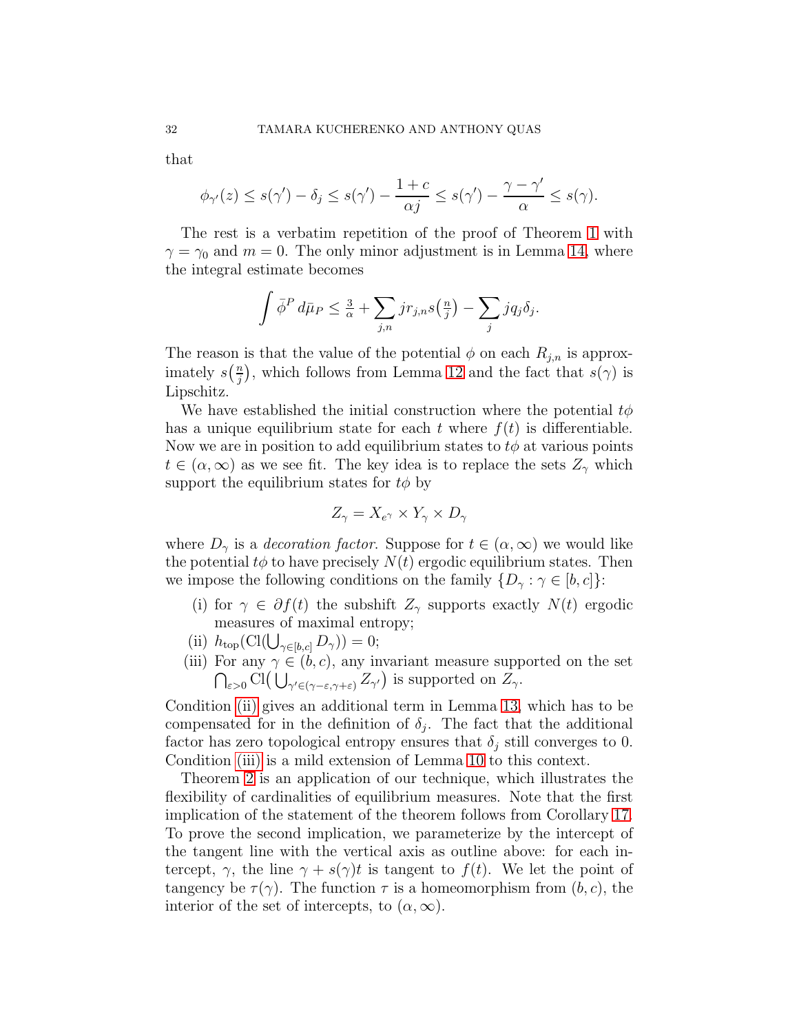that

$$\phi_{\gamma'}(z) \le s(\gamma') - \delta_j \le s(\gamma') - \frac{1+c}{\alpha j} \le s(\gamma') - \frac{\gamma - \gamma'}{\alpha} \le s(\gamma).$$

The rest is a verbatim repetition of the proof of Theorem 1 with $\gamma = \gamma_0$ and $m = 0$. The only minor adjustment is in Lemma 14, where the integral estimate becomes

$$\int \bar{\phi}^P \, d\bar{\mu}_P \le \tfrac{3}{\alpha} + \sum_{j,n} j r_{j,n} s\big(\tfrac{n}{j}\big) - \sum_j j q_j \delta_j.$$

The reason is that the value of the potential $\phi$ on each $R_{j,n}$ is approximately $s\big(\frac{n}{j}\big)$, which follows from Lemma 12 and the fact that $s(\gamma)$ is Lipschitz.

We have established the initial construction where the potential $t\phi$ has a unique equilibrium state for each $t$ where $f(t)$ is differentiable. Now we are in position to add equilibrium states to $t\phi$ at various points $t \in (\alpha, \infty)$ as we see fit. The key idea is to replace the sets $Z_\gamma$ which support the equilibrium states for $t\phi$ by

$$Z_\gamma = X_{e^\gamma} \times Y_\gamma \times D_\gamma$$

where $D_\gamma$ is a *decoration factor*. Suppose for $t \in (\alpha, \infty)$ we would like the potential $t\phi$ to have precisely $N(t)$ ergodic equilibrium states. Then we impose the following conditions on the family $\{D_\gamma : \gamma \in [b, c]\}$:

(i) for $\gamma \in \partial f(t)$ the subshift $Z_\gamma$ supports exactly $N(t)$ ergodic measures of maximal entropy;

(ii) $h_{\mathrm{top}}(\mathrm{Cl}(\bigcup_{\gamma \in [b,c]} D_\gamma)) = 0$;

(iii) For any $\gamma \in (b, c)$, any invariant measure supported on the set $\bigcap_{\varepsilon > 0} \mathrm{Cl}\big(\bigcup_{\gamma' \in (\gamma - \varepsilon, \gamma + \varepsilon)} Z_{\gamma'}\big)$ is supported on $Z_\gamma$.

Condition (ii) gives an additional term in Lemma 13, which has to be compensated for in the definition of $\delta_j$. The fact that the additional factor has zero topological entropy ensures that $\delta_j$ still converges to 0. Condition (iii) is a mild extension of Lemma 10 to this context.

Theorem 2 is an application of our technique, which illustrates the flexibility of cardinalities of equilibrium measures. Note that the first implication of the statement of the theorem follows from Corollary 17. To prove the second implication, we parameterize by the intercept of the tangent line with the vertical axis as outline above: for each intercept, $\gamma$, the line $\gamma + s(\gamma)t$ is tangent to $f(t)$. We let the point of tangency be $\tau(\gamma)$. The function $\tau$ is a homeomorphism from $(b, c)$, the interior of the set of intercepts, to $(\alpha, \infty)$.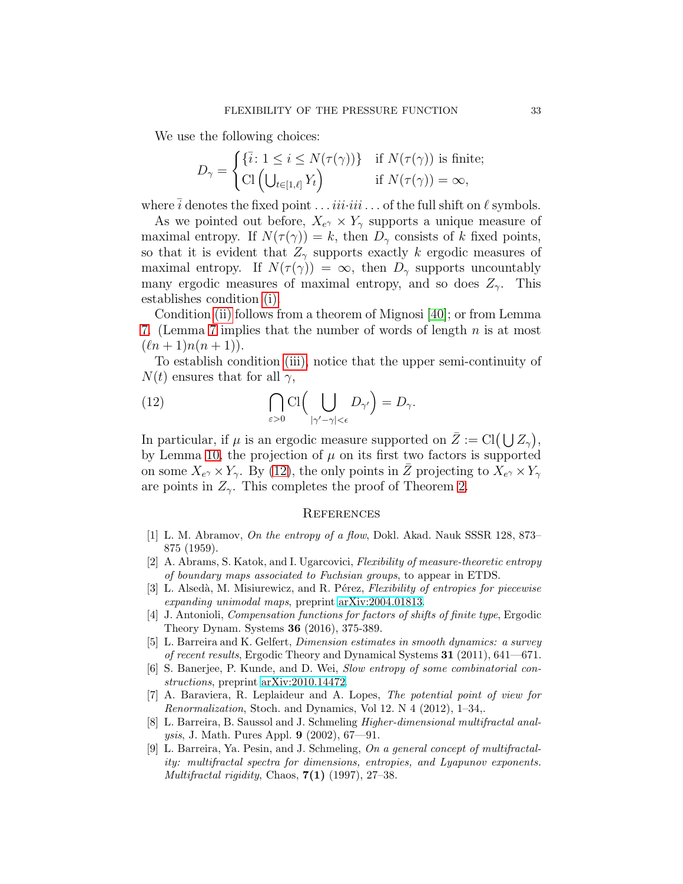We use the following choices:

$$D_\gamma = \begin{cases} \{\bar{i}\colon 1 \le i \le N(\tau(\gamma))\} & \text{if } N(\tau(\gamma)) \text{ is finite;} \\ \mathrm{Cl}\left(\bigcup_{t\in[1,\ell]} Y_t\right) & \text{if } N(\tau(\gamma)) = \infty, \end{cases}$$

where $\bar{i}$ denotes the fixed point $\dots iii{\cdot}iii\dots$ of the full shift on $\ell$ symbols.

As we pointed out before, $X_{e^\gamma} \times Y_\gamma$ supports a unique measure of maximal entropy. If $N(\tau(\gamma)) = k$, then $D_\gamma$ consists of $k$ fixed points, so that it is evident that $Z_\gamma$ supports exactly $k$ ergodic measures of maximal entropy. If $N(\tau(\gamma)) = \infty$, then $D_\gamma$ supports uncountably many ergodic measures of maximal entropy, and so does $Z_\gamma$. This establishes condition (i).

Condition (ii) follows from a theorem of Mignosi [40]; or from Lemma 7. (Lemma 7 implies that the number of words of length $n$ is at most $(\ell n + 1)n(n + 1)$).

To establish condition (iii), notice that the upper semi-continuity of $N(t)$ ensures that for all $\gamma$,

$$\bigcap_{\varepsilon>0} \mathrm{Cl}\Big( \bigcup_{|\gamma'-\gamma|<\epsilon} D_{\gamma'} \Big) = D_\gamma. \tag{12}$$

In particular, if $\mu$ is an ergodic measure supported on $\bar{Z} := \mathrm{Cl}\big(\bigcup Z_\gamma\big)$, by Lemma 10, the projection of $\mu$ on its first two factors is supported on some $X_{e^\gamma} \times Y_\gamma$. By (12), the only points in $\bar{Z}$ projecting to $X_{e^\gamma} \times Y_\gamma$ are points in $Z_\gamma$. This completes the proof of Theorem 2.

## References

[1] L. M. Abramov, *On the entropy of a flow*, Dokl. Akad. Nauk SSSR 128, 873–875 (1959).

[2] A. Abrams, S. Katok, and I. Ugarcovici, *Flexibility of measure-theoretic entropy of boundary maps associated to Fuchsian groups*, to appear in ETDS.

[3] L. Alsedà, M. Misiurewicz, and R. Pérez, *Flexibility of entropies for piecewise expanding unimodal maps*, preprint arXiv:2004.01813.

[4] J. Antonioli, *Compensation functions for factors of shifts of finite type*, Ergodic Theory Dynam. Systems **36** (2016), 375-389.

[5] L. Barreira and K. Gelfert, *Dimension estimates in smooth dynamics: a survey of recent results*, Ergodic Theory and Dynamical Systems **31** (2011), 641—671.

[6] S. Banerjee, P. Kunde, and D. Wei, *Slow entropy of some combinatorial constructions*, preprint arXiv:2010.14472.

[7] A. Baraviera, R. Leplaideur and A. Lopes, *The potential point of view for Renormalization*, Stoch. and Dynamics, Vol 12. N 4 (2012), 1–34,.

[8] L. Barreira, B. Saussol and J. Schmeling *Higher-dimensional multifractal analysis*, J. Math. Pures Appl. **9** (2002), 67—91.

[9] L. Barreira, Ya. Pesin, and J. Schmeling, *On a general concept of multifractality: multifractal spectra for dimensions, entropies, and Lyapunov exponents. Multifractal rigidity*, Chaos, **7(1)** (1997), 27–38.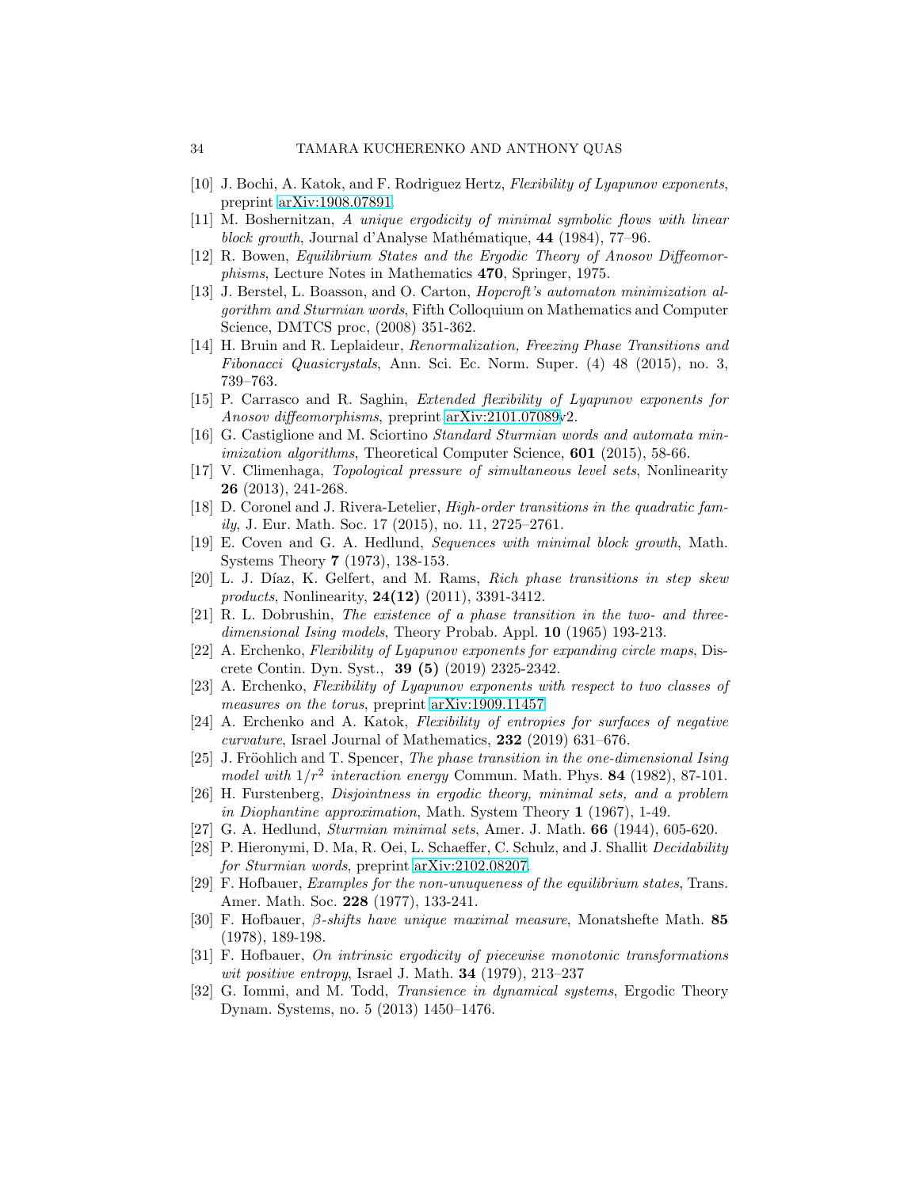[10] J. Bochi, A. Katok, and F. Rodriguez Hertz, *Flexibility of Lyapunov exponents*, preprint arXiv:1908.07891.

[11] M. Boshernitzan, *A unique ergodicity of minimal symbolic flows with linear block growth*, Journal d'Analyse Mathématique, **44** (1984), 77–96.

[12] R. Bowen, *Equilibrium States and the Ergodic Theory of Anosov Diffeomorphisms*, Lecture Notes in Mathematics **470**, Springer, 1975.

[13] J. Berstel, L. Boasson, and O. Carton, *Hopcroft's automaton minimization algorithm and Sturmian words*, Fifth Colloquium on Mathematics and Computer Science, DMTCS proc, (2008) 351-362.

[14] H. Bruin and R. Leplaideur, *Renormalization, Freezing Phase Transitions and Fibonacci Quasicrystals*, Ann. Sci. Ec. Norm. Super. (4) 48 (2015), no. 3, 739–763.

[15] P. Carrasco and R. Saghin, *Extended flexibility of Lyapunov exponents for Anosov diffeomorphisms*, preprint arXiv:2101.07089v2.

[16] G. Castiglione and M. Sciortino *Standard Sturmian words and automata minimization algorithms*, Theoretical Computer Science, **601** (2015), 58-66.

[17] V. Climenhaga, *Topological pressure of simultaneous level sets*, Nonlinearity **26** (2013), 241-268.

[18] D. Coronel and J. Rivera-Letelier, *High-order transitions in the quadratic family*, J. Eur. Math. Soc. 17 (2015), no. 11, 2725–2761.

[19] E. Coven and G. A. Hedlund, *Sequences with minimal block growth*, Math. Systems Theory **7** (1973), 138-153.

[20] L. J. Díaz, K. Gelfert, and M. Rams, *Rich phase transitions in step skew products*, Nonlinearity, **24(12)** (2011), 3391-3412.

[21] R. L. Dobrushin, *The existence of a phase transition in the two- and three-dimensional Ising models*, Theory Probab. Appl. **10** (1965) 193-213.

[22] A. Erchenko, *Flexibility of Lyapunov exponents for expanding circle maps*, Discrete Contin. Dyn. Syst., **39 (5)** (2019) 2325-2342.

[23] A. Erchenko, *Flexibility of Lyapunov exponents with respect to two classes of measures on the torus*, preprint arXiv:1909.11457.

[24] A. Erchenko and A. Katok, *Flexibility of entropies for surfaces of negative curvature*, Israel Journal of Mathematics, **232** (2019) 631–676.

[25] J. Fröohlich and T. Spencer, *The phase transition in the one-dimensional Ising model with $1/r^2$ interaction energy* Commun. Math. Phys. **84** (1982), 87-101.

[26] H. Furstenberg, *Disjointness in ergodic theory, minimal sets, and a problem in Diophantine approximation*, Math. System Theory **1** (1967), 1-49.

[27] G. A. Hedlund, *Sturmian minimal sets*, Amer. J. Math. **66** (1944), 605-620.

[28] P. Hieronymi, D. Ma, R. Oei, L. Schaeffer, C. Schulz, and J. Shallit *Decidability for Sturmian words*, preprint arXiv:2102.08207.

[29] F. Hofbauer, *Examples for the non-unuqueness of the equilibrium states*, Trans. Amer. Math. Soc. **228** (1977), 133-241.

[30] F. Hofbauer, *β-shifts have unique maximal measure*, Monatshefte Math. **85** (1978), 189-198.

[31] F. Hofbauer, *On intrinsic ergodicity of piecewise monotonic transformations wit positive entropy*, Israel J. Math. **34** (1979), 213–237

[32] G. Iommi, and M. Todd, *Transience in dynamical systems*, Ergodic Theory Dynam. Systems, no. 5 (2013) 1450–1476.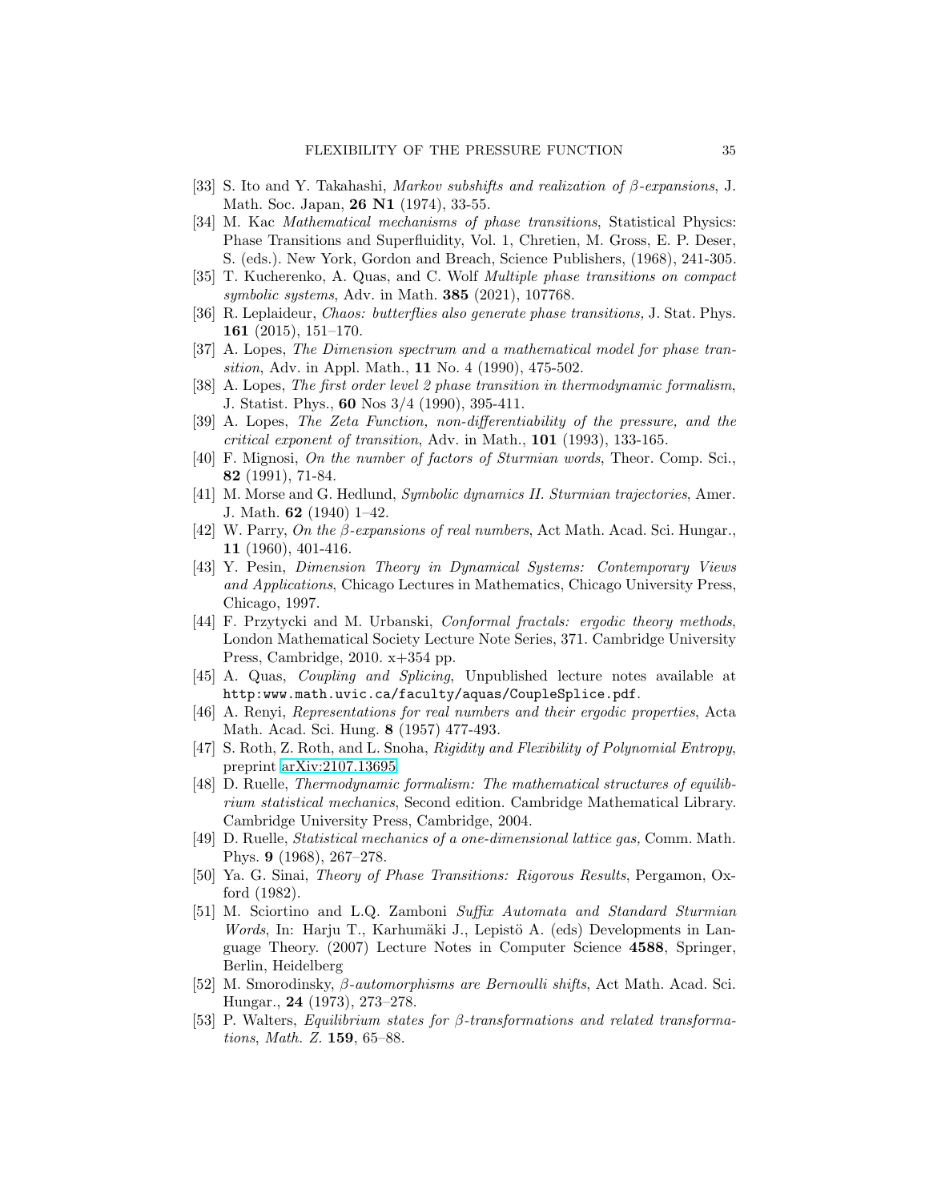[33] S. Ito and Y. Takahashi, *Markov subshifts and realization of $\beta$-expansions*, J. Math. Soc. Japan, **26 N1** (1974), 33-55.

[34] M. Kac *Mathematical mechanisms of phase transitions*, Statistical Physics: Phase Transitions and Superfluidity, Vol. 1, Chretien, M. Gross, E. P. Deser, S. (eds.). New York, Gordon and Breach, Science Publishers, (1968), 241-305.

[35] T. Kucherenko, A. Quas, and C. Wolf *Multiple phase transitions on compact symbolic systems*, Adv. in Math. **385** (2021), 107768.

[36] R. Leplaideur, *Chaos: butterflies also generate phase transitions,* J. Stat. Phys. **161** (2015), 151–170.

[37] A. Lopes, *The Dimension spectrum and a mathematical model for phase transition*, Adv. in Appl. Math., **11** No. 4 (1990), 475-502.

[38] A. Lopes, *The first order level 2 phase transition in thermodynamic formalism*, J. Statist. Phys., **60** Nos 3/4 (1990), 395-411.

[39] A. Lopes, *The Zeta Function, non-differentiability of the pressure, and the critical exponent of transition*, Adv. in Math., **101** (1993), 133-165.

[40] F. Mignosi, *On the number of factors of Sturmian words*, Theor. Comp. Sci., **82** (1991), 71-84.

[41] M. Morse and G. Hedlund, *Symbolic dynamics II. Sturmian trajectories*, Amer. J. Math. **62** (1940) 1–42.

[42] W. Parry, *On the $\beta$-expansions of real numbers*, Act Math. Acad. Sci. Hungar., **11** (1960), 401-416.

[43] Y. Pesin, *Dimension Theory in Dynamical Systems: Contemporary Views and Applications*, Chicago Lectures in Mathematics, Chicago University Press, Chicago, 1997.

[44] F. Przytycki and M. Urbanski, *Conformal fractals: ergodic theory methods*, London Mathematical Society Lecture Note Series, 371. Cambridge University Press, Cambridge, 2010. x+354 pp.

[45] A. Quas, *Coupling and Splicing*, Unpublished lecture notes available at `http:www.math.uvic.ca/faculty/aquas/CoupleSplice.pdf`.

[46] A. Renyi, *Representations for real numbers and their ergodic properties*, Acta Math. Acad. Sci. Hung. **8** (1957) 477-493.

[47] S. Roth, Z. Roth, and L. Snoha, *Rigidity and Flexibility of Polynomial Entropy*, preprint arXiv:2107.13695.

[48] D. Ruelle, *Thermodynamic formalism: The mathematical structures of equilibrium statistical mechanics*, Second edition. Cambridge Mathematical Library. Cambridge University Press, Cambridge, 2004.

[49] D. Ruelle, *Statistical mechanics of a one-dimensional lattice gas,* Comm. Math. Phys. **9** (1968), 267–278.

[50] Ya. G. Sinai, *Theory of Phase Transitions: Rigorous Results*, Pergamon, Oxford (1982).

[51] M. Sciortino and L.Q. Zamboni *Suffix Automata and Standard Sturmian Words*, In: Harju T., Karhumäki J., Lepistö A. (eds) Developments in Language Theory. (2007) Lecture Notes in Computer Science **4588**, Springer, Berlin, Heidelberg

[52] M. Smorodinsky, *$\beta$-automorphisms are Bernoulli shifts*, Act Math. Acad. Sci. Hungar., **24** (1973), 273–278.

[53] P. Walters, *Equilibrium states for $\beta$-transformations and related transformations*, *Math. Z.* **159**, 65–88.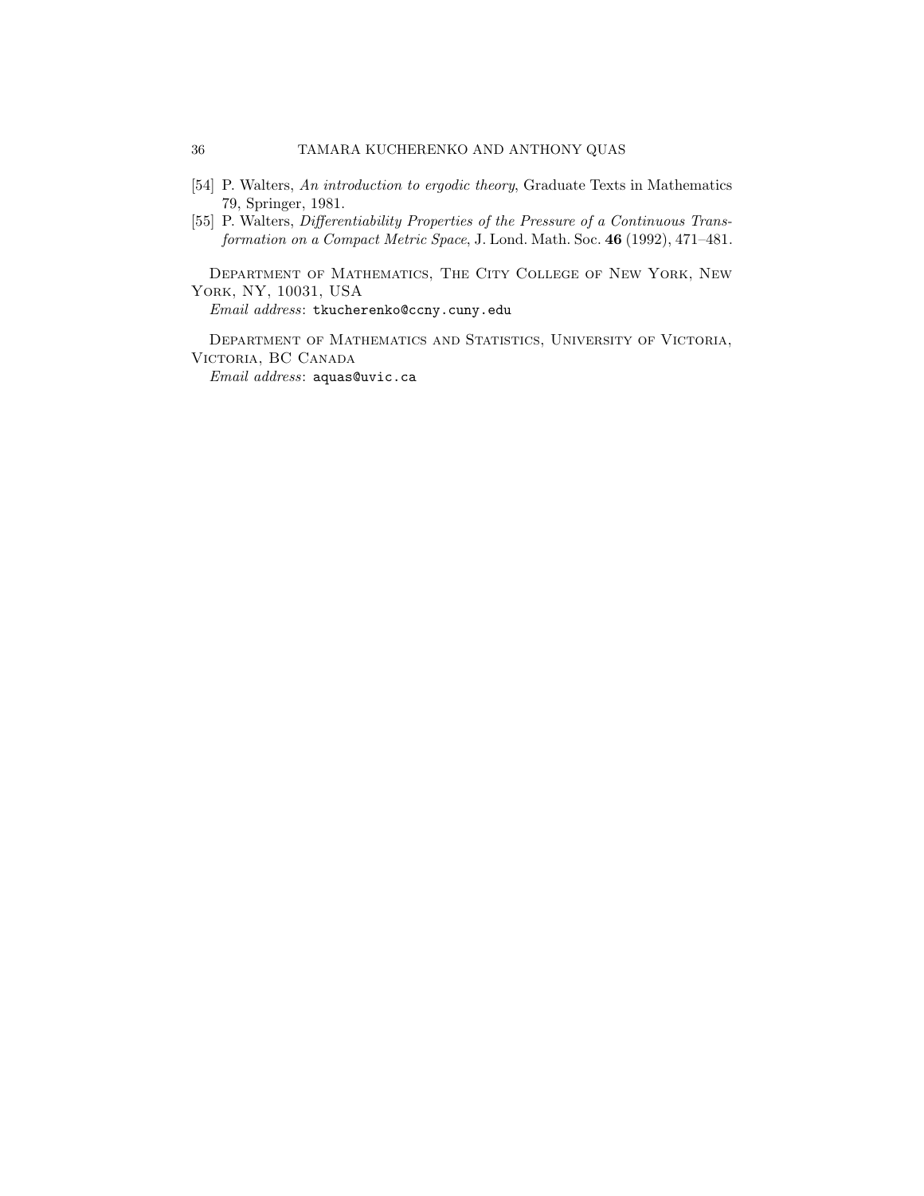[54] P. Walters, *An introduction to ergodic theory*, Graduate Texts in Mathematics 79, Springer, 1981.

[55] P. Walters, *Differentiability Properties of the Pressure of a Continuous Transformation on a Compact Metric Space*, J. Lond. Math. Soc. **46** (1992), 471–481.

Department of Mathematics, The City College of New York, New York, NY, 10031, USA

*Email address*: `tkucherenko@ccny.cuny.edu`

Department of Mathematics and Statistics, University of Victoria, Victoria, BC Canada

*Email address*: `aquas@uvic.ca`